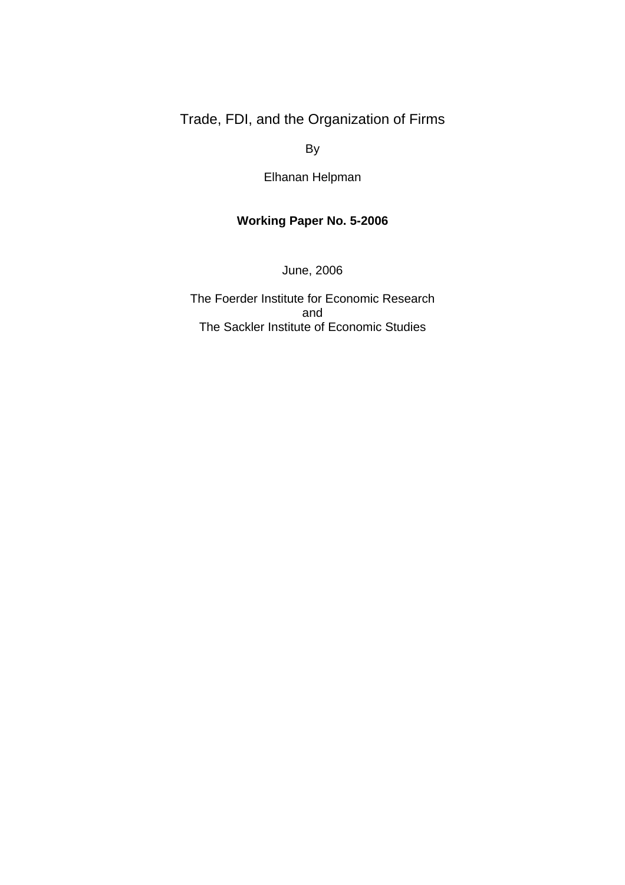# Trade, FDI, and the Organization of Firms

By

Elhanan Helpman

**Working Paper No. 5-2006**

June, 2006

The Foerder Institute for Economic Research
and
The Sackler Institute of Economic Studies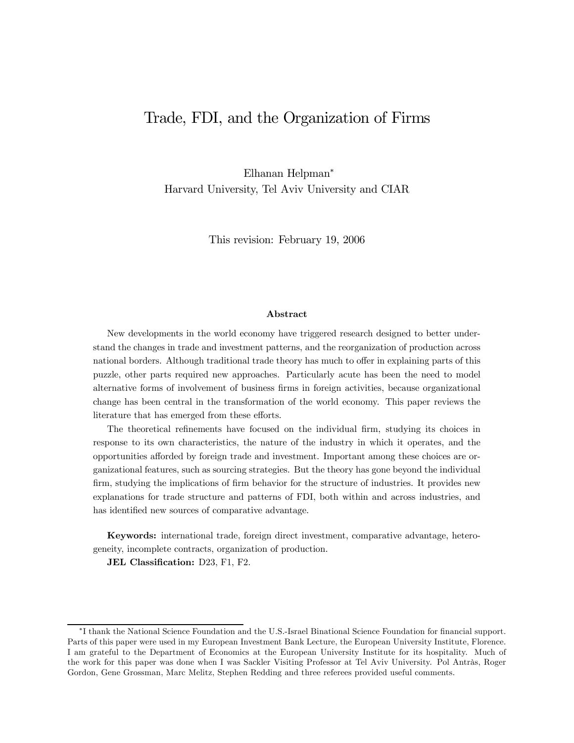# Trade, FDI, and the Organization of Firms

Elhanan Helpman*
Harvard University, Tel Aviv University and CIAR

This revision: February 19, 2006

## Abstract

New developments in the world economy have triggered research designed to better understand the changes in trade and investment patterns, and the reorganization of production across national borders. Although traditional trade theory has much to offer in explaining parts of this puzzle, other parts required new approaches. Particularly acute has been the need to model alternative forms of involvement of business firms in foreign activities, because organizational change has been central in the transformation of the world economy. This paper reviews the literature that has emerged from these efforts.

The theoretical refinements have focused on the individual firm, studying its choices in response to its own characteristics, the nature of the industry in which it operates, and the opportunities afforded by foreign trade and investment. Important among these choices are organizational features, such as sourcing strategies. But the theory has gone beyond the individual firm, studying the implications of firm behavior for the structure of industries. It provides new explanations for trade structure and patterns of FDI, both within and across industries, and has identified new sources of comparative advantage.

**Keywords:** international trade, foreign direct investment, comparative advantage, heterogeneity, incomplete contracts, organization of production.

**JEL Classification:** D23, F1, F2.

---

*I thank the National Science Foundation and the U.S.-Israel Binational Science Foundation for financial support. Parts of this paper were used in my European Investment Bank Lecture, the European University Institute, Florence. I am grateful to the Department of Economics at the European University Institute for its hospitality. Much of the work for this paper was done when I was Sackler Visiting Professor at Tel Aviv University. Pol Antràs, Roger Gordon, Gene Grossman, Marc Melitz, Stephen Redding and three referees provided useful comments.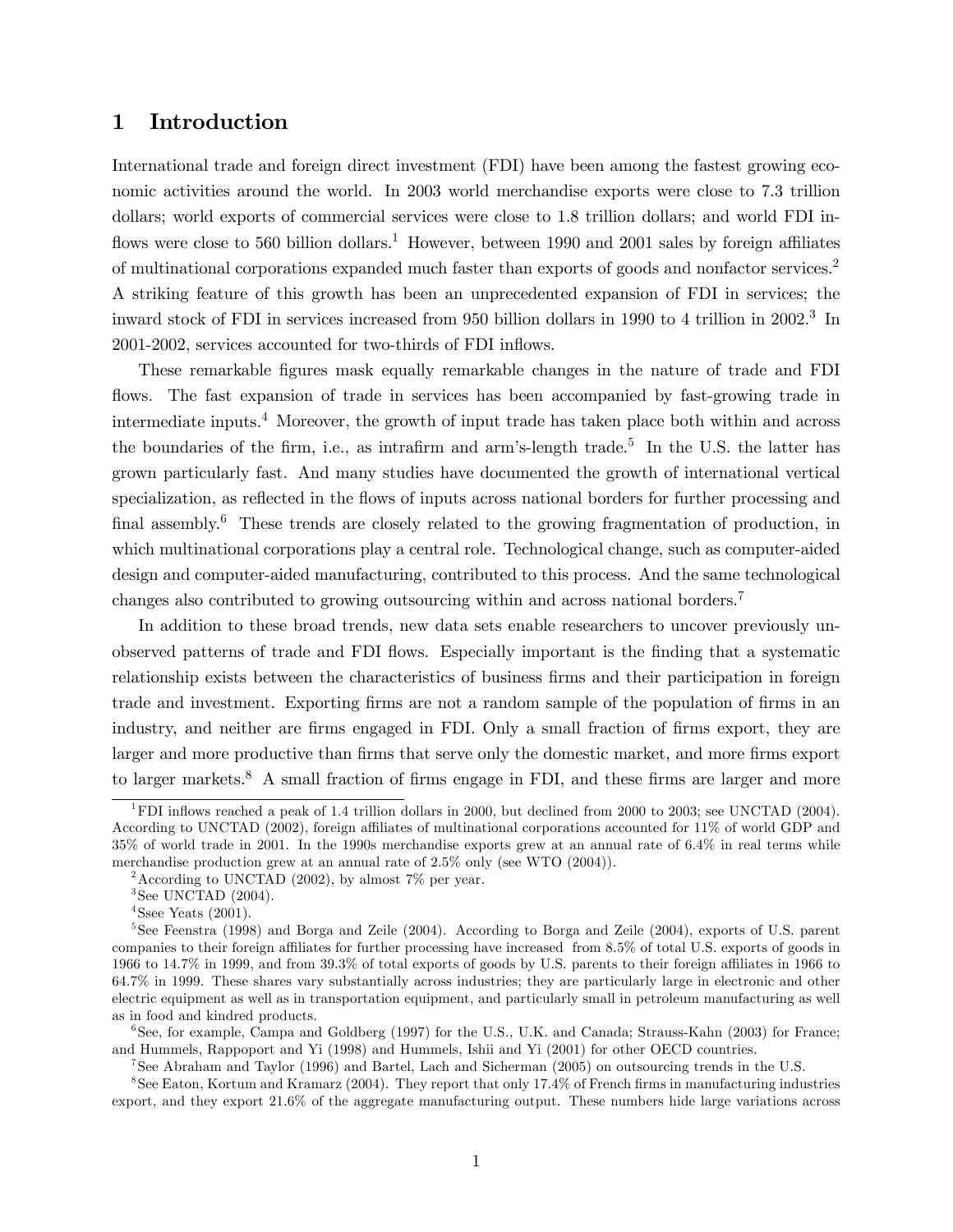# 1 Introduction

International trade and foreign direct investment (FDI) have been among the fastest growing economic activities around the world. In 2003 world merchandise exports were close to 7.3 trillion dollars; world exports of commercial services were close to 1.8 trillion dollars; and world FDI inflows were close to 560 billion dollars.[1] However, between 1990 and 2001 sales by foreign affiliates of multinational corporations expanded much faster than exports of goods and nonfactor services.[2] A striking feature of this growth has been an unprecedented expansion of FDI in services; the inward stock of FDI in services increased from 950 billion dollars in 1990 to 4 trillion in 2002.[3] In 2001-2002, services accounted for two-thirds of FDI inflows.

These remarkable figures mask equally remarkable changes in the nature of trade and FDI flows. The fast expansion of trade in services has been accompanied by fast-growing trade in intermediate inputs.[4] Moreover, the growth of input trade has taken place both within and across the boundaries of the firm, i.e., as intrafirm and arm's-length trade.[5] In the U.S. the latter has grown particularly fast. And many studies have documented the growth of international vertical specialization, as reflected in the flows of inputs across national borders for further processing and final assembly.[6] These trends are closely related to the growing fragmentation of production, in which multinational corporations play a central role. Technological change, such as computer-aided design and computer-aided manufacturing, contributed to this process. And the same technological changes also contributed to growing outsourcing within and across national borders.[7]

In addition to these broad trends, new data sets enable researchers to uncover previously unobserved patterns of trade and FDI flows. Especially important is the finding that a systematic relationship exists between the characteristics of business firms and their participation in foreign trade and investment. Exporting firms are not a random sample of the population of firms in an industry, and neither are firms engaged in FDI. Only a small fraction of firms export, they are larger and more productive than firms that serve only the domestic market, and more firms export to larger markets.[8] A small fraction of firms engage in FDI, and these firms are larger and more

---

[1] FDI inflows reached a peak of 1.4 trillion dollars in 2000, but declined from 2000 to 2003; see UNCTAD (2004). According to UNCTAD (2002), foreign affiliates of multinational corporations accounted for 11% of world GDP and 35% of world trade in 2001. In the 1990s merchandise exports grew at an annual rate of 6.4% in real terms while merchandise production grew at an annual rate of 2.5% only (see WTO (2004)).

[2] According to UNCTAD (2002), by almost 7% per year.

[3] See UNCTAD (2004).

[4] Ssee Yeats (2001).

[5] See Feenstra (1998) and Borga and Zeile (2004). According to Borga and Zeile (2004), exports of U.S. parent companies to their foreign affiliates for further processing have increased from 8.5% of total U.S. exports of goods in 1966 to 14.7% in 1999, and from 39.3% of total exports of goods by U.S. parents to their foreign affiliates in 1966 to 64.7% in 1999. These shares vary substantially across industries; they are particularly large in electronic and other electric equipment as well as in transportation equipment, and particularly small in petroleum manufacturing as well as in food and kindred products.

[6] See, for example, Campa and Goldberg (1997) for the U.S., U.K. and Canada; Strauss-Kahn (2003) for France; and Hummels, Rappoport and Yi (1998) and Hummels, Ishii and Yi (2001) for other OECD countries.

[7] See Abraham and Taylor (1996) and Bartel, Lach and Sicherman (2005) on outsourcing trends in the U.S.

[8] See Eaton, Kortum and Kramarz (2004). They report that only 17.4% of French firms in manufacturing industries export, and they export 21.6% of the aggregate manufacturing output. These numbers hide large variations across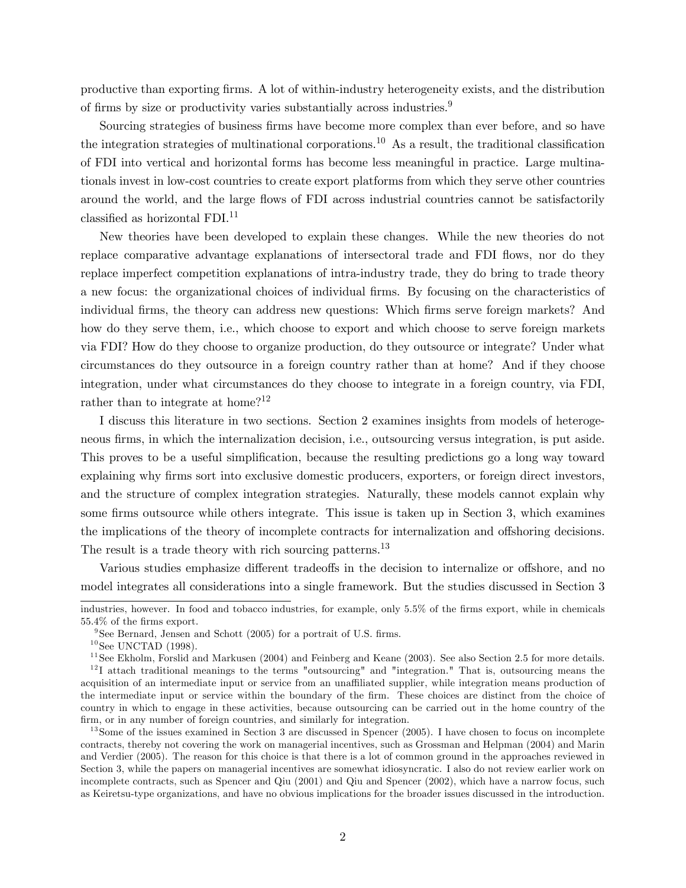productive than exporting firms. A lot of within-industry heterogeneity exists, and the distribution of firms by size or productivity varies substantially across industries.[9]

Sourcing strategies of business firms have become more complex than ever before, and so have the integration strategies of multinational corporations.[10] As a result, the traditional classification of FDI into vertical and horizontal forms has become less meaningful in practice. Large multinationals invest in low-cost countries to create export platforms from which they serve other countries around the world, and the large flows of FDI across industrial countries cannot be satisfactorily classified as horizontal FDI.[11]

New theories have been developed to explain these changes. While the new theories do not replace comparative advantage explanations of intersectoral trade and FDI flows, nor do they replace imperfect competition explanations of intra-industry trade, they do bring to trade theory a new focus: the organizational choices of individual firms. By focusing on the characteristics of individual firms, the theory can address new questions: Which firms serve foreign markets? And how do they serve them, i.e., which choose to export and which choose to serve foreign markets via FDI? How do they choose to organize production, do they outsource or integrate? Under what circumstances do they outsource in a foreign country rather than at home? And if they choose integration, under what circumstances do they choose to integrate in a foreign country, via FDI, rather than to integrate at home?[12]

I discuss this literature in two sections. Section 2 examines insights from models of heterogeneous firms, in which the internalization decision, i.e., outsourcing versus integration, is put aside. This proves to be a useful simplification, because the resulting predictions go a long way toward explaining why firms sort into exclusive domestic producers, exporters, or foreign direct investors, and the structure of complex integration strategies. Naturally, these models cannot explain why some firms outsource while others integrate. This issue is taken up in Section 3, which examines the implications of the theory of incomplete contracts for internalization and offshoring decisions. The result is a trade theory with rich sourcing patterns.[13]

Various studies emphasize different tradeoffs in the decision to internalize or offshore, and no model integrates all considerations into a single framework. But the studies discussed in Section 3

---

industries, however. In food and tobacco industries, for example, only 5.5% of the firms export, while in chemicals 55.4% of the firms export.

[9] See Bernard, Jensen and Schott (2005) for a portrait of U.S. firms.

[10] See UNCTAD (1998).

[11] See Ekholm, Forslid and Markusen (2004) and Feinberg and Keane (2003). See also Section 2.5 for more details.

[12] I attach traditional meanings to the terms "outsourcing" and "integration." That is, outsourcing means the acquisition of an intermediate input or service from an unaffiliated supplier, while integration means production of the intermediate input or service within the boundary of the firm. These choices are distinct from the choice of country in which to engage in these activities, because outsourcing can be carried out in the home country of the firm, or in any number of foreign countries, and similarly for integration.

[13] Some of the issues examined in Section 3 are discussed in Spencer (2005). I have chosen to focus on incomplete contracts, thereby not covering the work on managerial incentives, such as Grossman and Helpman (2004) and Marin and Verdier (2005). The reason for this choice is that there is a lot of common ground in the approaches reviewed in Section 3, while the papers on managerial incentives are somewhat idiosyncratic. I also do not review earlier work on incomplete contracts, such as Spencer and Qiu (2001) and Qiu and Spencer (2002), which have a narrow focus, such as Keiretsu-type organizations, and have no obvious implications for the broader issues discussed in the introduction.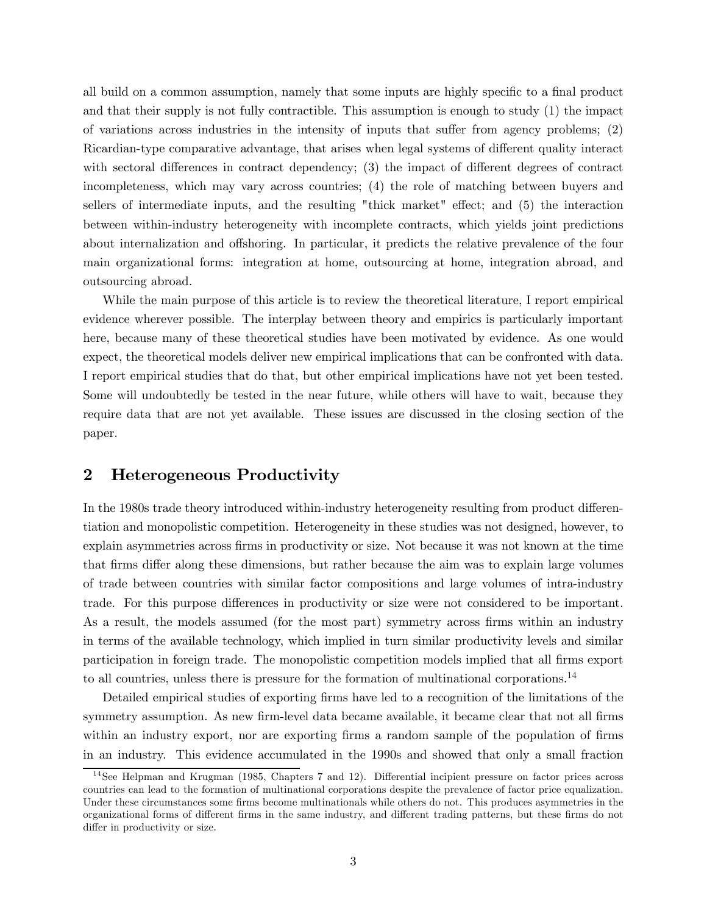all build on a common assumption, namely that some inputs are highly specific to a final product and that their supply is not fully contractible. This assumption is enough to study (1) the impact of variations across industries in the intensity of inputs that suffer from agency problems; (2) Ricardian-type comparative advantage, that arises when legal systems of different quality interact with sectoral differences in contract dependency; (3) the impact of different degrees of contract incompleteness, which may vary across countries; (4) the role of matching between buyers and sellers of intermediate inputs, and the resulting "thick market" effect; and (5) the interaction between within-industry heterogeneity with incomplete contracts, which yields joint predictions about internalization and offshoring. In particular, it predicts the relative prevalence of the four main organizational forms: integration at home, outsourcing at home, integration abroad, and outsourcing abroad.

While the main purpose of this article is to review the theoretical literature, I report empirical evidence wherever possible. The interplay between theory and empirics is particularly important here, because many of these theoretical studies have been motivated by evidence. As one would expect, the theoretical models deliver new empirical implications that can be confronted with data. I report empirical studies that do that, but other empirical implications have not yet been tested. Some will undoubtedly be tested in the near future, while others will have to wait, because they require data that are not yet available. These issues are discussed in the closing section of the paper.

## 2 Heterogeneous Productivity

In the 1980s trade theory introduced within-industry heterogeneity resulting from product differentiation and monopolistic competition. Heterogeneity in these studies was not designed, however, to explain asymmetries across firms in productivity or size. Not because it was not known at the time that firms differ along these dimensions, but rather because the aim was to explain large volumes of trade between countries with similar factor compositions and large volumes of intra-industry trade. For this purpose differences in productivity or size were not considered to be important. As a result, the models assumed (for the most part) symmetry across firms within an industry in terms of the available technology, which implied in turn similar productivity levels and similar participation in foreign trade. The monopolistic competition models implied that all firms export to all countries, unless there is pressure for the formation of multinational corporations.[14]

Detailed empirical studies of exporting firms have led to a recognition of the limitations of the symmetry assumption. As new firm-level data became available, it became clear that not all firms within an industry export, nor are exporting firms a random sample of the population of firms in an industry. This evidence accumulated in the 1990s and showed that only a small fraction

[14] See Helpman and Krugman (1985, Chapters 7 and 12). Differential incipient pressure on factor prices across countries can lead to the formation of multinational corporations despite the prevalence of factor price equalization. Under these circumstances some firms become multinationals while others do not. This produces asymmetries in the organizational forms of different firms in the same industry, and different trading patterns, but these firms do not differ in productivity or size.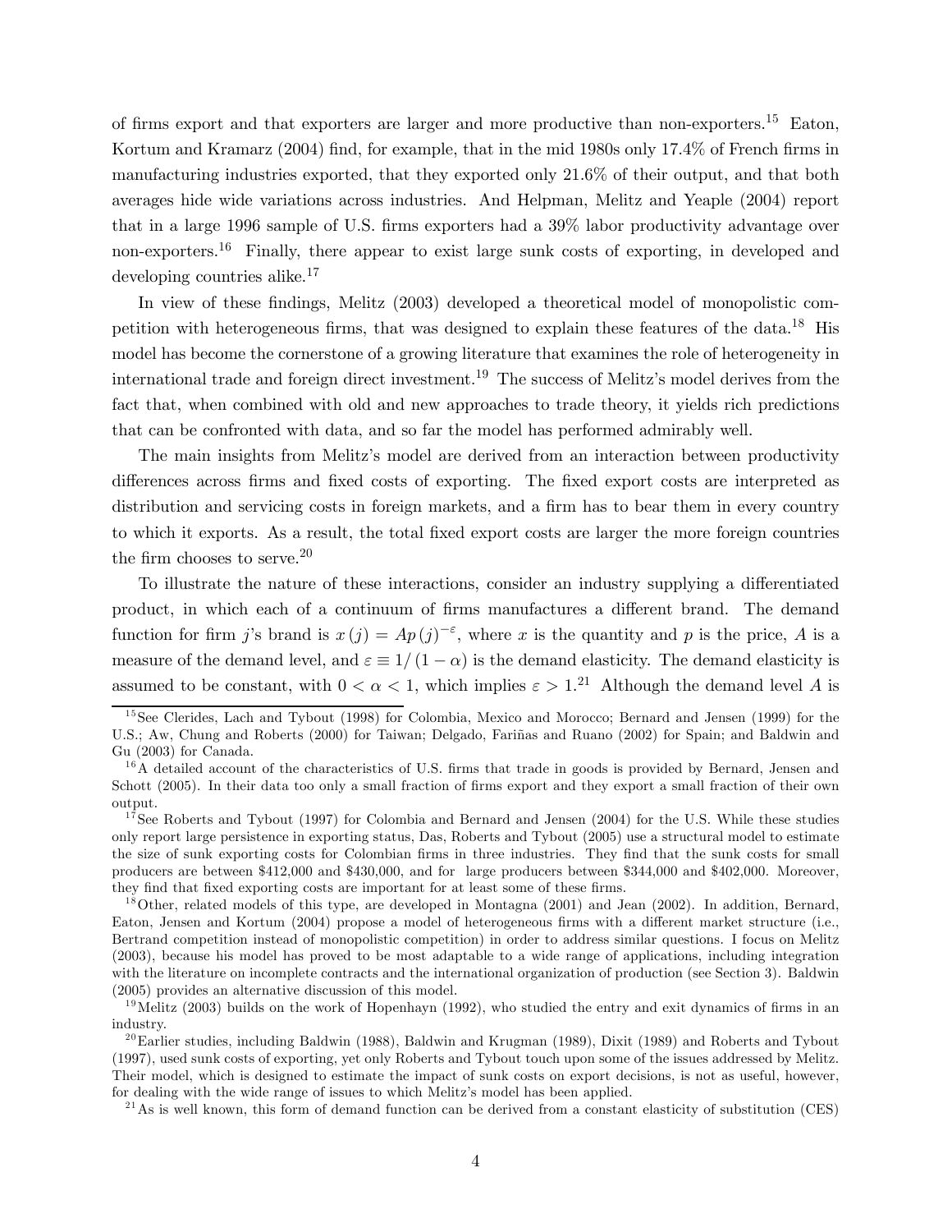of firms export and that exporters are larger and more productive than non-exporters.[15] Eaton, Kortum and Kramarz (2004) find, for example, that in the mid 1980s only 17.4% of French firms in manufacturing industries exported, that they exported only 21.6% of their output, and that both averages hide wide variations across industries. And Helpman, Melitz and Yeaple (2004) report that in a large 1996 sample of U.S. firms exporters had a 39% labor productivity advantage over non-exporters.[16] Finally, there appear to exist large sunk costs of exporting, in developed and developing countries alike.[17]

In view of these findings, Melitz (2003) developed a theoretical model of monopolistic competition with heterogeneous firms, that was designed to explain these features of the data.[18] His model has become the cornerstone of a growing literature that examines the role of heterogeneity in international trade and foreign direct investment.[19] The success of Melitz's model derives from the fact that, when combined with old and new approaches to trade theory, it yields rich predictions that can be confronted with data, and so far the model has performed admirably well.

The main insights from Melitz's model are derived from an interaction between productivity differences across firms and fixed costs of exporting. The fixed export costs are interpreted as distribution and servicing costs in foreign markets, and a firm has to bear them in every country to which it exports. As a result, the total fixed export costs are larger the more foreign countries the firm chooses to serve.[20]

To illustrate the nature of these interactions, consider an industry supplying a differentiated product, in which each of a continuum of firms manufactures a different brand. The demand function for firm $j$'s brand is $x(j) = Ap(j)^{-\varepsilon}$, where $x$ is the quantity and $p$ is the price, $A$ is a measure of the demand level, and $\varepsilon \equiv 1/(1-\alpha)$ is the demand elasticity. The demand elasticity is assumed to be constant, with $0 < \alpha < 1$, which implies $\varepsilon > 1$.[21] Although the demand level $A$ is

---

[15] See Clerides, Lach and Tybout (1998) for Colombia, Mexico and Morocco; Bernard and Jensen (1999) for the U.S.; Aw, Chung and Roberts (2000) for Taiwan; Delgado, Fariñas and Ruano (2002) for Spain; and Baldwin and Gu (2003) for Canada.

[16] A detailed account of the characteristics of U.S. firms that trade in goods is provided by Bernard, Jensen and Schott (2005). In their data too only a small fraction of firms export and they export a small fraction of their own output.

[17] See Roberts and Tybout (1997) for Colombia and Bernard and Jensen (2004) for the U.S. While these studies only report large persistence in exporting status, Das, Roberts and Tybout (2005) use a structural model to estimate the size of sunk exporting costs for Colombian firms in three industries. They find that the sunk costs for small producers are between \$412,000 and \$430,000, and for large producers between \$344,000 and \$402,000. Moreover, they find that fixed exporting costs are important for at least some of these firms.

[18] Other, related models of this type, are developed in Montagna (2001) and Jean (2002). In addition, Bernard, Eaton, Jensen and Kortum (2004) propose a model of heterogeneous firms with a different market structure (i.e., Bertrand competition instead of monopolistic competition) in order to address similar questions. I focus on Melitz (2003), because his model has proved to be most adaptable to a wide range of applications, including integration with the literature on incomplete contracts and the international organization of production (see Section 3). Baldwin (2005) provides an alternative discussion of this model.

[19] Melitz (2003) builds on the work of Hopenhayn (1992), who studied the entry and exit dynamics of firms in an industry.

[20] Earlier studies, including Baldwin (1988), Baldwin and Krugman (1989), Dixit (1989) and Roberts and Tybout (1997), used sunk costs of exporting, yet only Roberts and Tybout touch upon some of the issues addressed by Melitz. Their model, which is designed to estimate the impact of sunk costs on export decisions, is not as useful, however, for dealing with the wide range of issues to which Melitz's model has been applied.

[21] As is well known, this form of demand function can be derived from a constant elasticity of substitution (CES)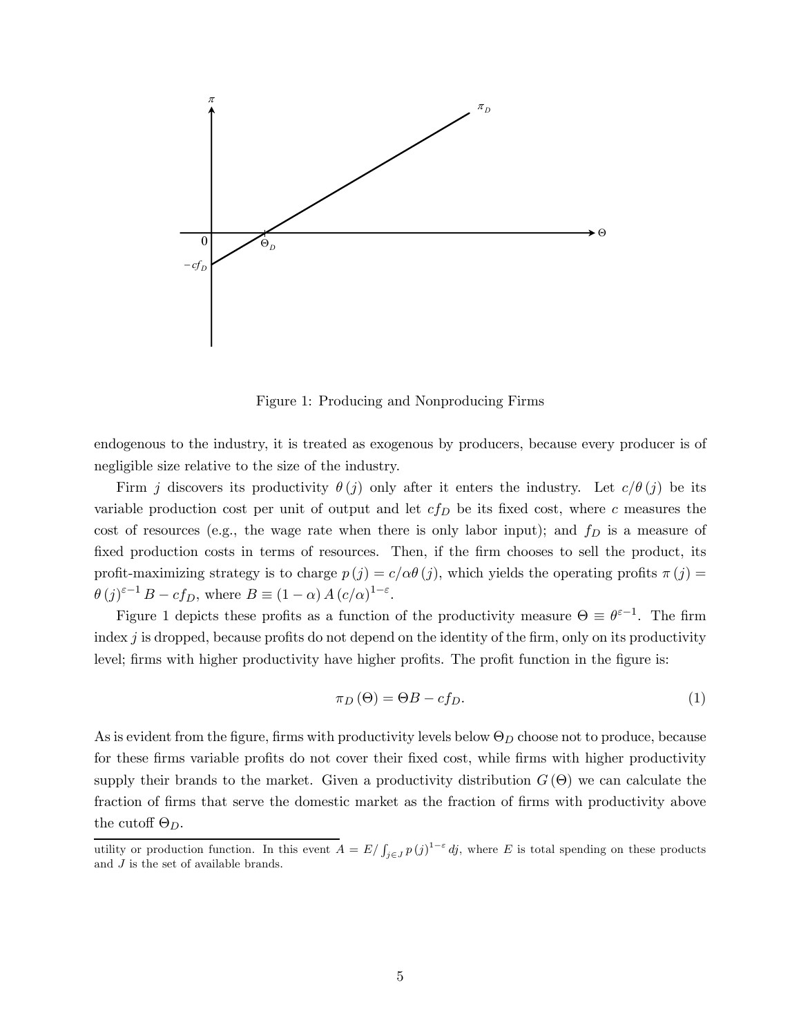Figure 1: Producing and Nonproducing Firms

endogenous to the industry, it is treated as exogenous by producers, because every producer is of negligible size relative to the size of the industry.

Firm $j$ discovers its productivity $\theta(j)$ only after it enters the industry. Let $c/\theta(j)$ be its variable production cost per unit of output and let $cf_D$ be its fixed cost, where $c$ measures the cost of resources (e.g., the wage rate when there is only labor input); and $f_D$ is a measure of fixed production costs in terms of resources. Then, if the firm chooses to sell the product, its profit-maximizing strategy is to charge $p(j) = c/\alpha\theta(j)$, which yields the operating profits $\pi(j) = \theta(j)^{\varepsilon-1} B - cf_D$, where $B \equiv (1-\alpha) A (c/\alpha)^{1-\varepsilon}$.

Figure 1 depicts these profits as a function of the productivity measure $\Theta \equiv \theta^{\varepsilon-1}$. The firm index $j$ is dropped, because profits do not depend on the identity of the firm, only on its productivity level; firms with higher productivity have higher profits. The profit function in the figure is:

$$\pi_D(\Theta) = \Theta B - cf_D. \tag{1}$$

As is evident from the figure, firms with productivity levels below $\Theta_D$ choose not to produce, because for these firms variable profits do not cover their fixed cost, while firms with higher productivity supply their brands to the market. Given a productivity distribution $G(\Theta)$ we can calculate the fraction of firms that serve the domestic market as the fraction of firms with productivity above the cutoff $\Theta_D$.

utility or production function. In this event $A = E / \int_{j \in J} p(j)^{1-\varepsilon} dj$, where $E$ is total spending on these products and $J$ is the set of available brands.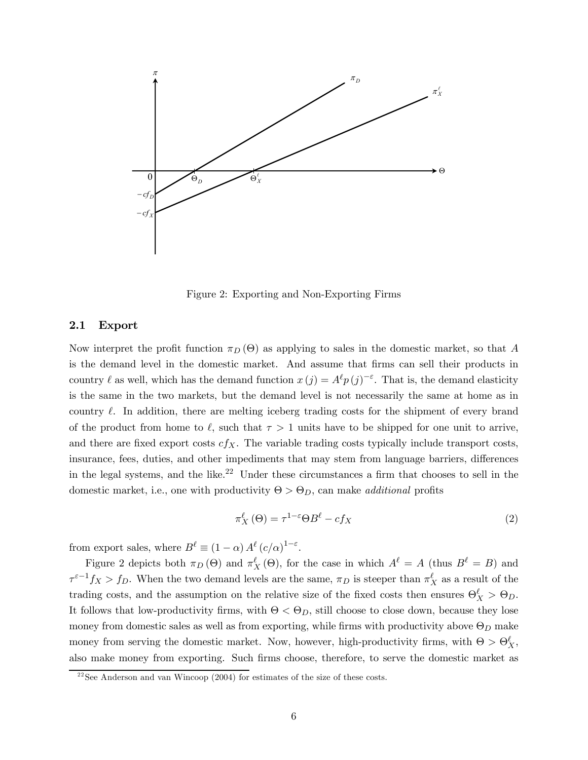Figure 2: Exporting and Non-Exporting Firms

## 2.1 Export

Now interpret the profit function $\pi_D(\Theta)$ as applying to sales in the domestic market, so that $A$ is the demand level in the domestic market. And assume that firms can sell their products in country $\ell$ as well, which has the demand function $x(j) = A^{\ell} p(j)^{-\varepsilon}$. That is, the demand elasticity is the same in the two markets, but the demand level is not necessarily the same at home as in country $\ell$. In addition, there are melting iceberg trading costs for the shipment of every brand of the product from home to $\ell$, such that $\tau > 1$ units have to be shipped for one unit to arrive, and there are fixed export costs $cf_X$. The variable trading costs typically include transport costs, insurance, fees, duties, and other impediments that may stem from language barriers, differences in the legal systems, and the like.[22] Under these circumstances a firm that chooses to sell in the domestic market, i.e., one with productivity $\Theta > \Theta_D$, can make *additional* profits

$$\pi_X^{\ell}(\Theta) = \tau^{1-\varepsilon} \Theta B^{\ell} - cf_X \tag{2}$$

from export sales, where $B^{\ell} \equiv (1-\alpha) A^{\ell} (c/\alpha)^{1-\varepsilon}$.

Figure 2 depicts both $\pi_D(\Theta)$ and $\pi_X^{\ell}(\Theta)$, for the case in which $A^{\ell} = A$ (thus $B^{\ell} = B$) and $\tau^{\varepsilon-1} f_X > f_D$. When the two demand levels are the same, $\pi_D$ is steeper than $\pi_X^{\ell}$ as a result of the trading costs, and the assumption on the relative size of the fixed costs then ensures $\Theta_X^{\ell} > \Theta_D$. It follows that low-productivity firms, with $\Theta < \Theta_D$, still choose to close down, because they lose money from domestic sales as well as from exporting, while firms with productivity above $\Theta_D$ make money from serving the domestic market. Now, however, high-productivity firms, with $\Theta > \Theta_X^{\ell}$, also make money from exporting. Such firms choose, therefore, to serve the domestic market as

[22] See Anderson and van Wincoop (2004) for estimates of the size of these costs.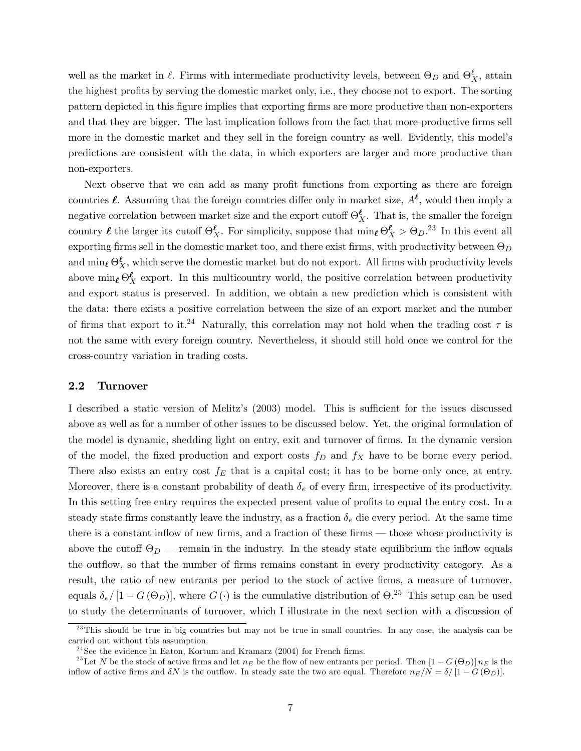well as the market in $\ell$. Firms with intermediate productivity levels, between $\Theta_D$ and $\Theta_X^{\ell}$, attain the highest profits by serving the domestic market only, i.e., they choose not to export. The sorting pattern depicted in this figure implies that exporting firms are more productive than non-exporters and that they are bigger. The last implication follows from the fact that more-productive firms sell more in the domestic market and they sell in the foreign country as well. Evidently, this model's predictions are consistent with the data, in which exporters are larger and more productive than non-exporters.

Next observe that we can add as many profit functions from exporting as there are foreign countries $\boldsymbol{\ell}$. Assuming that the foreign countries differ only in market size, $A^{\boldsymbol{\ell}}$, would then imply a negative correlation between market size and the export cutoff $\Theta_X^{\boldsymbol{\ell}}$. That is, the smaller the foreign country $\boldsymbol{\ell}$ the larger its cutoff $\Theta_X^{\boldsymbol{\ell}}$. For simplicity, suppose that $\min_{\boldsymbol{\ell}} \Theta_X^{\boldsymbol{\ell}} > \Theta_D$.[23] In this event all exporting firms sell in the domestic market too, and there exist firms, with productivity between $\Theta_D$ and $\min_{\boldsymbol{\ell}} \Theta_X^{\boldsymbol{\ell}}$, which serve the domestic market but do not export. All firms with productivity levels above $\min_{\boldsymbol{\ell}} \Theta_X^{\boldsymbol{\ell}}$ export. In this multicountry world, the positive correlation between productivity and export status is preserved. In addition, we obtain a new prediction which is consistent with the data: there exists a positive correlation between the size of an export market and the number of firms that export to it.[24] Naturally, this correlation may not hold when the trading cost $\tau$ is not the same with every foreign country. Nevertheless, it should still hold once we control for the cross-country variation in trading costs.

## 2.2 Turnover

I described a static version of Melitz's (2003) model. This is sufficient for the issues discussed above as well as for a number of other issues to be discussed below. Yet, the original formulation of the model is dynamic, shedding light on entry, exit and turnover of firms. In the dynamic version of the model, the fixed production and export costs $f_D$ and $f_X$ have to be borne every period. There also exists an entry cost $f_E$ that is a capital cost; it has to be borne only once, at entry. Moreover, there is a constant probability of death $\delta_e$ of every firm, irrespective of its productivity. In this setting free entry requires the expected present value of profits to equal the entry cost. In a steady state firms constantly leave the industry, as a fraction $\delta_e$ die every period. At the same time there is a constant inflow of new firms, and a fraction of these firms — those whose productivity is above the cutoff $\Theta_D$ — remain in the industry. In the steady state equilibrium the inflow equals the outflow, so that the number of firms remains constant in every productivity category. As a result, the ratio of new entrants per period to the stock of active firms, a measure of turnover, equals $\delta_e / [1 - G(\Theta_D)]$, where $G(\cdot)$ is the cumulative distribution of $\Theta$.[25] This setup can be used to study the determinants of turnover, which I illustrate in the next section with a discussion of

[23] This should be true in big countries but may not be true in small countries. In any case, the analysis can be carried out without this assumption.

[24] See the evidence in Eaton, Kortum and Kramarz (2004) for French firms.

[25] Let $N$ be the stock of active firms and let $n_E$ be the flow of new entrants per period. Then $[1 - G(\Theta_D)] n_E$ is the inflow of active firms and $\delta N$ is the outflow. In steady sate the two are equal. Therefore $n_E/N = \delta / [1 - G(\Theta_D)]$.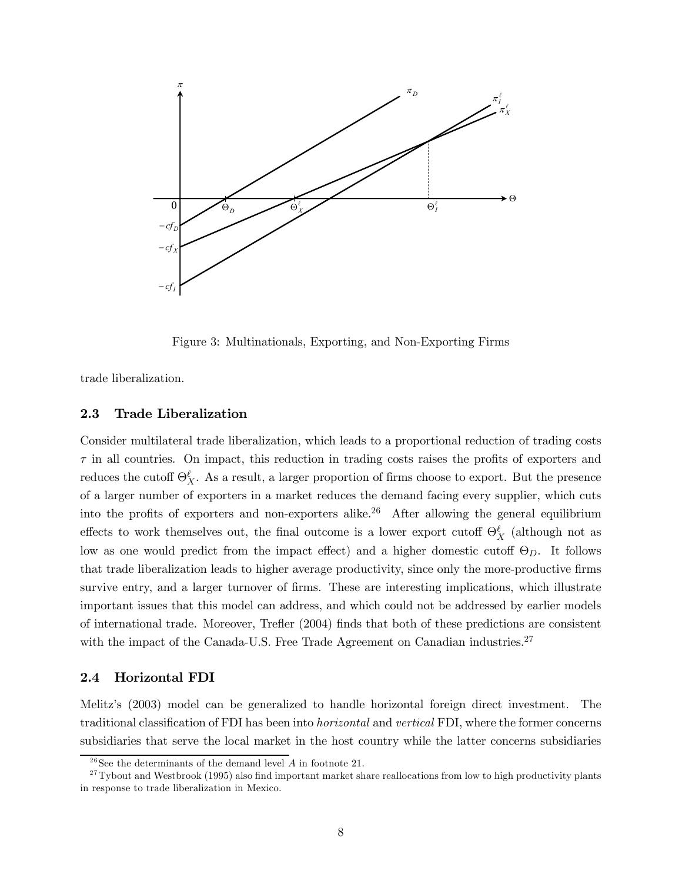Figure 3: Multinationals, Exporting, and Non-Exporting Firms

trade liberalization.

### 2.3 Trade Liberalization

Consider multilateral trade liberalization, which leads to a proportional reduction of trading costs $\tau$ in all countries. On impact, this reduction in trading costs raises the profits of exporters and reduces the cutoff $\Theta_X^\ell$. As a result, a larger proportion of firms choose to export. But the presence of a larger number of exporters in a market reduces the demand facing every supplier, which cuts into the profits of exporters and non-exporters alike.[26] After allowing the general equilibrium effects to work themselves out, the final outcome is a lower export cutoff $\Theta_X^\ell$ (although not as low as one would predict from the impact effect) and a higher domestic cutoff $\Theta_D$. It follows that trade liberalization leads to higher average productivity, since only the more-productive firms survive entry, and a larger turnover of firms. These are interesting implications, which illustrate important issues that this model can address, and which could not be addressed by earlier models of international trade. Moreover, Trefler (2004) finds that both of these predictions are consistent with the impact of the Canada-U.S. Free Trade Agreement on Canadian industries.[27]

### 2.4 Horizontal FDI

Melitz's (2003) model can be generalized to handle horizontal foreign direct investment. The traditional classification of FDI has been into *horizontal* and *vertical* FDI, where the former concerns subsidiaries that serve the local market in the host country while the latter concerns subsidiaries

[26] See the determinants of the demand level $A$ in footnote 21.

[27] Tybout and Westbrook (1995) also find important market share reallocations from low to high productivity plants in response to trade liberalization in Mexico.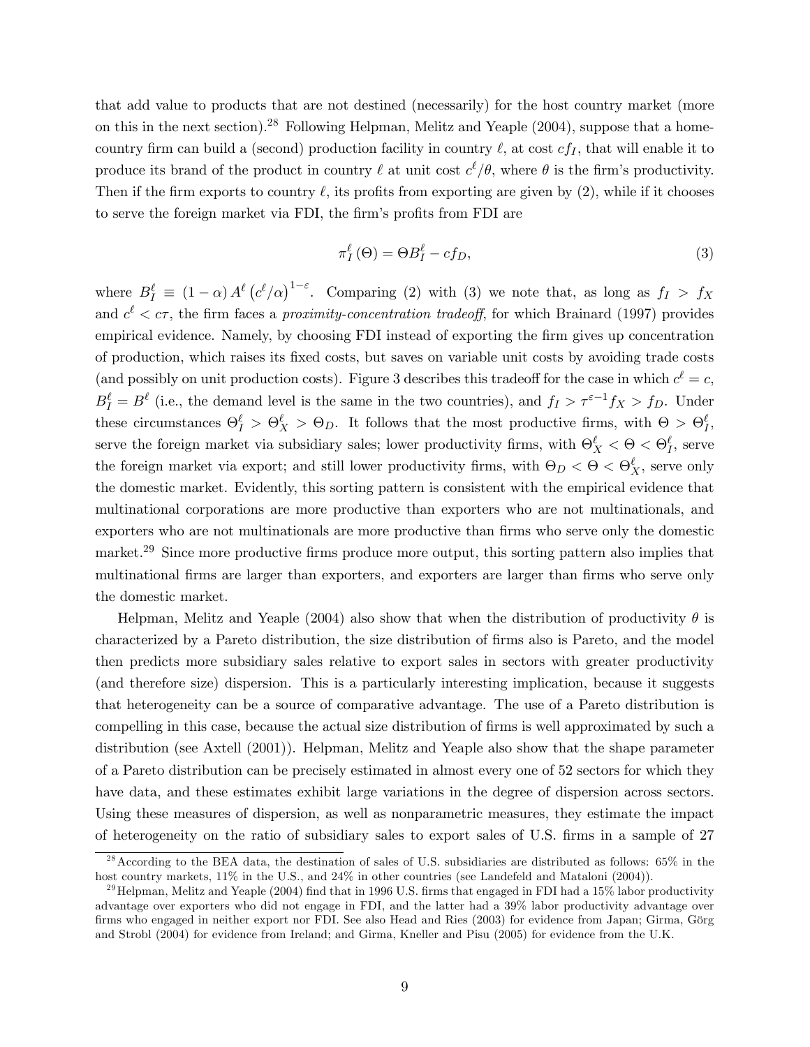that add value to products that are not destined (necessarily) for the host country market (more on this in the next section).[28] Following Helpman, Melitz and Yeaple (2004), suppose that a home-country firm can build a (second) production facility in country $\ell$, at cost $cf_I$, that will enable it to produce its brand of the product in country $\ell$ at unit cost $c^\ell/\theta$, where $\theta$ is the firm's productivity. Then if the firm exports to country $\ell$, its profits from exporting are given by (2), while if it chooses to serve the foreign market via FDI, the firm's profits from FDI are

$$\pi_I^\ell(\Theta) = \Theta B_I^\ell - cf_D, \tag{3}$$

where $B_I^\ell \equiv (1-\alpha) A^\ell \left(c^\ell/\alpha\right)^{1-\varepsilon}$. Comparing (2) with (3) we note that, as long as $f_I > f_X$ and $c^\ell < c\tau$, the firm faces a *proximity-concentration tradeoff*, for which Brainard (1997) provides empirical evidence. Namely, by choosing FDI instead of exporting the firm gives up concentration of production, which raises its fixed costs, but saves on variable unit costs by avoiding trade costs (and possibly on unit production costs). Figure 3 describes this tradeoff for the case in which $c^\ell = c$, $B_I^\ell = B^\ell$ (i.e., the demand level is the same in the two countries), and $f_I > \tau^{\varepsilon-1} f_X > f_D$. Under these circumstances $\Theta_I^\ell > \Theta_X^\ell > \Theta_D$. It follows that the most productive firms, with $\Theta > \Theta_I^\ell$, serve the foreign market via subsidiary sales; lower productivity firms, with $\Theta_X^\ell < \Theta < \Theta_I^\ell$, serve the foreign market via export; and still lower productivity firms, with $\Theta_D < \Theta < \Theta_X^\ell$, serve only the domestic market. Evidently, this sorting pattern is consistent with the empirical evidence that multinational corporations are more productive than exporters who are not multinationals, and exporters who are not multinationals are more productive than firms who serve only the domestic market.[29] Since more productive firms produce more output, this sorting pattern also implies that multinational firms are larger than exporters, and exporters are larger than firms who serve only the domestic market.

Helpman, Melitz and Yeaple (2004) also show that when the distribution of productivity $\theta$ is characterized by a Pareto distribution, the size distribution of firms also is Pareto, and the model then predicts more subsidiary sales relative to export sales in sectors with greater productivity (and therefore size) dispersion. This is a particularly interesting implication, because it suggests that heterogeneity can be a source of comparative advantage. The use of a Pareto distribution is compelling in this case, because the actual size distribution of firms is well approximated by such a distribution (see Axtell (2001)). Helpman, Melitz and Yeaple also show that the shape parameter of a Pareto distribution can be precisely estimated in almost every one of 52 sectors for which they have data, and these estimates exhibit large variations in the degree of dispersion across sectors. Using these measures of dispersion, as well as nonparametric measures, they estimate the impact of heterogeneity on the ratio of subsidiary sales to export sales of U.S. firms in a sample of 27

[28] According to the BEA data, the destination of sales of U.S. subsidiaries are distributed as follows: 65% in the host country markets, 11% in the U.S., and 24% in other countries (see Landefeld and Mataloni (2004)).

[29] Helpman, Melitz and Yeaple (2004) find that in 1996 U.S. firms that engaged in FDI had a 15% labor productivity advantage over exporters who did not engage in FDI, and the latter had a 39% labor productivity advantage over firms who engaged in neither export nor FDI. See also Head and Ries (2003) for evidence from Japan; Girma, Görg and Strobl (2004) for evidence from Ireland; and Girma, Kneller and Pisu (2005) for evidence from the U.K.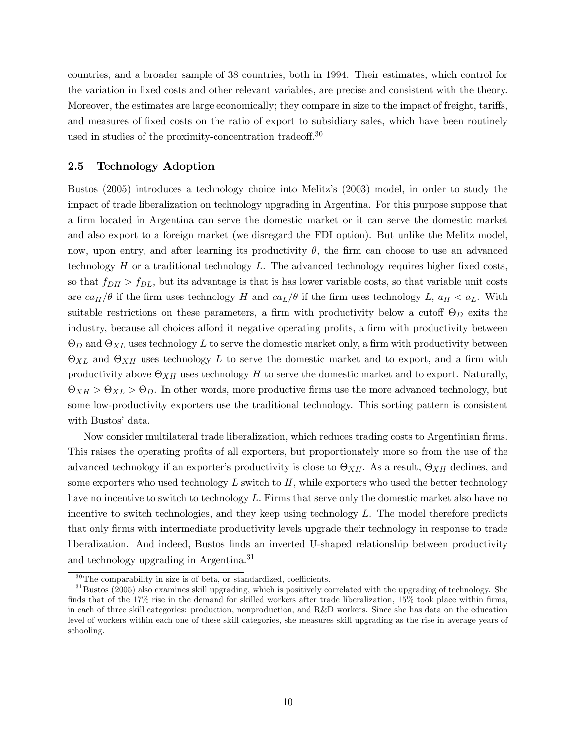countries, and a broader sample of 38 countries, both in 1994. Their estimates, which control for the variation in fixed costs and other relevant variables, are precise and consistent with the theory. Moreover, the estimates are large economically; they compare in size to the impact of freight, tariffs, and measures of fixed costs on the ratio of export to subsidiary sales, which have been routinely used in studies of the proximity-concentration tradeoff.[30]

## 2.5 Technology Adoption

Bustos (2005) introduces a technology choice into Melitz's (2003) model, in order to study the impact of trade liberalization on technology upgrading in Argentina. For this purpose suppose that a firm located in Argentina can serve the domestic market or it can serve the domestic market and also export to a foreign market (we disregard the FDI option). But unlike the Melitz model, now, upon entry, and after learning its productivity $\theta$, the firm can choose to use an advanced technology $H$ or a traditional technology $L$. The advanced technology requires higher fixed costs, so that $f_{DH} > f_{DL}$, but its advantage is that is has lower variable costs, so that variable unit costs are $ca_H/\theta$ if the firm uses technology $H$ and $ca_L/\theta$ if the firm uses technology $L$, $a_H < a_L$. With suitable restrictions on these parameters, a firm with productivity below a cutoff $\Theta_D$ exits the industry, because all choices afford it negative operating profits, a firm with productivity between $\Theta_D$ and $\Theta_{XL}$ uses technology $L$ to serve the domestic market only, a firm with productivity between $\Theta_{XL}$ and $\Theta_{XH}$ uses technology $L$ to serve the domestic market and to export, and a firm with productivity above $\Theta_{XH}$ uses technology $H$ to serve the domestic market and to export. Naturally, $\Theta_{XH} > \Theta_{XL} > \Theta_D$. In other words, more productive firms use the more advanced technology, but some low-productivity exporters use the traditional technology. This sorting pattern is consistent with Bustos' data.

Now consider multilateral trade liberalization, which reduces trading costs to Argentinian firms. This raises the operating profits of all exporters, but proportionately more so from the use of the advanced technology if an exporter's productivity is close to $\Theta_{XH}$. As a result, $\Theta_{XH}$ declines, and some exporters who used technology $L$ switch to $H$, while exporters who used the better technology have no incentive to switch to technology $L$. Firms that serve only the domestic market also have no incentive to switch technologies, and they keep using technology $L$. The model therefore predicts that only firms with intermediate productivity levels upgrade their technology in response to trade liberalization. And indeed, Bustos finds an inverted U-shaped relationship between productivity and technology upgrading in Argentina.[31]

[30] The comparability in size is of beta, or standardized, coefficients.

[31] Bustos (2005) also examines skill upgrading, which is positively correlated with the upgrading of technology. She finds that of the 17% rise in the demand for skilled workers after trade liberalization, 15% took place within firms, in each of three skill categories: production, nonproduction, and R&D workers. Since she has data on the education level of workers within each one of these skill categories, she measures skill upgrading as the rise in average years of schooling.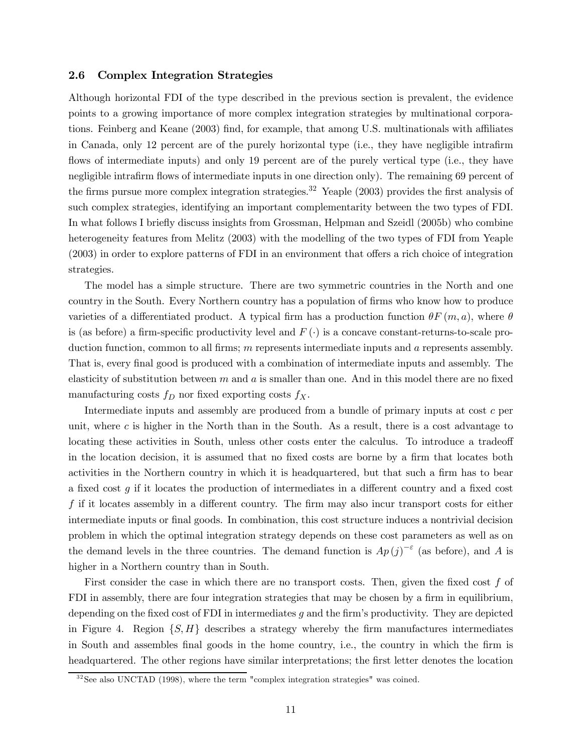### 2.6 Complex Integration Strategies

Although horizontal FDI of the type described in the previous section is prevalent, the evidence points to a growing importance of more complex integration strategies by multinational corporations. Feinberg and Keane (2003) find, for example, that among U.S. multinationals with affiliates in Canada, only 12 percent are of the purely horizontal type (i.e., they have negligible intrafirm flows of intermediate inputs) and only 19 percent are of the purely vertical type (i.e., they have negligible intrafirm flows of intermediate inputs in one direction only). The remaining 69 percent of the firms pursue more complex integration strategies.[32] Yeaple (2003) provides the first analysis of such complex strategies, identifying an important complementarity between the two types of FDI. In what follows I briefly discuss insights from Grossman, Helpman and Szeidl (2005b) who combine heterogeneity features from Melitz (2003) with the modelling of the two types of FDI from Yeaple (2003) in order to explore patterns of FDI in an environment that offers a rich choice of integration strategies.

The model has a simple structure. There are two symmetric countries in the North and one country in the South. Every Northern country has a population of firms who know how to produce varieties of a differentiated product. A typical firm has a production function $\theta F(m, a)$, where $\theta$ is (as before) a firm-specific productivity level and $F(\cdot)$ is a concave constant-returns-to-scale production function, common to all firms; $m$ represents intermediate inputs and $a$ represents assembly. That is, every final good is produced with a combination of intermediate inputs and assembly. The elasticity of substitution between $m$ and $a$ is smaller than one. And in this model there are no fixed manufacturing costs $f_D$ nor fixed exporting costs $f_X$.

Intermediate inputs and assembly are produced from a bundle of primary inputs at cost $c$ per unit, where $c$ is higher in the North than in the South. As a result, there is a cost advantage to locating these activities in South, unless other costs enter the calculus. To introduce a tradeoff in the location decision, it is assumed that no fixed costs are borne by a firm that locates both activities in the Northern country in which it is headquartered, but that such a firm has to bear a fixed cost $g$ if it locates the production of intermediates in a different country and a fixed cost $f$ if it locates assembly in a different country. The firm may also incur transport costs for either intermediate inputs or final goods. In combination, this cost structure induces a nontrivial decision problem in which the optimal integration strategy depends on these cost parameters as well as on the demand levels in the three countries. The demand function is $Ap(j)^{-\varepsilon}$ (as before), and $A$ is higher in a Northern country than in South.

First consider the case in which there are no transport costs. Then, given the fixed cost $f$ of FDI in assembly, there are four integration strategies that may be chosen by a firm in equilibrium, depending on the fixed cost of FDI in intermediates $g$ and the firm's productivity. They are depicted in Figure 4. Region $\{S, H\}$ describes a strategy whereby the firm manufactures intermediates in South and assembles final goods in the home country, i.e., the country in which the firm is headquartered. The other regions have similar interpretations; the first letter denotes the location

[32] See also UNCTAD (1998), where the term "complex integration strategies" was coined.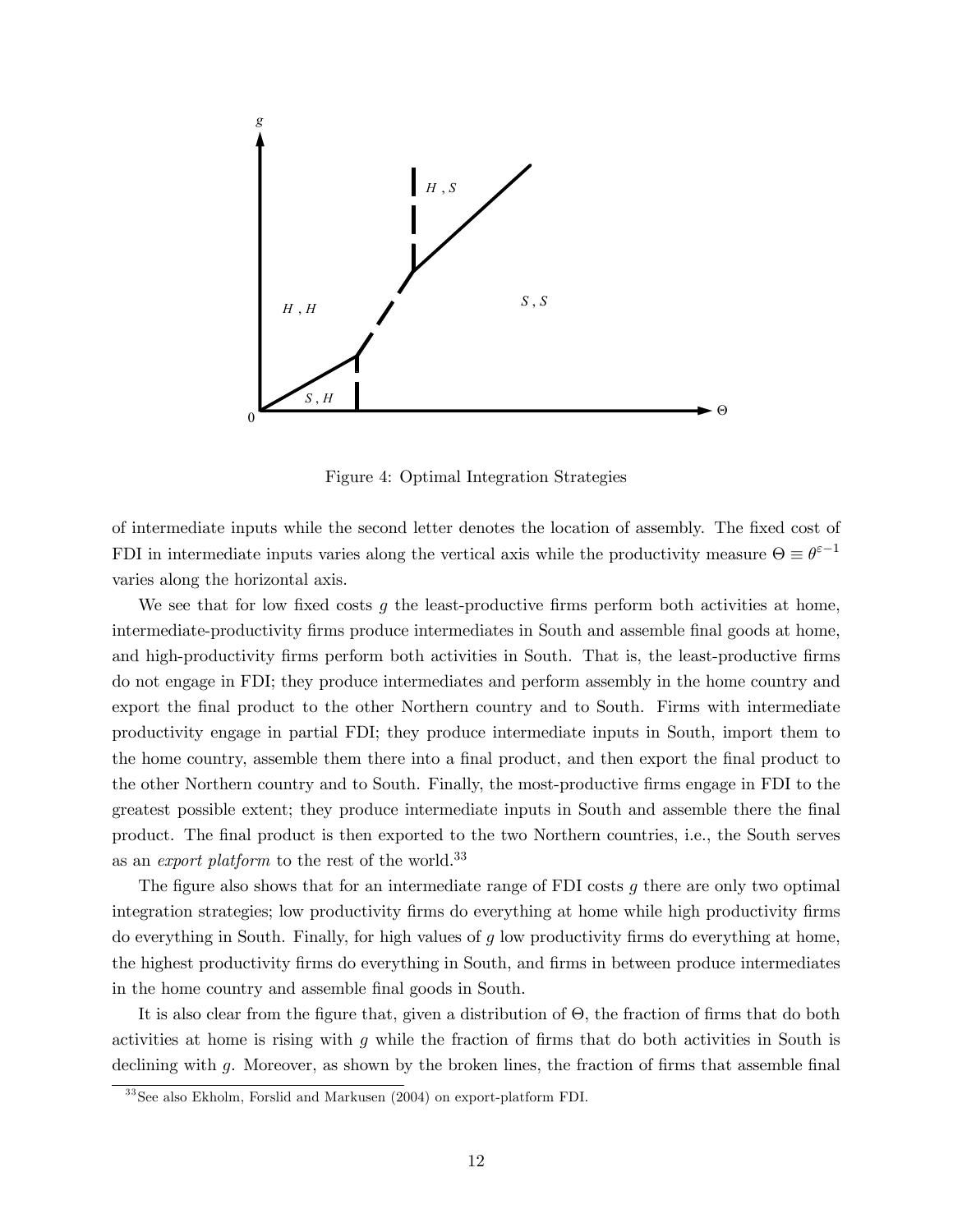Figure 4: Optimal Integration Strategies

of intermediate inputs while the second letter denotes the location of assembly. The fixed cost of FDI in intermediate inputs varies along the vertical axis while the productivity measure $\Theta \equiv \theta^{\varepsilon - 1}$ varies along the horizontal axis.

We see that for low fixed costs $g$ the least-productive firms perform both activities at home, intermediate-productivity firms produce intermediates in South and assemble final goods at home, and high-productivity firms perform both activities in South. That is, the least-productive firms do not engage in FDI; they produce intermediates and perform assembly in the home country and export the final product to the other Northern country and to South. Firms with intermediate productivity engage in partial FDI; they produce intermediate inputs in South, import them to the home country, assemble them there into a final product, and then export the final product to the other Northern country and to South. Finally, the most-productive firms engage in FDI to the greatest possible extent; they produce intermediate inputs in South and assemble there the final product. The final product is then exported to the two Northern countries, i.e., the South serves as an *export platform* to the rest of the world.[33]

The figure also shows that for an intermediate range of FDI costs $g$ there are only two optimal integration strategies; low productivity firms do everything at home while high productivity firms do everything in South. Finally, for high values of $g$ low productivity firms do everything at home, the highest productivity firms do everything in South, and firms in between produce intermediates in the home country and assemble final goods in South.

It is also clear from the figure that, given a distribution of $\Theta$, the fraction of firms that do both activities at home is rising with $g$ while the fraction of firms that do both activities in South is declining with $g$. Moreover, as shown by the broken lines, the fraction of firms that assemble final

[33] See also Ekholm, Forslid and Markusen (2004) on export-platform FDI.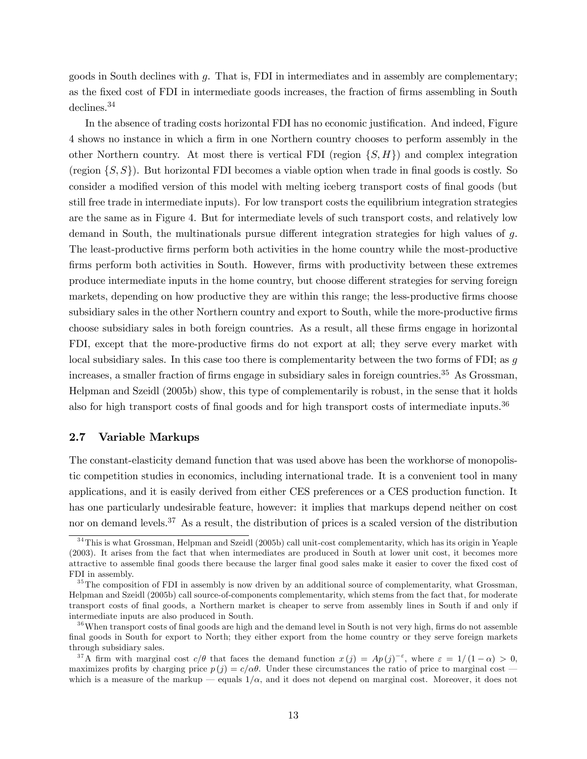goods in South declines with $g$. That is, FDI in intermediates and in assembly are complementary; as the fixed cost of FDI in intermediate goods increases, the fraction of firms assembling in South declines.[34]

In the absence of trading costs horizontal FDI has no economic justification. And indeed, Figure 4 shows no instance in which a firm in one Northern country chooses to perform assembly in the other Northern country. At most there is vertical FDI (region $\{S, H\}$) and complex integration (region $\{S, S\}$). But horizontal FDI becomes a viable option when trade in final goods is costly. So consider a modified version of this model with melting iceberg transport costs of final goods (but still free trade in intermediate inputs). For low transport costs the equilibrium integration strategies are the same as in Figure 4. But for intermediate levels of such transport costs, and relatively low demand in South, the multinationals pursue different integration strategies for high values of $g$. The least-productive firms perform both activities in the home country while the most-productive firms perform both activities in South. However, firms with productivity between these extremes produce intermediate inputs in the home country, but choose different strategies for serving foreign markets, depending on how productive they are within this range; the less-productive firms choose subsidiary sales in the other Northern country and export to South, while the more-productive firms choose subsidiary sales in both foreign countries. As a result, all these firms engage in horizontal FDI, except that the more-productive firms do not export at all; they serve every market with local subsidiary sales. In this case too there is complementarity between the two forms of FDI; as $g$ increases, a smaller fraction of firms engage in subsidiary sales in foreign countries.[35] As Grossman, Helpman and Szeidl (2005b) show, this type of complementarily is robust, in the sense that it holds also for high transport costs of final goods and for high transport costs of intermediate inputs.[36]

## 2.7 Variable Markups

The constant-elasticity demand function that was used above has been the workhorse of monopolistic competition studies in economics, including international trade. It is a convenient tool in many applications, and it is easily derived from either CES preferences or a CES production function. It has one particularly undesirable feature, however: it implies that markups depend neither on cost nor on demand levels.[37] As a result, the distribution of prices is a scaled version of the distribution

---

[34] This is what Grossman, Helpman and Szeidl (2005b) call unit-cost complementarity, which has its origin in Yeaple (2003). It arises from the fact that when intermediates are produced in South at lower unit cost, it becomes more attractive to assemble final goods there because the larger final good sales make it easier to cover the fixed cost of FDI in assembly.

[35] The composition of FDI in assembly is now driven by an additional source of complementarity, what Grossman, Helpman and Szeidl (2005b) call source-of-components complementarity, which stems from the fact that, for moderate transport costs of final goods, a Northern market is cheaper to serve from assembly lines in South if and only if intermediate inputs are also produced in South.

[36] When transport costs of final goods are high and the demand level in South is not very high, firms do not assemble final goods in South for export to North; they either export from the home country or they serve foreign markets through subsidiary sales.

[37] A firm with marginal cost $c/\theta$ that faces the demand function $x(j) = Ap(j)^{-\varepsilon}$, where $\varepsilon = 1/(1-\alpha) > 0$, maximizes profits by charging price $p(j) = c/\alpha\theta$. Under these circumstances the ratio of price to marginal cost — which is a measure of the markup — equals $1/\alpha$, and it does not depend on marginal cost. Moreover, it does not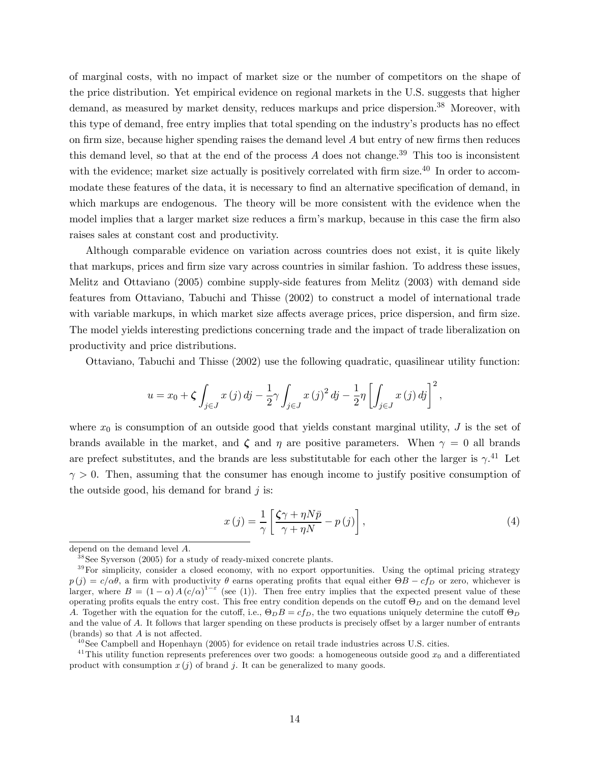of marginal costs, with no impact of market size or the number of competitors on the shape of the price distribution. Yet empirical evidence on regional markets in the U.S. suggests that higher demand, as measured by market density, reduces markups and price dispersion.[38] Moreover, with this type of demand, free entry implies that total spending on the industry's products has no effect on firm size, because higher spending raises the demand level $A$ but entry of new firms then reduces this demand level, so that at the end of the process $A$ does not change.[39] This too is inconsistent with the evidence; market size actually is positively correlated with firm size.[40] In order to accommodate these features of the data, it is necessary to find an alternative specification of demand, in which markups are endogenous. The theory will be more consistent with the evidence when the model implies that a larger market size reduces a firm's markup, because in this case the firm also raises sales at constant cost and productivity.

Although comparable evidence on variation across countries does not exist, it is quite likely that markups, prices and firm size vary across countries in similar fashion. To address these issues, Melitz and Ottaviano (2005) combine supply-side features from Melitz (2003) with demand side features from Ottaviano, Tabuchi and Thisse (2002) to construct a model of international trade with variable markups, in which market size affects average prices, price dispersion, and firm size. The model yields interesting predictions concerning trade and the impact of trade liberalization on productivity and price distributions.

Ottaviano, Tabuchi and Thisse (2002) use the following quadratic, quasilinear utility function:

$$u = x_0 + \boldsymbol{\zeta} \int_{j \in J} x(j)\, dj - \frac{1}{2}\gamma \int_{j \in J} x(j)^2\, dj - \frac{1}{2}\eta \left[ \int_{j \in J} x(j)\, dj \right]^2,$$

where $x_0$ is consumption of an outside good that yields constant marginal utility, $J$ is the set of brands available in the market, and $\boldsymbol{\zeta}$ and $\eta$ are positive parameters. When $\gamma = 0$ all brands are prefect substitutes, and the brands are less substitutable for each other the larger is $\gamma$.[41] Let $\gamma > 0$. Then, assuming that the consumer has enough income to justify positive consumption of the outside good, his demand for brand $j$ is:

$$x(j) = \frac{1}{\gamma} \left[ \frac{\boldsymbol{\zeta}\gamma + \eta N \bar{p}}{\gamma + \eta N} - p(j) \right], \tag{4}$$

---

depend on the demand level $A$.

[38] See Syverson (2005) for a study of ready-mixed concrete plants.

[39] For simplicity, consider a closed economy, with no export opportunities. Using the optimal pricing strategy $p(j) = c/\alpha\theta$, a firm with productivity $\theta$ earns operating profits that equal either $\Theta B - cf_D$ or zero, whichever is larger, where $B = (1-\alpha) A (c/\alpha)^{1-\varepsilon}$ (see (1)). Then free entry implies that the expected present value of these operating profits equals the entry cost. This free entry condition depends on the cutoff $\Theta_D$ and on the demand level $A$. Together with the equation for the cutoff, i.e., $\Theta_D B = cf_D$, the two equations uniquely determine the cutoff $\Theta_D$ and the value of $A$. It follows that larger spending on these products is precisely offset by a larger number of entrants (brands) so that $A$ is not affected.

[40] See Campbell and Hopenhayn (2005) for evidence on retail trade industries across U.S. cities.

[41] This utility function represents preferences over two goods: a homogeneous outside good $x_0$ and a differentiated product with consumption $x(j)$ of brand $j$. It can be generalized to many goods.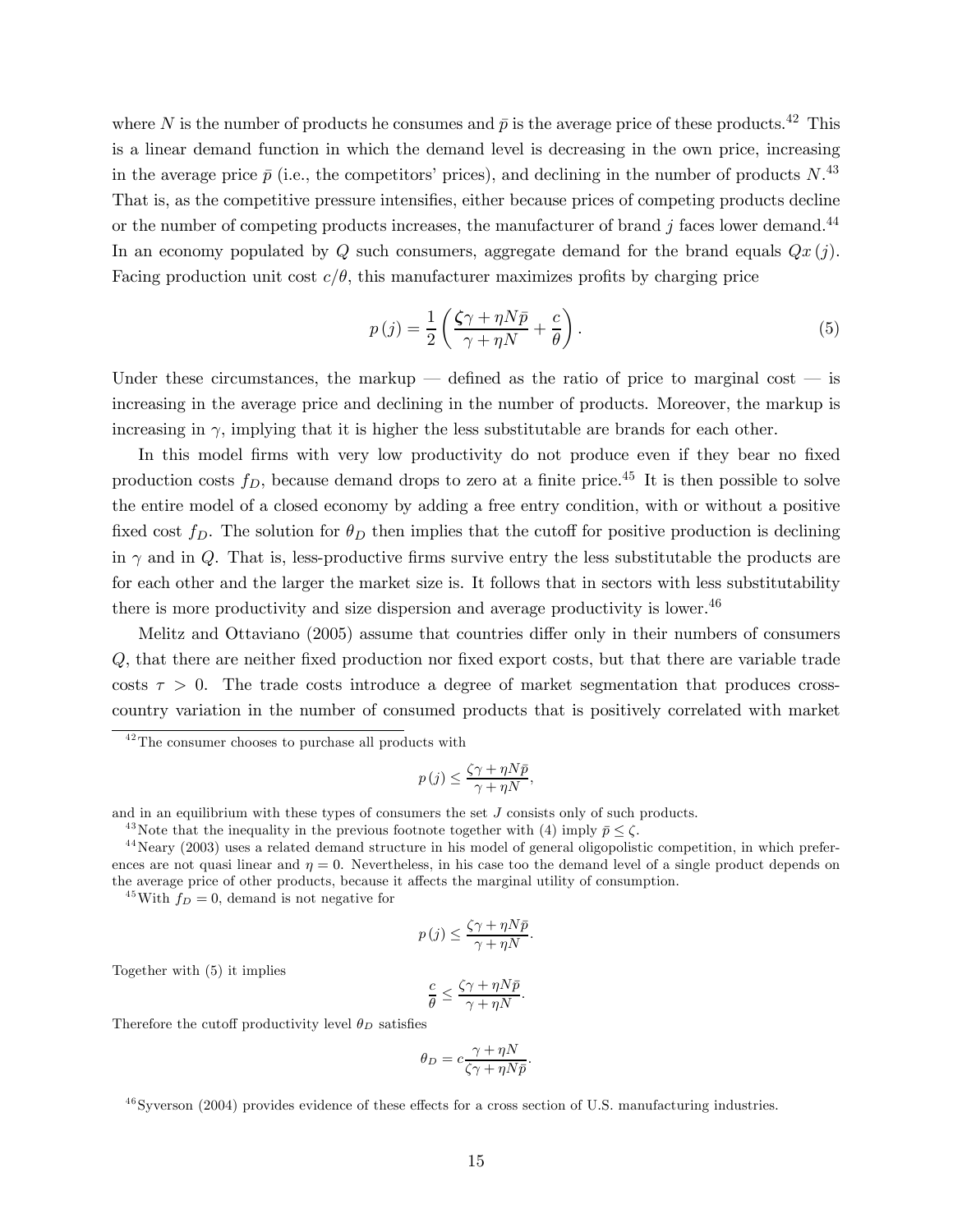where $N$ is the number of products he consumes and $\bar{p}$ is the average price of these products.[42] This is a linear demand function in which the demand level is decreasing in the own price, increasing in the average price $\bar{p}$ (i.e., the competitors' prices), and declining in the number of products $N$.[43] That is, as the competitive pressure intensifies, either because prices of competing products decline or the number of competing products increases, the manufacturer of brand $j$ faces lower demand.[44] In an economy populated by $Q$ such consumers, aggregate demand for the brand equals $Qx(j)$. Facing production unit cost $c/\theta$, this manufacturer maximizes profits by charging price

$$p(j) = \frac{1}{2}\left(\frac{\zeta\gamma + \eta N \bar{p}}{\gamma + \eta N} + \frac{c}{\theta}\right). \tag{5}$$

Under these circumstances, the markup — defined as the ratio of price to marginal cost — is increasing in the average price and declining in the number of products. Moreover, the markup is increasing in $\gamma$, implying that it is higher the less substitutable are brands for each other.

In this model firms with very low productivity do not produce even if they bear no fixed production costs $f_D$, because demand drops to zero at a finite price.[45] It is then possible to solve the entire model of a closed economy by adding a free entry condition, with or without a positive fixed cost $f_D$. The solution for $\theta_D$ then implies that the cutoff for positive production is declining in $\gamma$ and in $Q$. That is, less-productive firms survive entry the less substitutable the products are for each other and the larger the market size is. It follows that in sectors with less substitutability there is more productivity and size dispersion and average productivity is lower.[46]

Melitz and Ottaviano (2005) assume that countries differ only in their numbers of consumers $Q$, that there are neither fixed production nor fixed export costs, but that there are variable trade costs $\tau > 0$. The trade costs introduce a degree of market segmentation that produces cross-country variation in the number of consumed products that is positively correlated with market

---

[42] The consumer chooses to purchase all products with

$$p(j) \leq \frac{\zeta\gamma + \eta N \bar{p}}{\gamma + \eta N},$$

and in an equilibrium with these types of consumers the set $J$ consists only of such products.

[43] Note that the inequality in the previous footnote together with (4) imply $\bar{p} \leq \zeta$.

[44] Neary (2003) uses a related demand structure in his model of general oligopolistic competition, in which preferences are not quasi linear and $\eta = 0$. Nevertheless, in his case too the demand level of a single product depends on the average price of other products, because it affects the marginal utility of consumption.

[45] With $f_D = 0$, demand is not negative for

$$p(j) \leq \frac{\zeta\gamma + \eta N \bar{p}}{\gamma + \eta N}.$$

Together with (5) it implies

$$\frac{c}{\theta} \leq \frac{\zeta\gamma + \eta N \bar{p}}{\gamma + \eta N}.$$

Therefore the cutoff productivity level $\theta_D$ satisfies

$$\theta_D = c\frac{\gamma + \eta N}{\zeta\gamma + \eta N \bar{p}}.$$

[46] Syverson (2004) provides evidence of these effects for a cross section of U.S. manufacturing industries.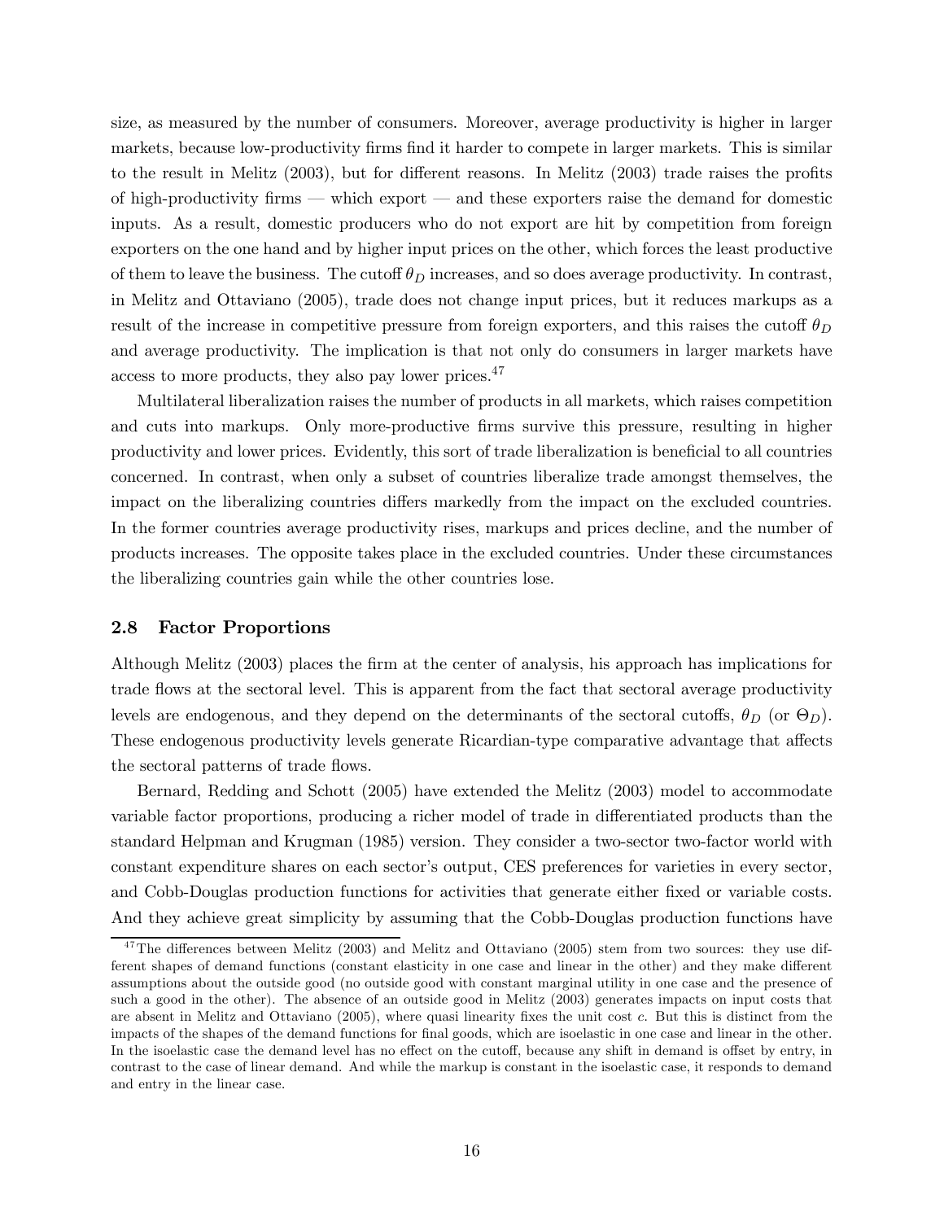size, as measured by the number of consumers. Moreover, average productivity is higher in larger markets, because low-productivity firms find it harder to compete in larger markets. This is similar to the result in Melitz (2003), but for different reasons. In Melitz (2003) trade raises the profits of high-productivity firms — which export — and these exporters raise the demand for domestic inputs. As a result, domestic producers who do not export are hit by competition from foreign exporters on the one hand and by higher input prices on the other, which forces the least productive of them to leave the business. The cutoff $\theta_D$ increases, and so does average productivity. In contrast, in Melitz and Ottaviano (2005), trade does not change input prices, but it reduces markups as a result of the increase in competitive pressure from foreign exporters, and this raises the cutoff $\theta_D$ and average productivity. The implication is that not only do consumers in larger markets have access to more products, they also pay lower prices.[47]

Multilateral liberalization raises the number of products in all markets, which raises competition and cuts into markups. Only more-productive firms survive this pressure, resulting in higher productivity and lower prices. Evidently, this sort of trade liberalization is beneficial to all countries concerned. In contrast, when only a subset of countries liberalize trade amongst themselves, the impact on the liberalizing countries differs markedly from the impact on the excluded countries. In the former countries average productivity rises, markups and prices decline, and the number of products increases. The opposite takes place in the excluded countries. Under these circumstances the liberalizing countries gain while the other countries lose.

### 2.8 Factor Proportions

Although Melitz (2003) places the firm at the center of analysis, his approach has implications for trade flows at the sectoral level. This is apparent from the fact that sectoral average productivity levels are endogenous, and they depend on the determinants of the sectoral cutoffs, $\theta_D$ (or $\Theta_D$). These endogenous productivity levels generate Ricardian-type comparative advantage that affects the sectoral patterns of trade flows.

Bernard, Redding and Schott (2005) have extended the Melitz (2003) model to accommodate variable factor proportions, producing a richer model of trade in differentiated products than the standard Helpman and Krugman (1985) version. They consider a two-sector two-factor world with constant expenditure shares on each sector's output, CES preferences for varieties in every sector, and Cobb-Douglas production functions for activities that generate either fixed or variable costs. And they achieve great simplicity by assuming that the Cobb-Douglas production functions have

---

[47] The differences between Melitz (2003) and Melitz and Ottaviano (2005) stem from two sources: they use different shapes of demand functions (constant elasticity in one case and linear in the other) and they make different assumptions about the outside good (no outside good with constant marginal utility in one case and the presence of such a good in the other). The absence of an outside good in Melitz (2003) generates impacts on input costs that are absent in Melitz and Ottaviano (2005), where quasi linearity fixes the unit cost $c$. But this is distinct from the impacts of the shapes of the demand functions for final goods, which are isoelastic in one case and linear in the other. In the isoelastic case the demand level has no effect on the cutoff, because any shift in demand is offset by entry, in contrast to the case of linear demand. And while the markup is constant in the isoelastic case, it responds to demand and entry in the linear case.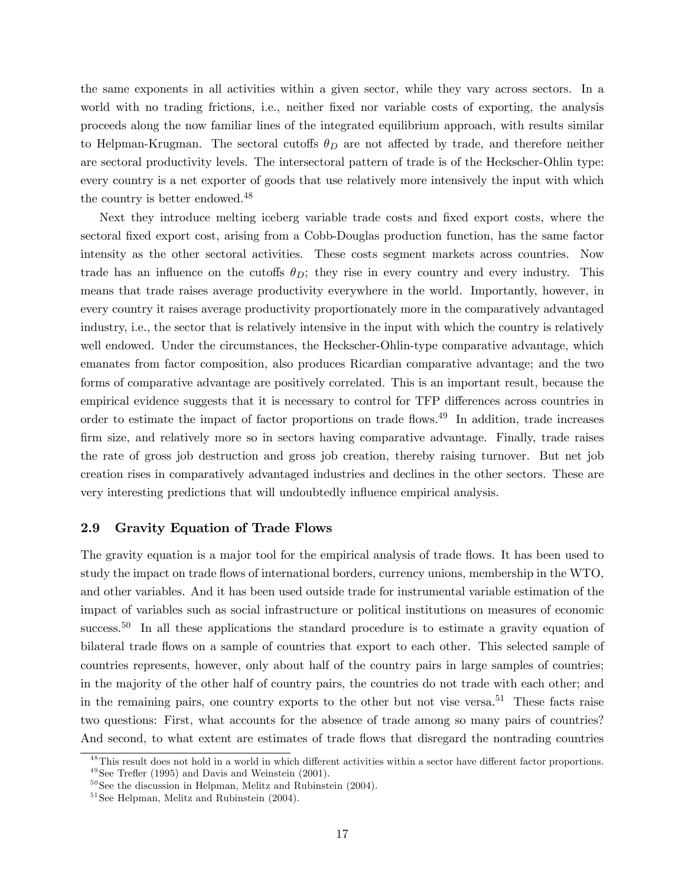the same exponents in all activities within a given sector, while they vary across sectors. In a world with no trading frictions, i.e., neither fixed nor variable costs of exporting, the analysis proceeds along the now familiar lines of the integrated equilibrium approach, with results similar to Helpman-Krugman. The sectoral cutoffs $\theta_D$ are not affected by trade, and therefore neither are sectoral productivity levels. The intersectoral pattern of trade is of the Heckscher-Ohlin type: every country is a net exporter of goods that use relatively more intensively the input with which the country is better endowed.[48]

Next they introduce melting iceberg variable trade costs and fixed export costs, where the sectoral fixed export cost, arising from a Cobb-Douglas production function, has the same factor intensity as the other sectoral activities. These costs segment markets across countries. Now trade has an influence on the cutoffs $\theta_D$; they rise in every country and every industry. This means that trade raises average productivity everywhere in the world. Importantly, however, in every country it raises average productivity proportionately more in the comparatively advantaged industry, i.e., the sector that is relatively intensive in the input with which the country is relatively well endowed. Under the circumstances, the Heckscher-Ohlin-type comparative advantage, which emanates from factor composition, also produces Ricardian comparative advantage; and the two forms of comparative advantage are positively correlated. This is an important result, because the empirical evidence suggests that it is necessary to control for TFP differences across countries in order to estimate the impact of factor proportions on trade flows.[49] In addition, trade increases firm size, and relatively more so in sectors having comparative advantage. Finally, trade raises the rate of gross job destruction and gross job creation, thereby raising turnover. But net job creation rises in comparatively advantaged industries and declines in the other sectors. These are very interesting predictions that will undoubtedly influence empirical analysis.

## 2.9 Gravity Equation of Trade Flows

The gravity equation is a major tool for the empirical analysis of trade flows. It has been used to study the impact on trade flows of international borders, currency unions, membership in the WTO, and other variables. And it has been used outside trade for instrumental variable estimation of the impact of variables such as social infrastructure or political institutions on measures of economic success.[50] In all these applications the standard procedure is to estimate a gravity equation of bilateral trade flows on a sample of countries that export to each other. This selected sample of countries represents, however, only about half of the country pairs in large samples of countries; in the majority of the other half of country pairs, the countries do not trade with each other; and in the remaining pairs, one country exports to the other but not vise versa.[51] These facts raise two questions: First, what accounts for the absence of trade among so many pairs of countries? And second, to what extent are estimates of trade flows that disregard the nontrading countries

[48] This result does not hold in a world in which different activities within a sector have different factor proportions.

[49] See Trefler (1995) and Davis and Weinstein (2001).

[50] See the discussion in Helpman, Melitz and Rubinstein (2004).

[51] See Helpman, Melitz and Rubinstein (2004).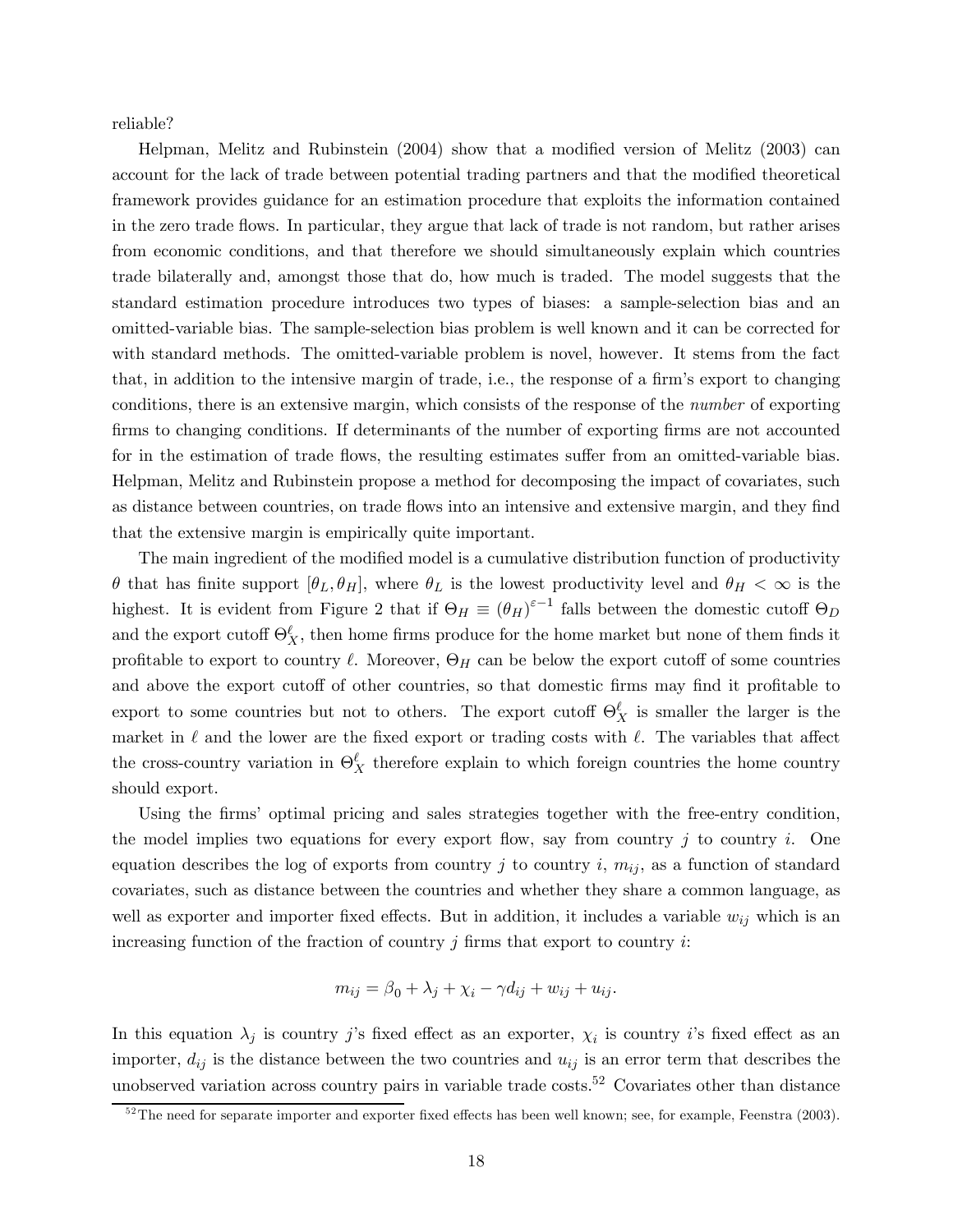reliable?

Helpman, Melitz and Rubinstein (2004) show that a modified version of Melitz (2003) can account for the lack of trade between potential trading partners and that the modified theoretical framework provides guidance for an estimation procedure that exploits the information contained in the zero trade flows. In particular, they argue that lack of trade is not random, but rather arises from economic conditions, and that therefore we should simultaneously explain which countries trade bilaterally and, amongst those that do, how much is traded. The model suggests that the standard estimation procedure introduces two types of biases: a sample-selection bias and an omitted-variable bias. The sample-selection bias problem is well known and it can be corrected for with standard methods. The omitted-variable problem is novel, however. It stems from the fact that, in addition to the intensive margin of trade, i.e., the response of a firm's export to changing conditions, there is an extensive margin, which consists of the response of the *number* of exporting firms to changing conditions. If determinants of the number of exporting firms are not accounted for in the estimation of trade flows, the resulting estimates suffer from an omitted-variable bias. Helpman, Melitz and Rubinstein propose a method for decomposing the impact of covariates, such as distance between countries, on trade flows into an intensive and extensive margin, and they find that the extensive margin is empirically quite important.

The main ingredient of the modified model is a cumulative distribution function of productivity $\theta$ that has finite support $[\theta_L, \theta_H]$, where $\theta_L$ is the lowest productivity level and $\theta_H < \infty$ is the highest. It is evident from Figure 2 that if $\Theta_H \equiv (\theta_H)^{\varepsilon-1}$ falls between the domestic cutoff $\Theta_D$ and the export cutoff $\Theta_X^{\ell}$, then home firms produce for the home market but none of them finds it profitable to export to country $\ell$. Moreover, $\Theta_H$ can be below the export cutoff of some countries and above the export cutoff of other countries, so that domestic firms may find it profitable to export to some countries but not to others. The export cutoff $\Theta_X^{\ell}$ is smaller the larger is the market in $\ell$ and the lower are the fixed export or trading costs with $\ell$. The variables that affect the cross-country variation in $\Theta_X^{\ell}$ therefore explain to which foreign countries the home country should export.

Using the firms' optimal pricing and sales strategies together with the free-entry condition, the model implies two equations for every export flow, say from country $j$ to country $i$. One equation describes the log of exports from country $j$ to country $i$, $m_{ij}$, as a function of standard covariates, such as distance between the countries and whether they share a common language, as well as exporter and importer fixed effects. But in addition, it includes a variable $w_{ij}$ which is an increasing function of the fraction of country $j$ firms that export to country $i$:

$$m_{ij} = \beta_0 + \lambda_j + \chi_i - \gamma d_{ij} + w_{ij} + u_{ij}.$$

In this equation $\lambda_j$ is country $j$'s fixed effect as an exporter, $\chi_i$ is country $i$'s fixed effect as an importer, $d_{ij}$ is the distance between the two countries and $u_{ij}$ is an error term that describes the unobserved variation across country pairs in variable trade costs.[52] Covariates other than distance

[52] The need for separate importer and exporter fixed effects has been well known; see, for example, Feenstra (2003).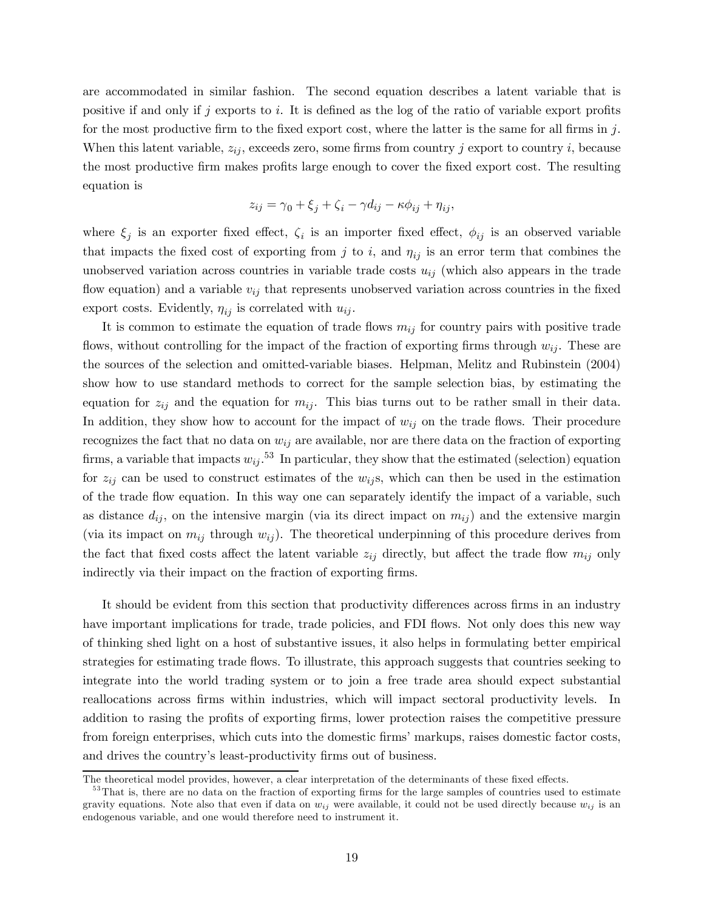are accommodated in similar fashion. The second equation describes a latent variable that is positive if and only if $j$ exports to $i$. It is defined as the log of the ratio of variable export profits for the most productive firm to the fixed export cost, where the latter is the same for all firms in $j$. When this latent variable, $z_{ij}$, exceeds zero, some firms from country $j$ export to country $i$, because the most productive firm makes profits large enough to cover the fixed export cost. The resulting equation is

$$z_{ij} = \gamma_0 + \xi_j + \zeta_i - \gamma d_{ij} - \kappa \phi_{ij} + \eta_{ij},$$

where $\xi_j$ is an exporter fixed effect, $\zeta_i$ is an importer fixed effect, $\phi_{ij}$ is an observed variable that impacts the fixed cost of exporting from $j$ to $i$, and $\eta_{ij}$ is an error term that combines the unobserved variation across countries in variable trade costs $u_{ij}$ (which also appears in the trade flow equation) and a variable $v_{ij}$ that represents unobserved variation across countries in the fixed export costs. Evidently, $\eta_{ij}$ is correlated with $u_{ij}$.

It is common to estimate the equation of trade flows $m_{ij}$ for country pairs with positive trade flows, without controlling for the impact of the fraction of exporting firms through $w_{ij}$. These are the sources of the selection and omitted-variable biases. Helpman, Melitz and Rubinstein (2004) show how to use standard methods to correct for the sample selection bias, by estimating the equation for $z_{ij}$ and the equation for $m_{ij}$. This bias turns out to be rather small in their data. In addition, they show how to account for the impact of $w_{ij}$ on the trade flows. Their procedure recognizes the fact that no data on $w_{ij}$ are available, nor are there data on the fraction of exporting firms, a variable that impacts $w_{ij}$.[53] In particular, they show that the estimated (selection) equation for $z_{ij}$ can be used to construct estimates of the $w_{ij}$s, which can then be used in the estimation of the trade flow equation. In this way one can separately identify the impact of a variable, such as distance $d_{ij}$, on the intensive margin (via its direct impact on $m_{ij}$) and the extensive margin (via its impact on $m_{ij}$ through $w_{ij}$). The theoretical underpinning of this procedure derives from the fact that fixed costs affect the latent variable $z_{ij}$ directly, but affect the trade flow $m_{ij}$ only indirectly via their impact on the fraction of exporting firms.

It should be evident from this section that productivity differences across firms in an industry have important implications for trade, trade policies, and FDI flows. Not only does this new way of thinking shed light on a host of substantive issues, it also helps in formulating better empirical strategies for estimating trade flows. To illustrate, this approach suggests that countries seeking to integrate into the world trading system or to join a free trade area should expect substantial reallocations across firms within industries, which will impact sectoral productivity levels. In addition to rasing the profits of exporting firms, lower protection raises the competitive pressure from foreign enterprises, which cuts into the domestic firms' markups, raises domestic factor costs, and drives the country's least-productivity firms out of business.

The theoretical model provides, however, a clear interpretation of the determinants of these fixed effects.

[53] That is, there are no data on the fraction of exporting firms for the large samples of countries used to estimate gravity equations. Note also that even if data on $w_{ij}$ were available, it could not be used directly because $w_{ij}$ is an endogenous variable, and one would therefore need to instrument it.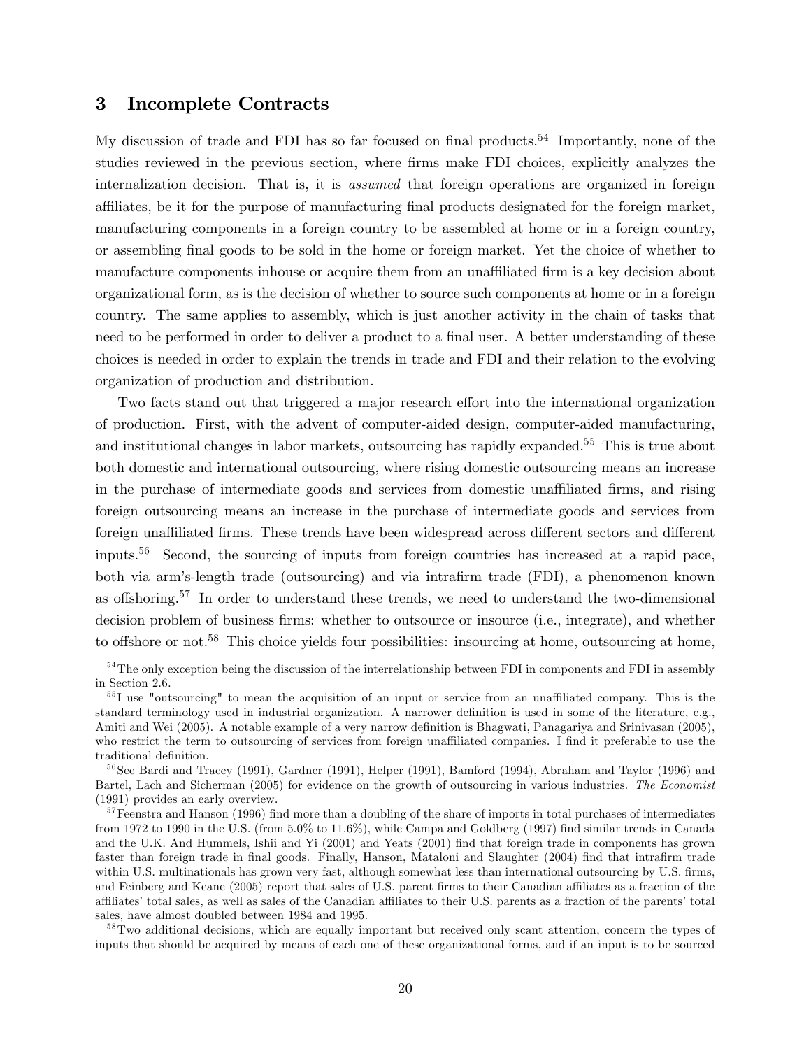## 3 Incomplete Contracts

My discussion of trade and FDI has so far focused on final products.[54] Importantly, none of the studies reviewed in the previous section, where firms make FDI choices, explicitly analyzes the internalization decision. That is, it is *assumed* that foreign operations are organized in foreign affiliates, be it for the purpose of manufacturing final products designated for the foreign market, manufacturing components in a foreign country to be assembled at home or in a foreign country, or assembling final goods to be sold in the home or foreign market. Yet the choice of whether to manufacture components inhouse or acquire them from an unaffiliated firm is a key decision about organizational form, as is the decision of whether to source such components at home or in a foreign country. The same applies to assembly, which is just another activity in the chain of tasks that need to be performed in order to deliver a product to a final user. A better understanding of these choices is needed in order to explain the trends in trade and FDI and their relation to the evolving organization of production and distribution.

Two facts stand out that triggered a major research effort into the international organization of production. First, with the advent of computer-aided design, computer-aided manufacturing, and institutional changes in labor markets, outsourcing has rapidly expanded.[55] This is true about both domestic and international outsourcing, where rising domestic outsourcing means an increase in the purchase of intermediate goods and services from domestic unaffiliated firms, and rising foreign outsourcing means an increase in the purchase of intermediate goods and services from foreign unaffiliated firms. These trends have been widespread across different sectors and different inputs.[56] Second, the sourcing of inputs from foreign countries has increased at a rapid pace, both via arm's-length trade (outsourcing) and via intrafirm trade (FDI), a phenomenon known as offshoring.[57] In order to understand these trends, we need to understand the two-dimensional decision problem of business firms: whether to outsource or insource (i.e., integrate), and whether to offshore or not.[58] This choice yields four possibilities: insourcing at home, outsourcing at home,

[54] The only exception being the discussion of the interrelationship between FDI in components and FDI in assembly in Section 2.6.

[55] I use "outsourcing" to mean the acquisition of an input or service from an unaffiliated company. This is the standard terminology used in industrial organization. A narrower definition is used in some of the literature, e.g., Amiti and Wei (2005). A notable example of a very narrow definition is Bhagwati, Panagariya and Srinivasan (2005), who restrict the term to outsourcing of services from foreign unaffiliated companies. I find it preferable to use the traditional definition.

[56] See Bardi and Tracey (1991), Gardner (1991), Helper (1991), Bamford (1994), Abraham and Taylor (1996) and Bartel, Lach and Sicherman (2005) for evidence on the growth of outsourcing in various industries. *The Economist* (1991) provides an early overview.

[57] Feenstra and Hanson (1996) find more than a doubling of the share of imports in total purchases of intermediates from 1972 to 1990 in the U.S. (from 5.0% to 11.6%), while Campa and Goldberg (1997) find similar trends in Canada and the U.K. And Hummels, Ishii and Yi (2001) and Yeats (2001) find that foreign trade in components has grown faster than foreign trade in final goods. Finally, Hanson, Mataloni and Slaughter (2004) find that intrafirm trade within U.S. multinationals has grown very fast, although somewhat less than international outsourcing by U.S. firms, and Feinberg and Keane (2005) report that sales of U.S. parent firms to their Canadian affiliates as a fraction of the affiliates' total sales, as well as sales of the Canadian affiliates to their U.S. parents as a fraction of the parents' total sales, have almost doubled between 1984 and 1995.

[58] Two additional decisions, which are equally important but received only scant attention, concern the types of inputs that should be acquired by means of each one of these organizational forms, and if an input is to be sourced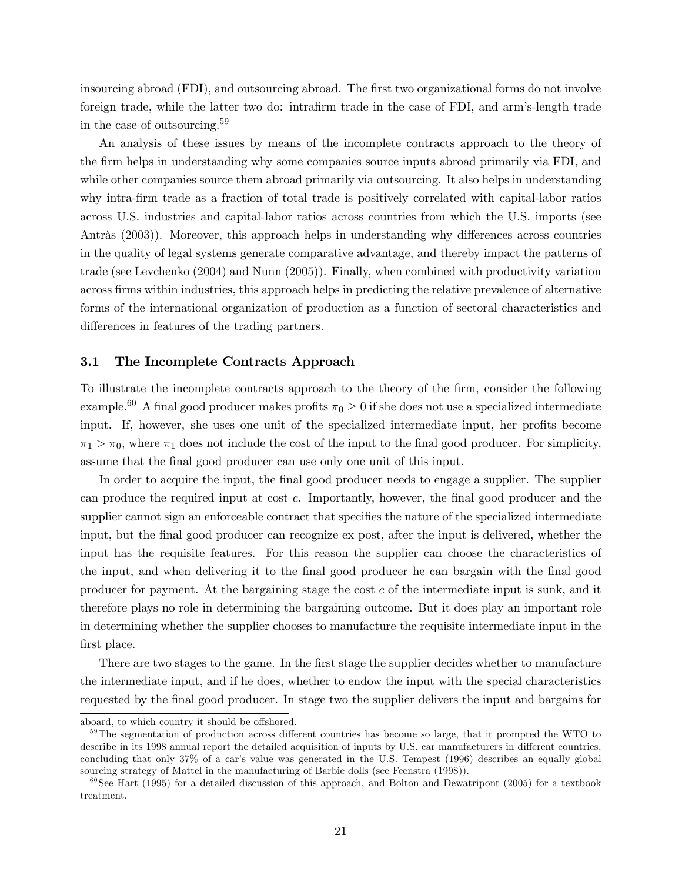insourcing abroad (FDI), and outsourcing abroad. The first two organizational forms do not involve foreign trade, while the latter two do: intrafirm trade in the case of FDI, and arm's-length trade in the case of outsourcing.[59]

An analysis of these issues by means of the incomplete contracts approach to the theory of the firm helps in understanding why some companies source inputs abroad primarily via FDI, and while other companies source them abroad primarily via outsourcing. It also helps in understanding why intra-firm trade as a fraction of total trade is positively correlated with capital-labor ratios across U.S. industries and capital-labor ratios across countries from which the U.S. imports (see Antràs (2003)). Moreover, this approach helps in understanding why differences across countries in the quality of legal systems generate comparative advantage, and thereby impact the patterns of trade (see Levchenko (2004) and Nunn (2005)). Finally, when combined with productivity variation across firms within industries, this approach helps in predicting the relative prevalence of alternative forms of the international organization of production as a function of sectoral characteristics and differences in features of the trading partners.

### 3.1 The Incomplete Contracts Approach

To illustrate the incomplete contracts approach to the theory of the firm, consider the following example.[60] A final good producer makes profits $\pi_0 \geq 0$ if she does not use a specialized intermediate input. If, however, she uses one unit of the specialized intermediate input, her profits become $\pi_1 > \pi_0$, where $\pi_1$ does not include the cost of the input to the final good producer. For simplicity, assume that the final good producer can use only one unit of this input.

In order to acquire the input, the final good producer needs to engage a supplier. The supplier can produce the required input at cost $c$. Importantly, however, the final good producer and the supplier cannot sign an enforceable contract that specifies the nature of the specialized intermediate input, but the final good producer can recognize ex post, after the input is delivered, whether the input has the requisite features. For this reason the supplier can choose the characteristics of the input, and when delivering it to the final good producer he can bargain with the final good producer for payment. At the bargaining stage the cost $c$ of the intermediate input is sunk, and it therefore plays no role in determining the bargaining outcome. But it does play an important role in determining whether the supplier chooses to manufacture the requisite intermediate input in the first place.

There are two stages to the game. In the first stage the supplier decides whether to manufacture the intermediate input, and if he does, whether to endow the input with the special characteristics requested by the final good producer. In stage two the supplier delivers the input and bargains for

aboard, to which country it should be offshored.

[59] The segmentation of production across different countries has become so large, that it prompted the WTO to describe in its 1998 annual report the detailed acquisition of inputs by U.S. car manufacturers in different countries, concluding that only 37% of a car's value was generated in the U.S. Tempest (1996) describes an equally global sourcing strategy of Mattel in the manufacturing of Barbie dolls (see Feenstra (1998)).

[60] See Hart (1995) for a detailed discussion of this approach, and Bolton and Dewatripont (2005) for a textbook treatment.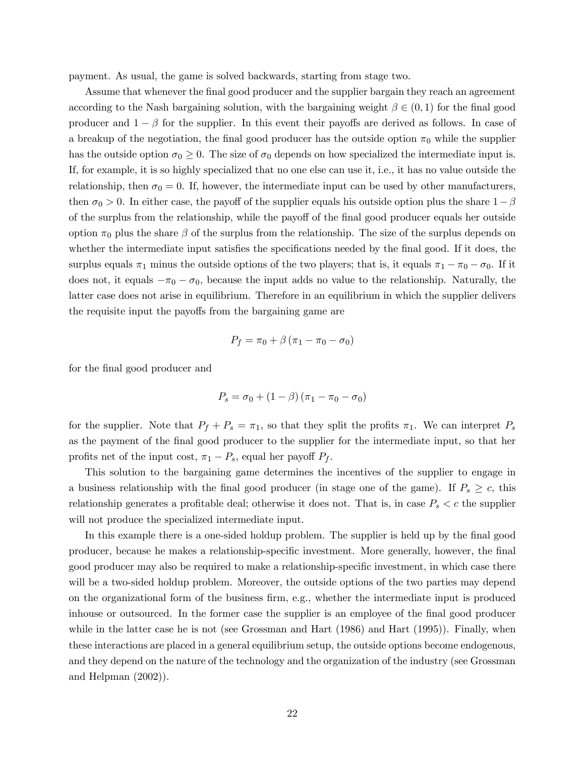payment. As usual, the game is solved backwards, starting from stage two.

Assume that whenever the final good producer and the supplier bargain they reach an agreement according to the Nash bargaining solution, with the bargaining weight $\beta \in (0,1)$ for the final good producer and $1-\beta$ for the supplier. In this event their payoffs are derived as follows. In case of a breakup of the negotiation, the final good producer has the outside option $\pi_0$ while the supplier has the outside option $\sigma_0 \geq 0$. The size of $\sigma_0$ depends on how specialized the intermediate input is. If, for example, it is so highly specialized that no one else can use it, i.e., it has no value outside the relationship, then $\sigma_0 = 0$. If, however, the intermediate input can be used by other manufacturers, then $\sigma_0 > 0$. In either case, the payoff of the supplier equals his outside option plus the share $1-\beta$ of the surplus from the relationship, while the payoff of the final good producer equals her outside option $\pi_0$ plus the share $\beta$ of the surplus from the relationship. The size of the surplus depends on whether the intermediate input satisfies the specifications needed by the final good. If it does, the surplus equals $\pi_1$ minus the outside options of the two players; that is, it equals $\pi_1 - \pi_0 - \sigma_0$. If it does not, it equals $-\pi_0 - \sigma_0$, because the input adds no value to the relationship. Naturally, the latter case does not arise in equilibrium. Therefore in an equilibrium in which the supplier delivers the requisite input the payoffs from the bargaining game are

$$P_f = \pi_0 + \beta\left(\pi_1 - \pi_0 - \sigma_0\right)$$

for the final good producer and

$$P_s = \sigma_0 + (1-\beta)\left(\pi_1 - \pi_0 - \sigma_0\right)$$

for the supplier. Note that $P_f + P_s = \pi_1$, so that they split the profits $\pi_1$. We can interpret $P_s$ as the payment of the final good producer to the supplier for the intermediate input, so that her profits net of the input cost, $\pi_1 - P_s$, equal her payoff $P_f$.

This solution to the bargaining game determines the incentives of the supplier to engage in a business relationship with the final good producer (in stage one of the game). If $P_s \geq c$, this relationship generates a profitable deal; otherwise it does not. That is, in case $P_s < c$ the supplier will not produce the specialized intermediate input.

In this example there is a one-sided holdup problem. The supplier is held up by the final good producer, because he makes a relationship-specific investment. More generally, however, the final good producer may also be required to make a relationship-specific investment, in which case there will be a two-sided holdup problem. Moreover, the outside options of the two parties may depend on the organizational form of the business firm, e.g., whether the intermediate input is produced inhouse or outsourced. In the former case the supplier is an employee of the final good producer while in the latter case he is not (see Grossman and Hart (1986) and Hart (1995)). Finally, when these interactions are placed in a general equilibrium setup, the outside options become endogenous, and they depend on the nature of the technology and the organization of the industry (see Grossman and Helpman (2002)).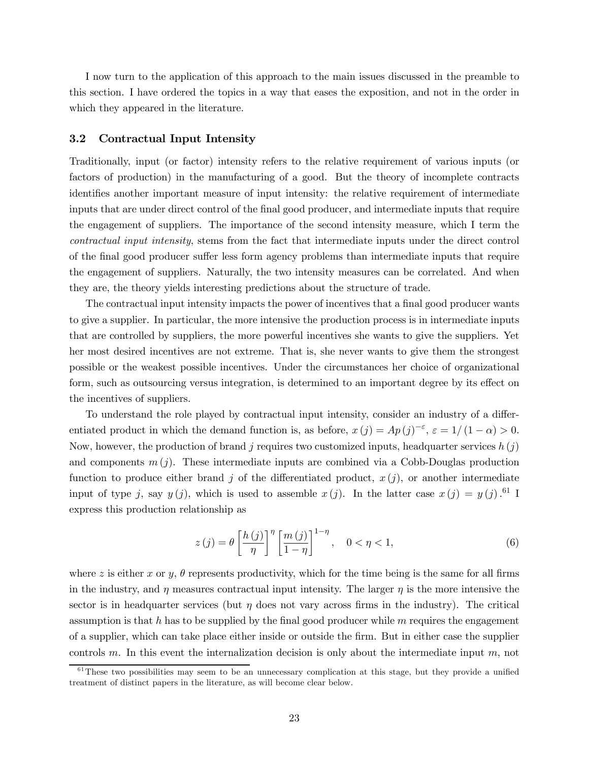I now turn to the application of this approach to the main issues discussed in the preamble to this section. I have ordered the topics in a way that eases the exposition, and not in the order in which they appeared in the literature.

### 3.2 Contractual Input Intensity

Traditionally, input (or factor) intensity refers to the relative requirement of various inputs (or factors of production) in the manufacturing of a good. But the theory of incomplete contracts identifies another important measure of input intensity: the relative requirement of intermediate inputs that are under direct control of the final good producer, and intermediate inputs that require the engagement of suppliers. The importance of the second intensity measure, which I term the *contractual input intensity*, stems from the fact that intermediate inputs under the direct control of the final good producer suffer less form agency problems than intermediate inputs that require the engagement of suppliers. Naturally, the two intensity measures can be correlated. And when they are, the theory yields interesting predictions about the structure of trade.

The contractual input intensity impacts the power of incentives that a final good producer wants to give a supplier. In particular, the more intensive the production process is in intermediate inputs that are controlled by suppliers, the more powerful incentives she wants to give the suppliers. Yet her most desired incentives are not extreme. That is, she never wants to give them the strongest possible or the weakest possible incentives. Under the circumstances her choice of organizational form, such as outsourcing versus integration, is determined to an important degree by its effect on the incentives of suppliers.

To understand the role played by contractual input intensity, consider an industry of a differentiated product in which the demand function is, as before, $x(j) = Ap(j)^{-\varepsilon}$, $\varepsilon = 1/(1-\alpha) > 0$. Now, however, the production of brand $j$ requires two customized inputs, headquarter services $h(j)$ and components $m(j)$. These intermediate inputs are combined via a Cobb-Douglas production function to produce either brand $j$ of the differentiated product, $x(j)$, or another intermediate input of type $j$, say $y(j)$, which is used to assemble $x(j)$. In the latter case $x(j) = y(j)$.[61] I express this production relationship as

$$z(j) = \theta \left[\frac{h(j)}{\eta}\right]^{\eta} \left[\frac{m(j)}{1-\eta}\right]^{1-\eta}, \quad 0 < \eta < 1, \tag{6}$$

where $z$ is either $x$ or $y$, $\theta$ represents productivity, which for the time being is the same for all firms in the industry, and $\eta$ measures contractual input intensity. The larger $\eta$ is the more intensive the sector is in headquarter services (but $\eta$ does not vary across firms in the industry). The critical assumption is that $h$ has to be supplied by the final good producer while $m$ requires the engagement of a supplier, which can take place either inside or outside the firm. But in either case the supplier controls $m$. In this event the internalization decision is only about the intermediate input $m$, not

[61] These two possibilities may seem to be an unnecessary complication at this stage, but they provide a unified treatment of distinct papers in the literature, as will become clear below.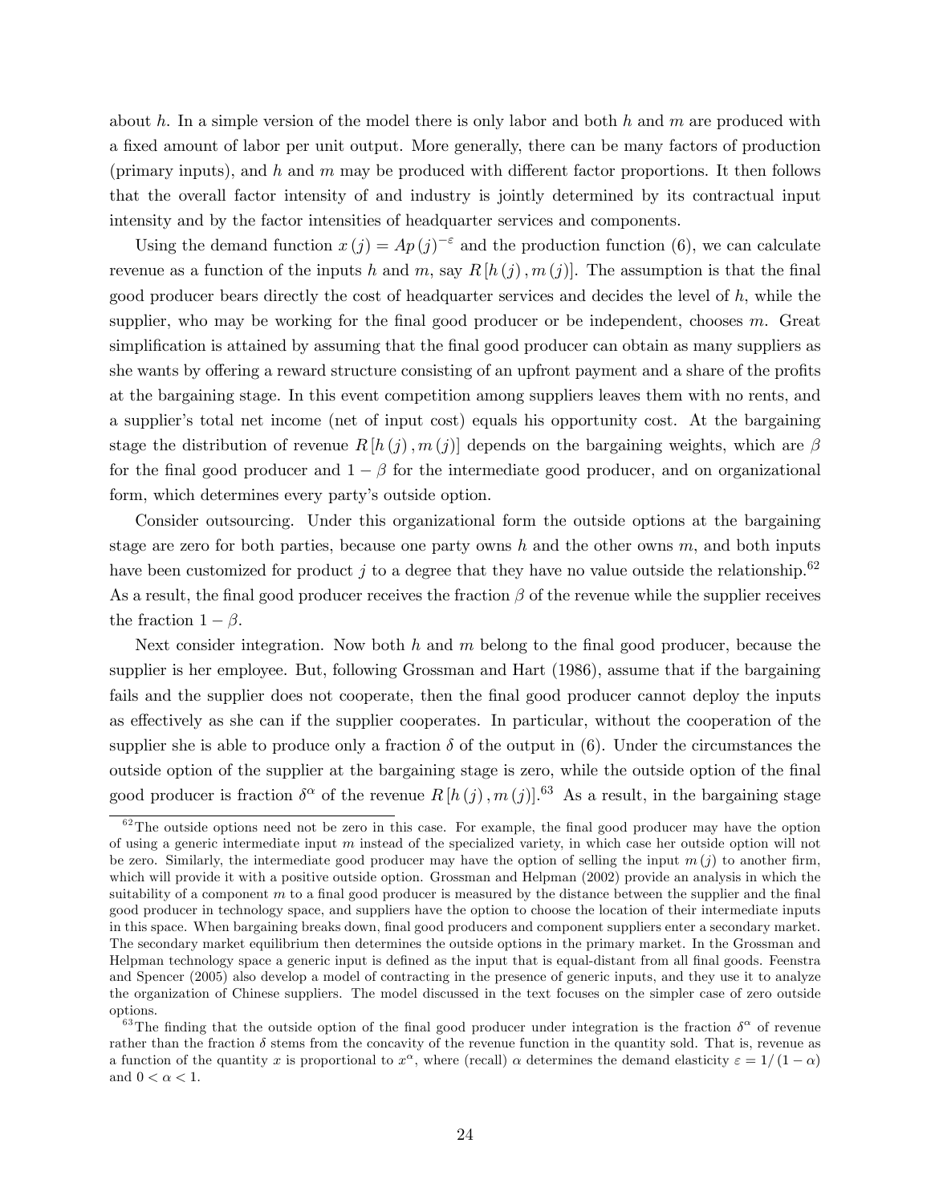about $h$. In a simple version of the model there is only labor and both $h$ and $m$ are produced with a fixed amount of labor per unit output. More generally, there can be many factors of production (primary inputs), and $h$ and $m$ may be produced with different factor proportions. It then follows that the overall factor intensity of and industry is jointly determined by its contractual input intensity and by the factor intensities of headquarter services and components.

Using the demand function $x(j) = Ap(j)^{-\varepsilon}$ and the production function (6), we can calculate revenue as a function of the inputs $h$ and $m$, say $R[h(j), m(j)]$. The assumption is that the final good producer bears directly the cost of headquarter services and decides the level of $h$, while the supplier, who may be working for the final good producer or be independent, chooses $m$. Great simplification is attained by assuming that the final good producer can obtain as many suppliers as she wants by offering a reward structure consisting of an upfront payment and a share of the profits at the bargaining stage. In this event competition among suppliers leaves them with no rents, and a supplier's total net income (net of input cost) equals his opportunity cost. At the bargaining stage the distribution of revenue $R[h(j), m(j)]$ depends on the bargaining weights, which are $\beta$ for the final good producer and $1-\beta$ for the intermediate good producer, and on organizational form, which determines every party's outside option.

Consider outsourcing. Under this organizational form the outside options at the bargaining stage are zero for both parties, because one party owns $h$ and the other owns $m$, and both inputs have been customized for product $j$ to a degree that they have no value outside the relationship.[62] As a result, the final good producer receives the fraction $\beta$ of the revenue while the supplier receives the fraction $1-\beta$.

Next consider integration. Now both $h$ and $m$ belong to the final good producer, because the supplier is her employee. But, following Grossman and Hart (1986), assume that if the bargaining fails and the supplier does not cooperate, then the final good producer cannot deploy the inputs as effectively as she can if the supplier cooperates. In particular, without the cooperation of the supplier she is able to produce only a fraction $\delta$ of the output in (6). Under the circumstances the outside option of the supplier at the bargaining stage is zero, while the outside option of the final good producer is fraction $\delta^{\alpha}$ of the revenue $R[h(j), m(j)]$.[63] As a result, in the bargaining stage

[62] The outside options need not be zero in this case. For example, the final good producer may have the option of using a generic intermediate input $m$ instead of the specialized variety, in which case her outside option will not be zero. Similarly, the intermediate good producer may have the option of selling the input $m(j)$ to another firm, which will provide it with a positive outside option. Grossman and Helpman (2002) provide an analysis in which the suitability of a component $m$ to a final good producer is measured by the distance between the supplier and the final good producer in technology space, and suppliers have the option to choose the location of their intermediate inputs in this space. When bargaining breaks down, final good producers and component suppliers enter a secondary market. The secondary market equilibrium then determines the outside options in the primary market. In the Grossman and Helpman technology space a generic input is defined as the input that is equal-distant from all final goods. Feenstra and Spencer (2005) also develop a model of contracting in the presence of generic inputs, and they use it to analyze the organization of Chinese suppliers. The model discussed in the text focuses on the simpler case of zero outside options.

[63] The finding that the outside option of the final good producer under integration is the fraction $\delta^{\alpha}$ of revenue rather than the fraction $\delta$ stems from the concavity of the revenue function in the quantity sold. That is, revenue as a function of the quantity $x$ is proportional to $x^{\alpha}$, where (recall) $\alpha$ determines the demand elasticity $\varepsilon = 1/(1-\alpha)$ and $0 < \alpha < 1$.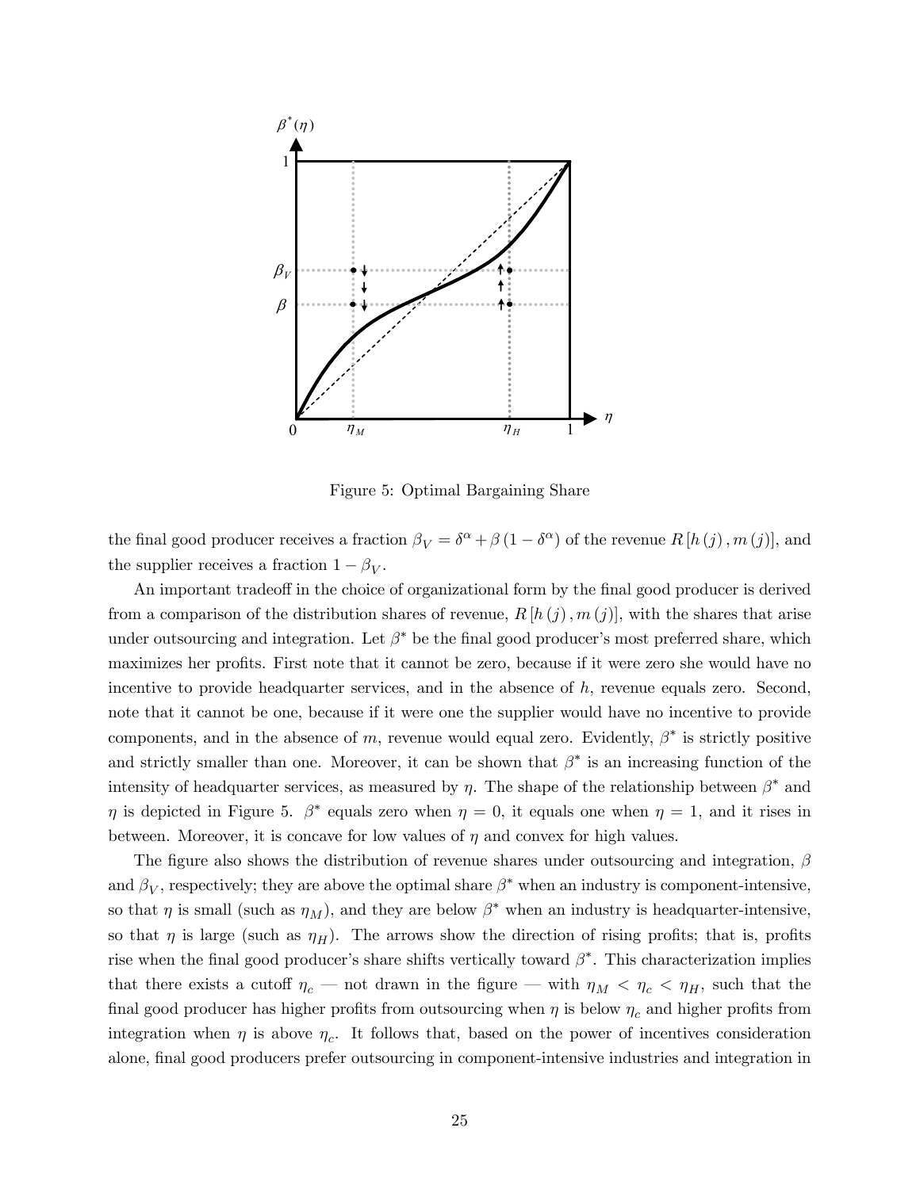Figure 5: Optimal Bargaining Share

the final good producer receives a fraction $\beta_V = \delta^\alpha + \beta(1 - \delta^\alpha)$ of the revenue $R[h(j), m(j)]$, and the supplier receives a fraction $1 - \beta_V$.

An important tradeoff in the choice of organizational form by the final good producer is derived from a comparison of the distribution shares of revenue, $R[h(j), m(j)]$, with the shares that arise under outsourcing and integration. Let $\beta^*$ be the final good producer's most preferred share, which maximizes her profits. First note that it cannot be zero, because if it were zero she would have no incentive to provide headquarter services, and in the absence of $h$, revenue equals zero. Second, note that it cannot be one, because if it were one the supplier would have no incentive to provide components, and in the absence of $m$, revenue would equal zero. Evidently, $\beta^*$ is strictly positive and strictly smaller than one. Moreover, it can be shown that $\beta^*$ is an increasing function of the intensity of headquarter services, as measured by $\eta$. The shape of the relationship between $\beta^*$ and $\eta$ is depicted in Figure 5. $\beta^*$ equals zero when $\eta = 0$, it equals one when $\eta = 1$, and it rises in between. Moreover, it is concave for low values of $\eta$ and convex for high values.

The figure also shows the distribution of revenue shares under outsourcing and integration, $\beta$ and $\beta_V$, respectively; they are above the optimal share $\beta^*$ when an industry is component-intensive, so that $\eta$ is small (such as $\eta_M$), and they are below $\beta^*$ when an industry is headquarter-intensive, so that $\eta$ is large (such as $\eta_H$). The arrows show the direction of rising profits; that is, profits rise when the final good producer's share shifts vertically toward $\beta^*$. This characterization implies that there exists a cutoff $\eta_c$ — not drawn in the figure — with $\eta_M < \eta_c < \eta_H$, such that the final good producer has higher profits from outsourcing when $\eta$ is below $\eta_c$ and higher profits from integration when $\eta$ is above $\eta_c$. It follows that, based on the power of incentives consideration alone, final good producers prefer outsourcing in component-intensive industries and integration in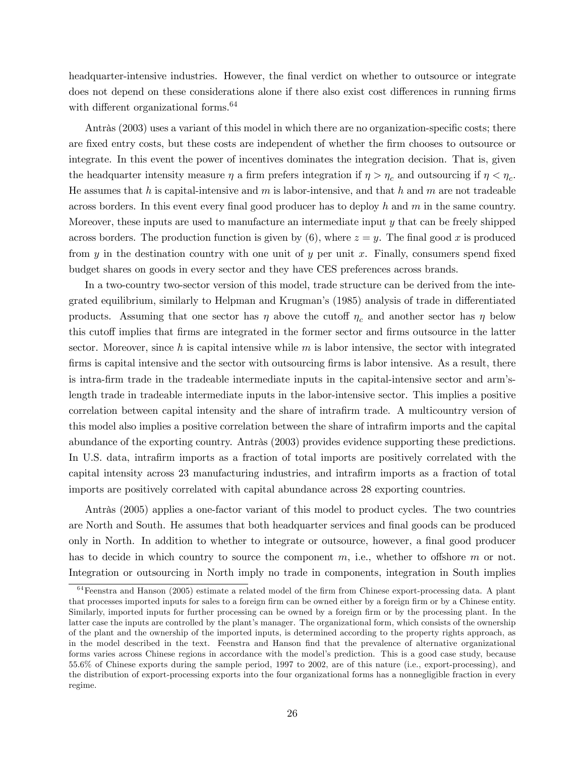headquarter-intensive industries. However, the final verdict on whether to outsource or integrate does not depend on these considerations alone if there also exist cost differences in running firms with different organizational forms.[64]

Antràs (2003) uses a variant of this model in which there are no organization-specific costs; there are fixed entry costs, but these costs are independent of whether the firm chooses to outsource or integrate. In this event the power of incentives dominates the integration decision. That is, given the headquarter intensity measure $\eta$ a firm prefers integration if $\eta > \eta_c$ and outsourcing if $\eta < \eta_c$. He assumes that $h$ is capital-intensive and $m$ is labor-intensive, and that $h$ and $m$ are not tradeable across borders. In this event every final good producer has to deploy $h$ and $m$ in the same country. Moreover, these inputs are used to manufacture an intermediate input $y$ that can be freely shipped across borders. The production function is given by (6), where $z = y$. The final good $x$ is produced from $y$ in the destination country with one unit of $y$ per unit $x$. Finally, consumers spend fixed budget shares on goods in every sector and they have CES preferences across brands.

In a two-country two-sector version of this model, trade structure can be derived from the integrated equilibrium, similarly to Helpman and Krugman's (1985) analysis of trade in differentiated products. Assuming that one sector has $\eta$ above the cutoff $\eta_c$ and another sector has $\eta$ below this cutoff implies that firms are integrated in the former sector and firms outsource in the latter sector. Moreover, since $h$ is capital intensive while $m$ is labor intensive, the sector with integrated firms is capital intensive and the sector with outsourcing firms is labor intensive. As a result, there is intra-firm trade in the tradeable intermediate inputs in the capital-intensive sector and arm's-length trade in tradeable intermediate inputs in the labor-intensive sector. This implies a positive correlation between capital intensity and the share of intrafirm trade. A multicountry version of this model also implies a positive correlation between the share of intrafirm imports and the capital abundance of the exporting country. Antràs (2003) provides evidence supporting these predictions. In U.S. data, intrafirm imports as a fraction of total imports are positively correlated with the capital intensity across 23 manufacturing industries, and intrafirm imports as a fraction of total imports are positively correlated with capital abundance across 28 exporting countries.

Antràs (2005) applies a one-factor variant of this model to product cycles. The two countries are North and South. He assumes that both headquarter services and final goods can be produced only in North. In addition to whether to integrate or outsource, however, a final good producer has to decide in which country to source the component $m$, i.e., whether to offshore $m$ or not. Integration or outsourcing in North imply no trade in components, integration in South implies

[64] Feenstra and Hanson (2005) estimate a related model of the firm from Chinese export-processing data. A plant that processes imported inputs for sales to a foreign firm can be owned either by a foreign firm or by a Chinese entity. Similarly, imported inputs for further processing can be owned by a foreign firm or by the processing plant. In the latter case the inputs are controlled by the plant's manager. The organizational form, which consists of the ownership of the plant and the ownership of the imported inputs, is determined according to the property rights approach, as in the model described in the text. Feenstra and Hanson find that the prevalence of alternative organizational forms varies across Chinese regions in accordance with the model's prediction. This is a good case study, because 55.6% of Chinese exports during the sample period, 1997 to 2002, are of this nature (i.e., export-processing), and the distribution of export-processing exports into the four organizational forms has a nonnegligible fraction in every regime.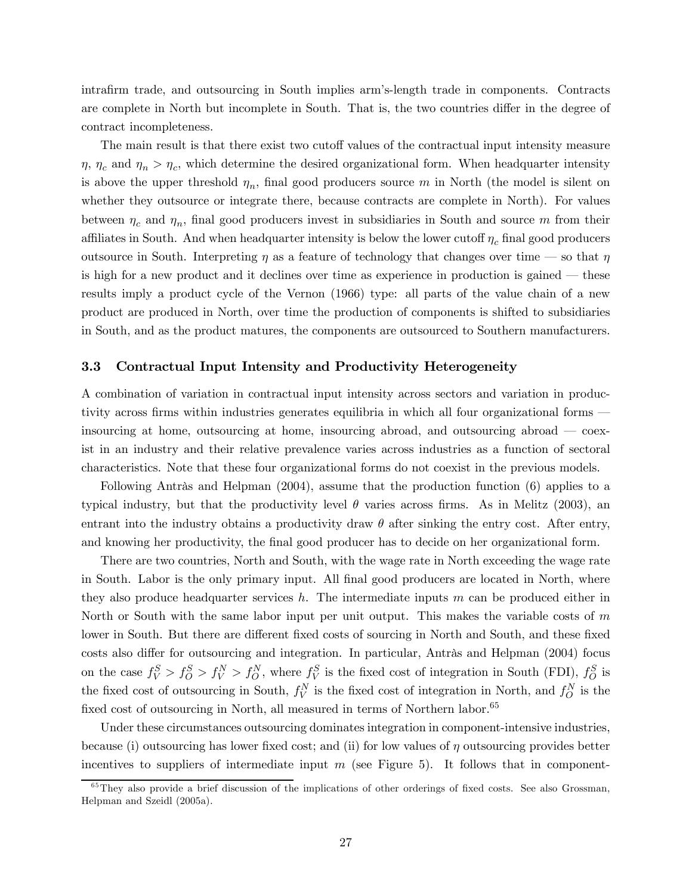intrafirm trade, and outsourcing in South implies arm's-length trade in components. Contracts are complete in North but incomplete in South. That is, the two countries differ in the degree of contract incompleteness.

The main result is that there exist two cutoff values of the contractual input intensity measure $\eta$, $\eta_c$ and $\eta_n > \eta_c$, which determine the desired organizational form. When headquarter intensity is above the upper threshold $\eta_n$, final good producers source $m$ in North (the model is silent on whether they outsource or integrate there, because contracts are complete in North). For values between $\eta_c$ and $\eta_n$, final good producers invest in subsidiaries in South and source $m$ from their affiliates in South. And when headquarter intensity is below the lower cutoff $\eta_c$ final good producers outsource in South. Interpreting $\eta$ as a feature of technology that changes over time — so that $\eta$ is high for a new product and it declines over time as experience in production is gained — these results imply a product cycle of the Vernon (1966) type: all parts of the value chain of a new product are produced in North, over time the production of components is shifted to subsidiaries in South, and as the product matures, the components are outsourced to Southern manufacturers.

### 3.3 Contractual Input Intensity and Productivity Heterogeneity

A combination of variation in contractual input intensity across sectors and variation in productivity across firms within industries generates equilibria in which all four organizational forms — insourcing at home, outsourcing at home, insourcing abroad, and outsourcing abroad — coexist in an industry and their relative prevalence varies across industries as a function of sectoral characteristics. Note that these four organizational forms do not coexist in the previous models.

Following Antràs and Helpman (2004), assume that the production function (6) applies to a typical industry, but that the productivity level $\theta$ varies across firms. As in Melitz (2003), an entrant into the industry obtains a productivity draw $\theta$ after sinking the entry cost. After entry, and knowing her productivity, the final good producer has to decide on her organizational form.

There are two countries, North and South, with the wage rate in North exceeding the wage rate in South. Labor is the only primary input. All final good producers are located in North, where they also produce headquarter services $h$. The intermediate inputs $m$ can be produced either in North or South with the same labor input per unit output. This makes the variable costs of $m$ lower in South. But there are different fixed costs of sourcing in North and South, and these fixed costs also differ for outsourcing and integration. In particular, Antràs and Helpman (2004) focus on the case $f_V^S > f_O^S > f_V^N > f_O^N$, where $f_V^S$ is the fixed cost of integration in South (FDI), $f_O^S$ is the fixed cost of outsourcing in South, $f_V^N$ is the fixed cost of integration in North, and $f_O^N$ is the fixed cost of outsourcing in North, all measured in terms of Northern labor.[65]

Under these circumstances outsourcing dominates integration in component-intensive industries, because (i) outsourcing has lower fixed cost; and (ii) for low values of $\eta$ outsourcing provides better incentives to suppliers of intermediate input $m$ (see Figure 5). It follows that in component-

[65] They also provide a brief discussion of the implications of other orderings of fixed costs. See also Grossman, Helpman and Szeidl (2005a).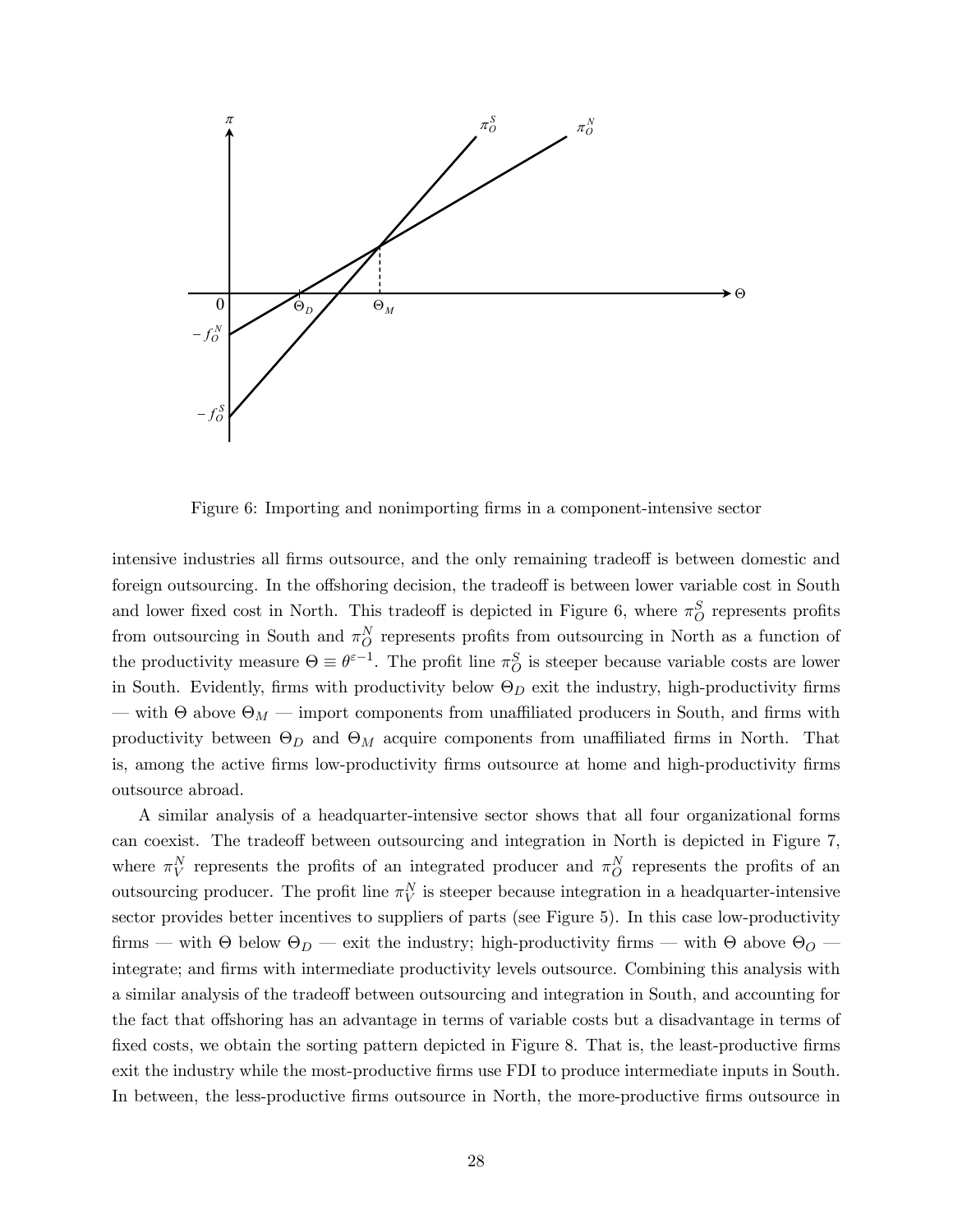Figure 6: Importing and nonimporting firms in a component-intensive sector

intensive industries all firms outsource, and the only remaining tradeoff is between domestic and foreign outsourcing. In the offshoring decision, the tradeoff is between lower variable cost in South and lower fixed cost in North. This tradeoff is depicted in Figure 6, where $\pi_O^S$ represents profits from outsourcing in South and $\pi_O^N$ represents profits from outsourcing in North as a function of the productivity measure $\Theta \equiv \theta^{\varepsilon-1}$. The profit line $\pi_O^S$ is steeper because variable costs are lower in South. Evidently, firms with productivity below $\Theta_D$ exit the industry, high-productivity firms — with $\Theta$ above $\Theta_M$ — import components from unaffiliated producers in South, and firms with productivity between $\Theta_D$ and $\Theta_M$ acquire components from unaffiliated firms in North. That is, among the active firms low-productivity firms outsource at home and high-productivity firms outsource abroad.

A similar analysis of a headquarter-intensive sector shows that all four organizational forms can coexist. The tradeoff between outsourcing and integration in North is depicted in Figure 7, where $\pi_V^N$ represents the profits of an integrated producer and $\pi_O^N$ represents the profits of an outsourcing producer. The profit line $\pi_V^N$ is steeper because integration in a headquarter-intensive sector provides better incentives to suppliers of parts (see Figure 5). In this case low-productivity firms — with $\Theta$ below $\Theta_D$ — exit the industry; high-productivity firms — with $\Theta$ above $\Theta_O$ — integrate; and firms with intermediate productivity levels outsource. Combining this analysis with a similar analysis of the tradeoff between outsourcing and integration in South, and accounting for the fact that offshoring has an advantage in terms of variable costs but a disadvantage in terms of fixed costs, we obtain the sorting pattern depicted in Figure 8. That is, the least-productive firms exit the industry while the most-productive firms use FDI to produce intermediate inputs in South. In between, the less-productive firms outsource in North, the more-productive firms outsource in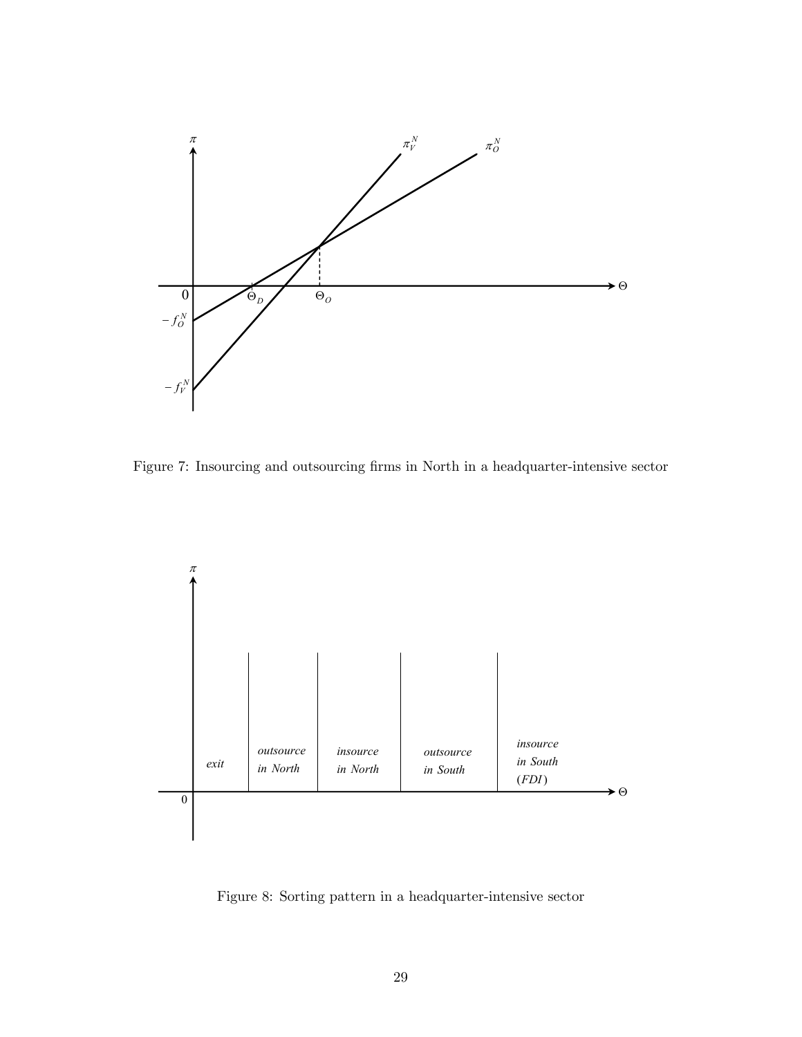Figure 7: Insourcing and outsourcing firms in North in a headquarter-intensive sector

Figure 8: Sorting pattern in a headquarter-intensive sector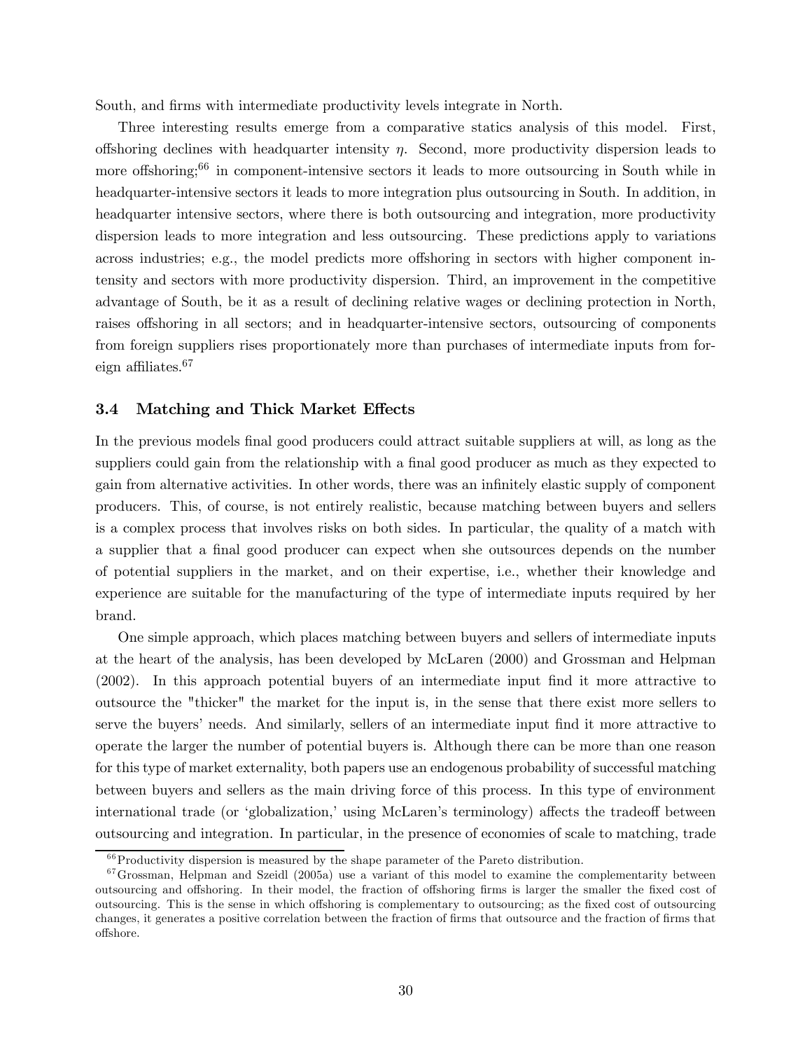South, and firms with intermediate productivity levels integrate in North.

Three interesting results emerge from a comparative statics analysis of this model. First, offshoring declines with headquarter intensity $\eta$. Second, more productivity dispersion leads to more offshoring;[66] in component-intensive sectors it leads to more outsourcing in South while in headquarter-intensive sectors it leads to more integration plus outsourcing in South. In addition, in headquarter intensive sectors, where there is both outsourcing and integration, more productivity dispersion leads to more integration and less outsourcing. These predictions apply to variations across industries; e.g., the model predicts more offshoring in sectors with higher component intensity and sectors with more productivity dispersion. Third, an improvement in the competitive advantage of South, be it as a result of declining relative wages or declining protection in North, raises offshoring in all sectors; and in headquarter-intensive sectors, outsourcing of components from foreign suppliers rises proportionately more than purchases of intermediate inputs from foreign affiliates.[67]

### 3.4 Matching and Thick Market Effects

In the previous models final good producers could attract suitable suppliers at will, as long as the suppliers could gain from the relationship with a final good producer as much as they expected to gain from alternative activities. In other words, there was an infinitely elastic supply of component producers. This, of course, is not entirely realistic, because matching between buyers and sellers is a complex process that involves risks on both sides. In particular, the quality of a match with a supplier that a final good producer can expect when she outsources depends on the number of potential suppliers in the market, and on their expertise, i.e., whether their knowledge and experience are suitable for the manufacturing of the type of intermediate inputs required by her brand.

One simple approach, which places matching between buyers and sellers of intermediate inputs at the heart of the analysis, has been developed by McLaren (2000) and Grossman and Helpman (2002). In this approach potential buyers of an intermediate input find it more attractive to outsource the "thicker" the market for the input is, in the sense that there exist more sellers to serve the buyers' needs. And similarly, sellers of an intermediate input find it more attractive to operate the larger the number of potential buyers is. Although there can be more than one reason for this type of market externality, both papers use an endogenous probability of successful matching between buyers and sellers as the main driving force of this process. In this type of environment international trade (or 'globalization,' using McLaren's terminology) affects the tradeoff between outsourcing and integration. In particular, in the presence of economies of scale to matching, trade

[66] Productivity dispersion is measured by the shape parameter of the Pareto distribution.

[67] Grossman, Helpman and Szeidl (2005a) use a variant of this model to examine the complementarity between outsourcing and offshoring. In their model, the fraction of offshoring firms is larger the smaller the fixed cost of outsourcing. This is the sense in which offshoring is complementary to outsourcing; as the fixed cost of outsourcing changes, it generates a positive correlation between the fraction of firms that outsource and the fraction of firms that offshore.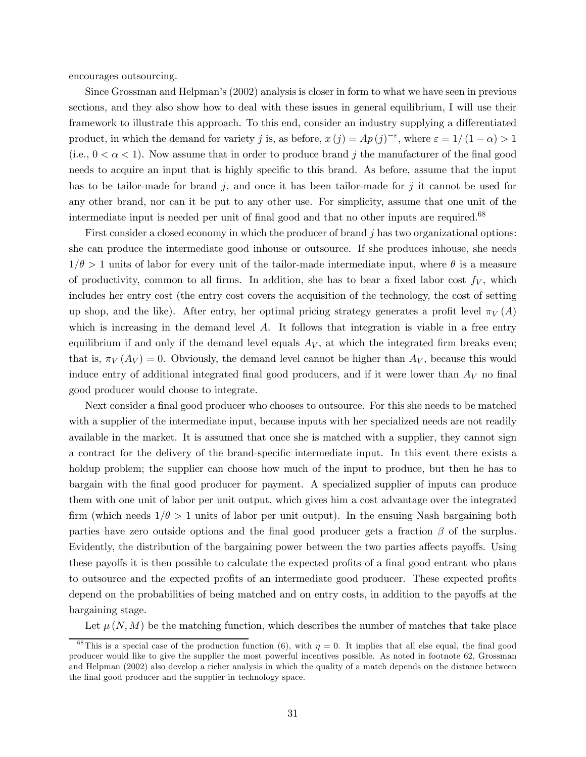encourages outsourcing.

Since Grossman and Helpman's (2002) analysis is closer in form to what we have seen in previous sections, and they also show how to deal with these issues in general equilibrium, I will use their framework to illustrate this approach. To this end, consider an industry supplying a differentiated product, in which the demand for variety $j$ is, as before, $x(j) = Ap(j)^{-\varepsilon}$, where $\varepsilon = 1/(1-\alpha) > 1$ (i.e., $0 < \alpha < 1$). Now assume that in order to produce brand $j$ the manufacturer of the final good needs to acquire an input that is highly specific to this brand. As before, assume that the input has to be tailor-made for brand $j$, and once it has been tailor-made for $j$ it cannot be used for any other brand, nor can it be put to any other use. For simplicity, assume that one unit of the intermediate input is needed per unit of final good and that no other inputs are required.[68]

First consider a closed economy in which the producer of brand $j$ has two organizational options: she can produce the intermediate good inhouse or outsource. If she produces inhouse, she needs $1/\theta > 1$ units of labor for every unit of the tailor-made intermediate input, where $\theta$ is a measure of productivity, common to all firms. In addition, she has to bear a fixed labor cost $f_V$, which includes her entry cost (the entry cost covers the acquisition of the technology, the cost of setting up shop, and the like). After entry, her optimal pricing strategy generates a profit level $\pi_V(A)$ which is increasing in the demand level $A$. It follows that integration is viable in a free entry equilibrium if and only if the demand level equals $A_V$, at which the integrated firm breaks even; that is, $\pi_V(A_V) = 0$. Obviously, the demand level cannot be higher than $A_V$, because this would induce entry of additional integrated final good producers, and if it were lower than $A_V$ no final good producer would choose to integrate.

Next consider a final good producer who chooses to outsource. For this she needs to be matched with a supplier of the intermediate input, because inputs with her specialized needs are not readily available in the market. It is assumed that once she is matched with a supplier, they cannot sign a contract for the delivery of the brand-specific intermediate input. In this event there exists a holdup problem; the supplier can choose how much of the input to produce, but then he has to bargain with the final good producer for payment. A specialized supplier of inputs can produce them with one unit of labor per unit output, which gives him a cost advantage over the integrated firm (which needs $1/\theta > 1$ units of labor per unit output). In the ensuing Nash bargaining both parties have zero outside options and the final good producer gets a fraction $\beta$ of the surplus. Evidently, the distribution of the bargaining power between the two parties affects payoffs. Using these payoffs it is then possible to calculate the expected profits of a final good entrant who plans to outsource and the expected profits of an intermediate good producer. These expected profits depend on the probabilities of being matched and on entry costs, in addition to the payoffs at the bargaining stage.

Let $\mu(N, M)$ be the matching function, which describes the number of matches that take place

[68] This is a special case of the production function (6), with $\eta = 0$. It implies that all else equal, the final good producer would like to give the supplier the most powerful incentives possible. As noted in footnote 62, Grossman and Helpman (2002) also develop a richer analysis in which the quality of a match depends on the distance between the final good producer and the supplier in technology space.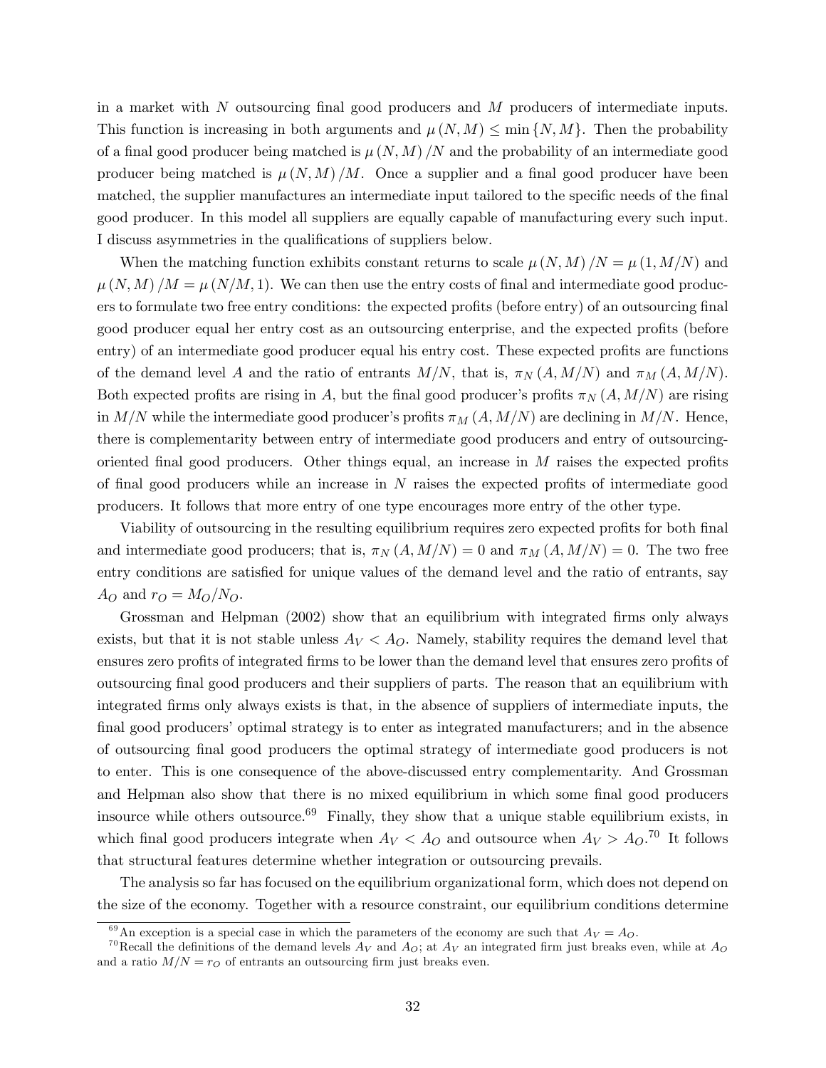in a market with $N$ outsourcing final good producers and $M$ producers of intermediate inputs. This function is increasing in both arguments and $\mu(N, M) \leq \min\{N, M\}$. Then the probability of a final good producer being matched is $\mu(N, M)/N$ and the probability of an intermediate good producer being matched is $\mu(N, M)/M$. Once a supplier and a final good producer have been matched, the supplier manufactures an intermediate input tailored to the specific needs of the final good producer. In this model all suppliers are equally capable of manufacturing every such input. I discuss asymmetries in the qualifications of suppliers below.

When the matching function exhibits constant returns to scale $\mu(N, M)/N = \mu(1, M/N)$ and $\mu(N, M)/M = \mu(N/M, 1)$. We can then use the entry costs of final and intermediate good producers to formulate two free entry conditions: the expected profits (before entry) of an outsourcing final good producer equal her entry cost as an outsourcing enterprise, and the expected profits (before entry) of an intermediate good producer equal his entry cost. These expected profits are functions of the demand level $A$ and the ratio of entrants $M/N$, that is, $\pi_N(A, M/N)$ and $\pi_M(A, M/N)$. Both expected profits are rising in $A$, but the final good producer's profits $\pi_N(A, M/N)$ are rising in $M/N$ while the intermediate good producer's profits $\pi_M(A, M/N)$ are declining in $M/N$. Hence, there is complementarity between entry of intermediate good producers and entry of outsourcing-oriented final good producers. Other things equal, an increase in $M$ raises the expected profits of final good producers while an increase in $N$ raises the expected profits of intermediate good producers. It follows that more entry of one type encourages more entry of the other type.

Viability of outsourcing in the resulting equilibrium requires zero expected profits for both final and intermediate good producers; that is, $\pi_N(A, M/N) = 0$ and $\pi_M(A, M/N) = 0$. The two free entry conditions are satisfied for unique values of the demand level and the ratio of entrants, say $A_O$ and $r_O = M_O/N_O$.

Grossman and Helpman (2002) show that an equilibrium with integrated firms only always exists, but that it is not stable unless $A_V < A_O$. Namely, stability requires the demand level that ensures zero profits of integrated firms to be lower than the demand level that ensures zero profits of outsourcing final good producers and their suppliers of parts. The reason that an equilibrium with integrated firms only always exists is that, in the absence of suppliers of intermediate inputs, the final good producers' optimal strategy is to enter as integrated manufacturers; and in the absence of outsourcing final good producers the optimal strategy of intermediate good producers is not to enter. This is one consequence of the above-discussed entry complementarity. And Grossman and Helpman also show that there is no mixed equilibrium in which some final good producers insource while others outsource.[69] Finally, they show that a unique stable equilibrium exists, in which final good producers integrate when $A_V < A_O$ and outsource when $A_V > A_O$.[70] It follows that structural features determine whether integration or outsourcing prevails.

The analysis so far has focused on the equilibrium organizational form, which does not depend on the size of the economy. Together with a resource constraint, our equilibrium conditions determine

[69] An exception is a special case in which the parameters of the economy are such that $A_V = A_O$.

[70] Recall the definitions of the demand levels $A_V$ and $A_O$; at $A_V$ an integrated firm just breaks even, while at $A_O$ and a ratio $M/N = r_O$ of entrants an outsourcing firm just breaks even.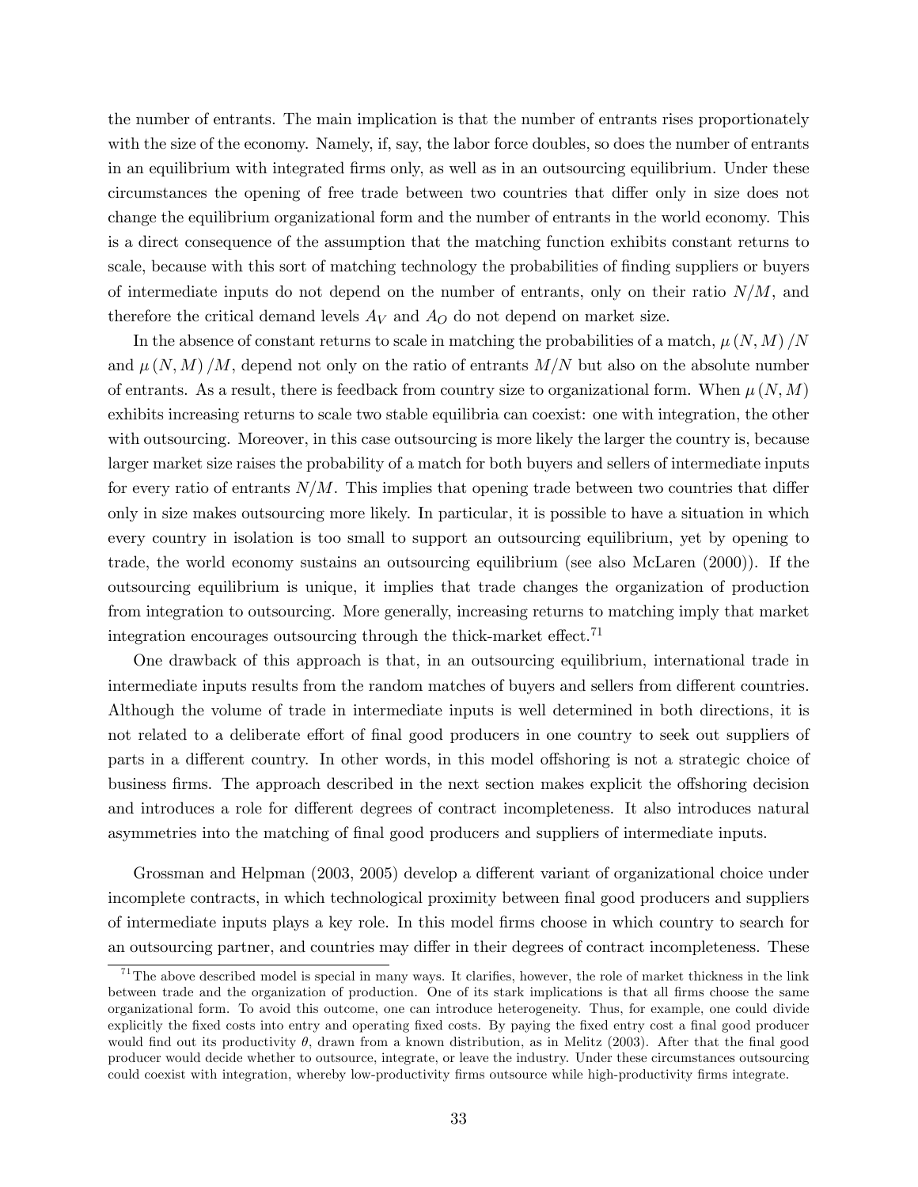the number of entrants. The main implication is that the number of entrants rises proportionately with the size of the economy. Namely, if, say, the labor force doubles, so does the number of entrants in an equilibrium with integrated firms only, as well as in an outsourcing equilibrium. Under these circumstances the opening of free trade between two countries that differ only in size does not change the equilibrium organizational form and the number of entrants in the world economy. This is a direct consequence of the assumption that the matching function exhibits constant returns to scale, because with this sort of matching technology the probabilities of finding suppliers or buyers of intermediate inputs do not depend on the number of entrants, only on their ratio $N/M$, and therefore the critical demand levels $A_V$ and $A_O$ do not depend on market size.

In the absence of constant returns to scale in matching the probabilities of a match, $\mu(N,M)/N$ and $\mu(N,M)/M$, depend not only on the ratio of entrants $M/N$ but also on the absolute number of entrants. As a result, there is feedback from country size to organizational form. When $\mu(N,M)$ exhibits increasing returns to scale two stable equilibria can coexist: one with integration, the other with outsourcing. Moreover, in this case outsourcing is more likely the larger the country is, because larger market size raises the probability of a match for both buyers and sellers of intermediate inputs for every ratio of entrants $N/M$. This implies that opening trade between two countries that differ only in size makes outsourcing more likely. In particular, it is possible to have a situation in which every country in isolation is too small to support an outsourcing equilibrium, yet by opening to trade, the world economy sustains an outsourcing equilibrium (see also McLaren (2000)). If the outsourcing equilibrium is unique, it implies that trade changes the organization of production from integration to outsourcing. More generally, increasing returns to matching imply that market integration encourages outsourcing through the thick-market effect.[71]

One drawback of this approach is that, in an outsourcing equilibrium, international trade in intermediate inputs results from the random matches of buyers and sellers from different countries. Although the volume of trade in intermediate inputs is well determined in both directions, it is not related to a deliberate effort of final good producers in one country to seek out suppliers of parts in a different country. In other words, in this model offshoring is not a strategic choice of business firms. The approach described in the next section makes explicit the offshoring decision and introduces a role for different degrees of contract incompleteness. It also introduces natural asymmetries into the matching of final good producers and suppliers of intermediate inputs.

Grossman and Helpman (2003, 2005) develop a different variant of organizational choice under incomplete contracts, in which technological proximity between final good producers and suppliers of intermediate inputs plays a key role. In this model firms choose in which country to search for an outsourcing partner, and countries may differ in their degrees of contract incompleteness. These

[71] The above described model is special in many ways. It clarifies, however, the role of market thickness in the link between trade and the organization of production. One of its stark implications is that all firms choose the same organizational form. To avoid this outcome, one can introduce heterogeneity. Thus, for example, one could divide explicitly the fixed costs into entry and operating fixed costs. By paying the fixed entry cost a final good producer would find out its productivity $\theta$, drawn from a known distribution, as in Melitz (2003). After that the final good producer would decide whether to outsource, integrate, or leave the industry. Under these circumstances outsourcing could coexist with integration, whereby low-productivity firms outsource while high-productivity firms integrate.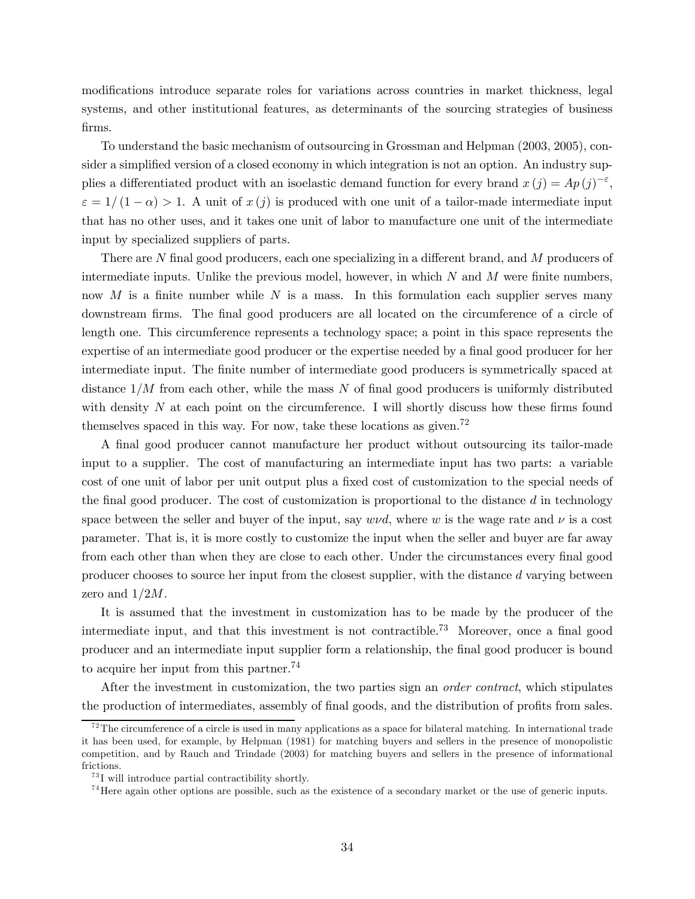modifications introduce separate roles for variations across countries in market thickness, legal systems, and other institutional features, as determinants of the sourcing strategies of business firms.

To understand the basic mechanism of outsourcing in Grossman and Helpman (2003, 2005), consider a simplified version of a closed economy in which integration is not an option. An industry supplies a differentiated product with an isoelastic demand function for every brand $x(j) = Ap(j)^{-\varepsilon}$, $\varepsilon = 1/(1-\alpha) > 1$. A unit of $x(j)$ is produced with one unit of a tailor-made intermediate input that has no other uses, and it takes one unit of labor to manufacture one unit of the intermediate input by specialized suppliers of parts.

There are $N$ final good producers, each one specializing in a different brand, and $M$ producers of intermediate inputs. Unlike the previous model, however, in which $N$ and $M$ were finite numbers, now $M$ is a finite number while $N$ is a mass. In this formulation each supplier serves many downstream firms. The final good producers are all located on the circumference of a circle of length one. This circumference represents a technology space; a point in this space represents the expertise of an intermediate good producer or the expertise needed by a final good producer for her intermediate input. The finite number of intermediate good producers is symmetrically spaced at distance $1/M$ from each other, while the mass $N$ of final good producers is uniformly distributed with density $N$ at each point on the circumference. I will shortly discuss how these firms found themselves spaced in this way. For now, take these locations as given.[72]

A final good producer cannot manufacture her product without outsourcing its tailor-made input to a supplier. The cost of manufacturing an intermediate input has two parts: a variable cost of one unit of labor per unit output plus a fixed cost of customization to the special needs of the final good producer. The cost of customization is proportional to the distance $d$ in technology space between the seller and buyer of the input, say $w\nu d$, where $w$ is the wage rate and $\nu$ is a cost parameter. That is, it is more costly to customize the input when the seller and buyer are far away from each other than when they are close to each other. Under the circumstances every final good producer chooses to source her input from the closest supplier, with the distance $d$ varying between zero and $1/2M$.

It is assumed that the investment in customization has to be made by the producer of the intermediate input, and that this investment is not contractible.[73] Moreover, once a final good producer and an intermediate input supplier form a relationship, the final good producer is bound to acquire her input from this partner.[74]

After the investment in customization, the two parties sign an *order contract*, which stipulates the production of intermediates, assembly of final goods, and the distribution of profits from sales.

[72] The circumference of a circle is used in many applications as a space for bilateral matching. In international trade it has been used, for example, by Helpman (1981) for matching buyers and sellers in the presence of monopolistic competition, and by Rauch and Trindade (2003) for matching buyers and sellers in the presence of informational frictions.

[73] I will introduce partial contractibility shortly.

[74] Here again other options are possible, such as the existence of a secondary market or the use of generic inputs.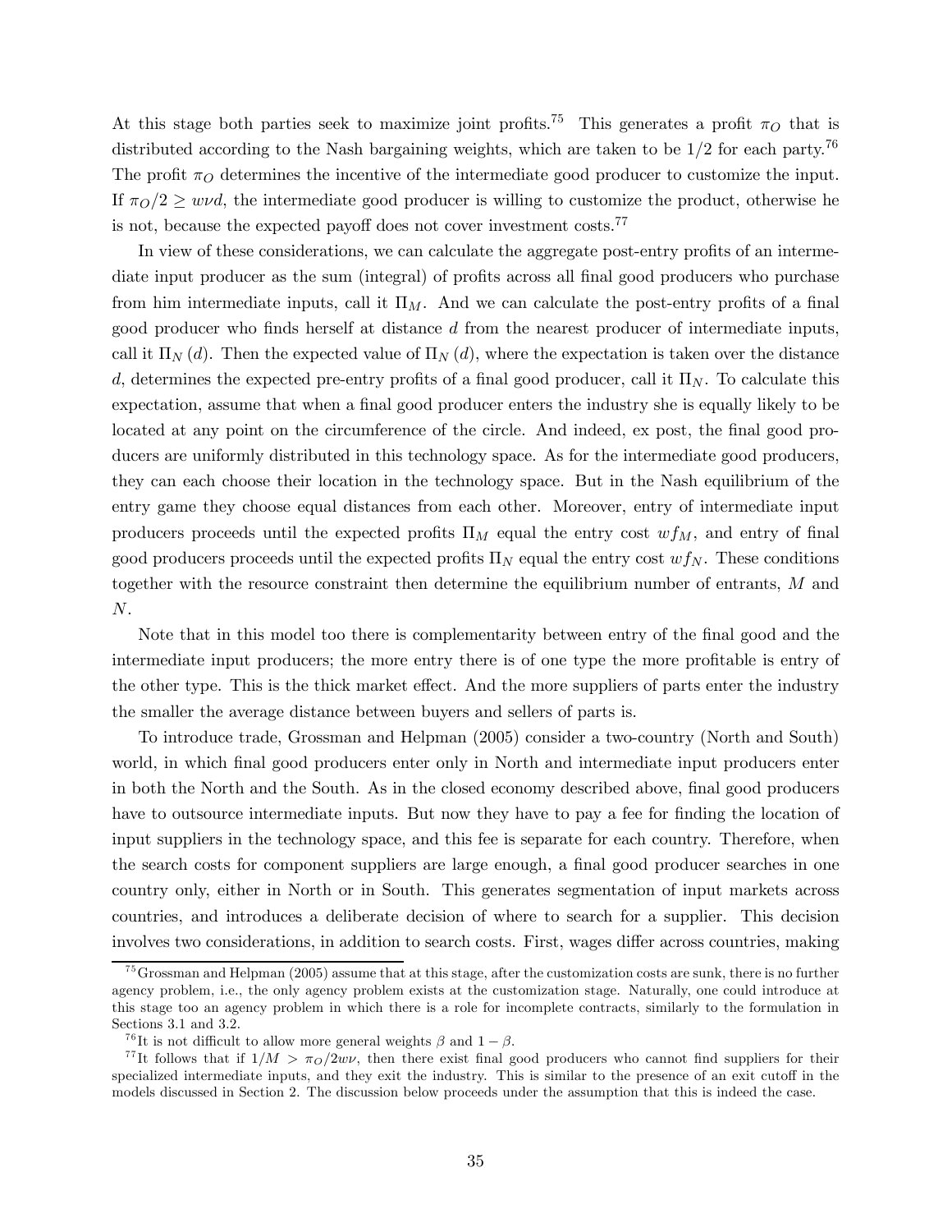At this stage both parties seek to maximize joint profits.[75] This generates a profit $\pi_O$ that is distributed according to the Nash bargaining weights, which are taken to be $1/2$ for each party.[76] The profit $\pi_O$ determines the incentive of the intermediate good producer to customize the input. If $\pi_O/2 \geq w\nu d$, the intermediate good producer is willing to customize the product, otherwise he is not, because the expected payoff does not cover investment costs.[77]

In view of these considerations, we can calculate the aggregate post-entry profits of an intermediate input producer as the sum (integral) of profits across all final good producers who purchase from him intermediate inputs, call it $\Pi_M$. And we can calculate the post-entry profits of a final good producer who finds herself at distance $d$ from the nearest producer of intermediate inputs, call it $\Pi_N(d)$. Then the expected value of $\Pi_N(d)$, where the expectation is taken over the distance $d$, determines the expected pre-entry profits of a final good producer, call it $\Pi_N$. To calculate this expectation, assume that when a final good producer enters the industry she is equally likely to be located at any point on the circumference of the circle. And indeed, ex post, the final good producers are uniformly distributed in this technology space. As for the intermediate good producers, they can each choose their location in the technology space. But in the Nash equilibrium of the entry game they choose equal distances from each other. Moreover, entry of intermediate input producers proceeds until the expected profits $\Pi_M$ equal the entry cost $wf_M$, and entry of final good producers proceeds until the expected profits $\Pi_N$ equal the entry cost $wf_N$. These conditions together with the resource constraint then determine the equilibrium number of entrants, $M$ and $N$.

Note that in this model too there is complementarity between entry of the final good and the intermediate input producers; the more entry there is of one type the more profitable is entry of the other type. This is the thick market effect. And the more suppliers of parts enter the industry the smaller the average distance between buyers and sellers of parts is.

To introduce trade, Grossman and Helpman (2005) consider a two-country (North and South) world, in which final good producers enter only in North and intermediate input producers enter in both the North and the South. As in the closed economy described above, final good producers have to outsource intermediate inputs. But now they have to pay a fee for finding the location of input suppliers in the technology space, and this fee is separate for each country. Therefore, when the search costs for component suppliers are large enough, a final good producer searches in one country only, either in North or in South. This generates segmentation of input markets across countries, and introduces a deliberate decision of where to search for a supplier. This decision involves two considerations, in addition to search costs. First, wages differ across countries, making

[75] Grossman and Helpman (2005) assume that at this stage, after the customization costs are sunk, there is no further agency problem, i.e., the only agency problem exists at the customization stage. Naturally, one could introduce at this stage too an agency problem in which there is a role for incomplete contracts, similarly to the formulation in Sections 3.1 and 3.2.

[76] It is not difficult to allow more general weights $\beta$ and $1-\beta$.

[77] It follows that if $1/M > \pi_O/2w\nu$, then there exist final good producers who cannot find suppliers for their specialized intermediate inputs, and they exit the industry. This is similar to the presence of an exit cutoff in the models discussed in Section 2. The discussion below proceeds under the assumption that this is indeed the case.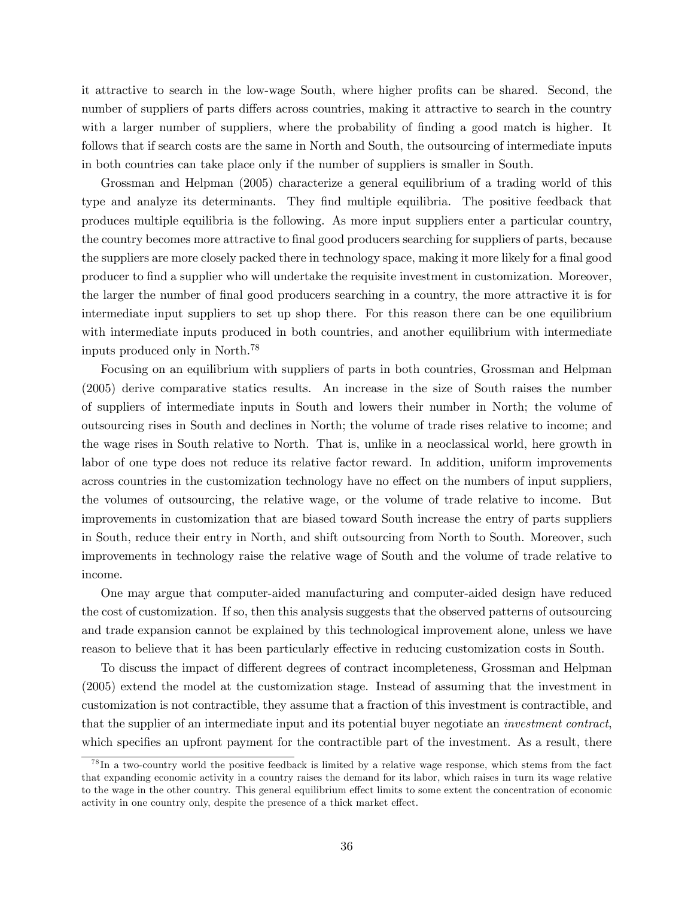it attractive to search in the low-wage South, where higher profits can be shared. Second, the number of suppliers of parts differs across countries, making it attractive to search in the country with a larger number of suppliers, where the probability of finding a good match is higher. It follows that if search costs are the same in North and South, the outsourcing of intermediate inputs in both countries can take place only if the number of suppliers is smaller in South.

Grossman and Helpman (2005) characterize a general equilibrium of a trading world of this type and analyze its determinants. They find multiple equilibria. The positive feedback that produces multiple equilibria is the following. As more input suppliers enter a particular country, the country becomes more attractive to final good producers searching for suppliers of parts, because the suppliers are more closely packed there in technology space, making it more likely for a final good producer to find a supplier who will undertake the requisite investment in customization. Moreover, the larger the number of final good producers searching in a country, the more attractive it is for intermediate input suppliers to set up shop there. For this reason there can be one equilibrium with intermediate inputs produced in both countries, and another equilibrium with intermediate inputs produced only in North.[78]

Focusing on an equilibrium with suppliers of parts in both countries, Grossman and Helpman (2005) derive comparative statics results. An increase in the size of South raises the number of suppliers of intermediate inputs in South and lowers their number in North; the volume of outsourcing rises in South and declines in North; the volume of trade rises relative to income; and the wage rises in South relative to North. That is, unlike in a neoclassical world, here growth in labor of one type does not reduce its relative factor reward. In addition, uniform improvements across countries in the customization technology have no effect on the numbers of input suppliers, the volumes of outsourcing, the relative wage, or the volume of trade relative to income. But improvements in customization that are biased toward South increase the entry of parts suppliers in South, reduce their entry in North, and shift outsourcing from North to South. Moreover, such improvements in technology raise the relative wage of South and the volume of trade relative to income.

One may argue that computer-aided manufacturing and computer-aided design have reduced the cost of customization. If so, then this analysis suggests that the observed patterns of outsourcing and trade expansion cannot be explained by this technological improvement alone, unless we have reason to believe that it has been particularly effective in reducing customization costs in South.

To discuss the impact of different degrees of contract incompleteness, Grossman and Helpman (2005) extend the model at the customization stage. Instead of assuming that the investment in customization is not contractible, they assume that a fraction of this investment is contractible, and that the supplier of an intermediate input and its potential buyer negotiate an *investment contract*, which specifies an upfront payment for the contractible part of the investment. As a result, there

[78] In a two-country world the positive feedback is limited by a relative wage response, which stems from the fact that expanding economic activity in a country raises the demand for its labor, which raises in turn its wage relative to the wage in the other country. This general equilibrium effect limits to some extent the concentration of economic activity in one country only, despite the presence of a thick market effect.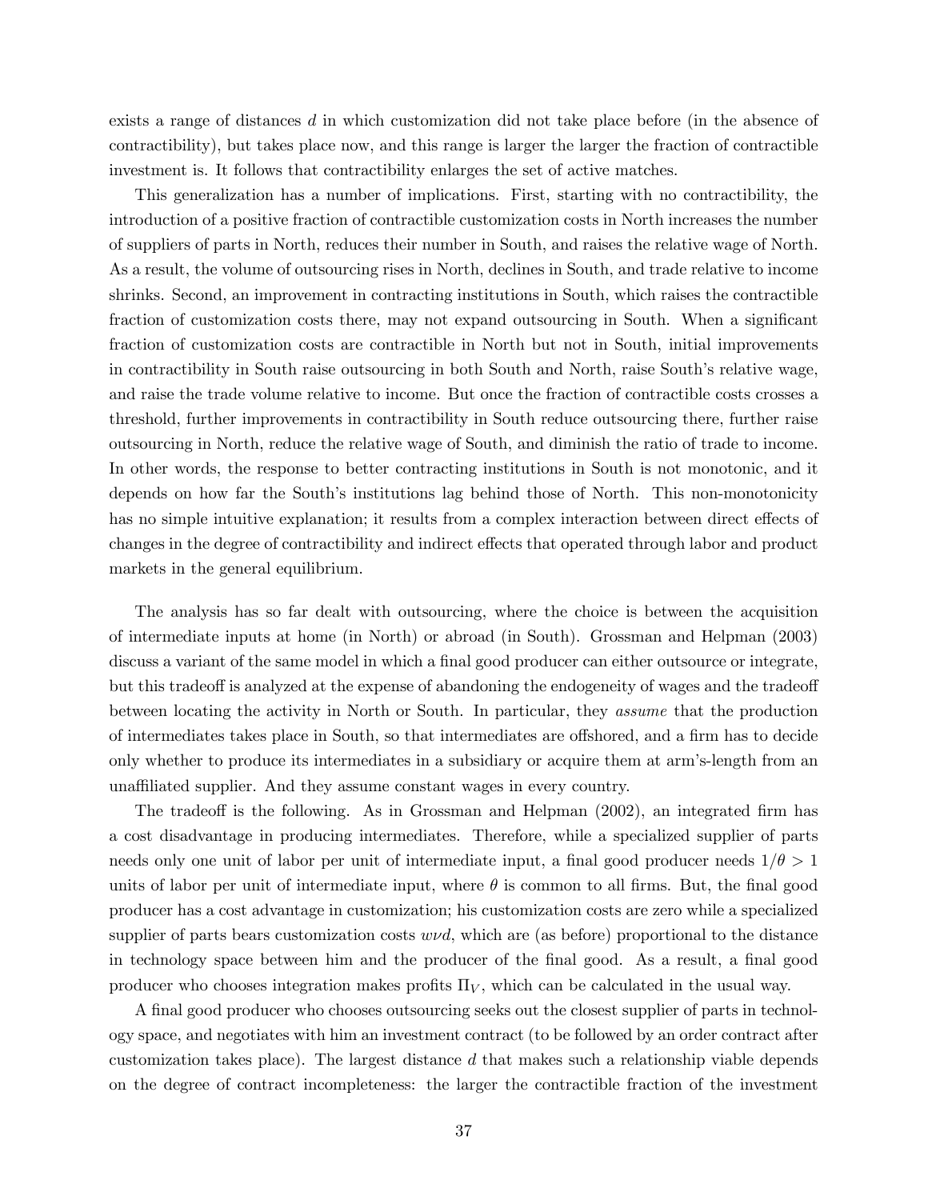exists a range of distances $d$ in which customization did not take place before (in the absence of contractibility), but takes place now, and this range is larger the larger the fraction of contractible investment is. It follows that contractibility enlarges the set of active matches.

This generalization has a number of implications. First, starting with no contractibility, the introduction of a positive fraction of contractible customization costs in North increases the number of suppliers of parts in North, reduces their number in South, and raises the relative wage of North. As a result, the volume of outsourcing rises in North, declines in South, and trade relative to income shrinks. Second, an improvement in contracting institutions in South, which raises the contractible fraction of customization costs there, may not expand outsourcing in South. When a significant fraction of customization costs are contractible in North but not in South, initial improvements in contractibility in South raise outsourcing in both South and North, raise South's relative wage, and raise the trade volume relative to income. But once the fraction of contractible costs crosses a threshold, further improvements in contractibility in South reduce outsourcing there, further raise outsourcing in North, reduce the relative wage of South, and diminish the ratio of trade to income. In other words, the response to better contracting institutions in South is not monotonic, and it depends on how far the South's institutions lag behind those of North. This non-monotonicity has no simple intuitive explanation; it results from a complex interaction between direct effects of changes in the degree of contractibility and indirect effects that operated through labor and product markets in the general equilibrium.

The analysis has so far dealt with outsourcing, where the choice is between the acquisition of intermediate inputs at home (in North) or abroad (in South). Grossman and Helpman (2003) discuss a variant of the same model in which a final good producer can either outsource or integrate, but this tradeoff is analyzed at the expense of abandoning the endogeneity of wages and the tradeoff between locating the activity in North or South. In particular, they *assume* that the production of intermediates takes place in South, so that intermediates are offshored, and a firm has to decide only whether to produce its intermediates in a subsidiary or acquire them at arm's-length from an unaffiliated supplier. And they assume constant wages in every country.

The tradeoff is the following. As in Grossman and Helpman (2002), an integrated firm has a cost disadvantage in producing intermediates. Therefore, while a specialized supplier of parts needs only one unit of labor per unit of intermediate input, a final good producer needs $1/\theta > 1$ units of labor per unit of intermediate input, where $\theta$ is common to all firms. But, the final good producer has a cost advantage in customization; his customization costs are zero while a specialized supplier of parts bears customization costs $w\nu d$, which are (as before) proportional to the distance in technology space between him and the producer of the final good. As a result, a final good producer who chooses integration makes profits $\Pi_V$, which can be calculated in the usual way.

A final good producer who chooses outsourcing seeks out the closest supplier of parts in technology space, and negotiates with him an investment contract (to be followed by an order contract after customization takes place). The largest distance $d$ that makes such a relationship viable depends on the degree of contract incompleteness: the larger the contractible fraction of the investment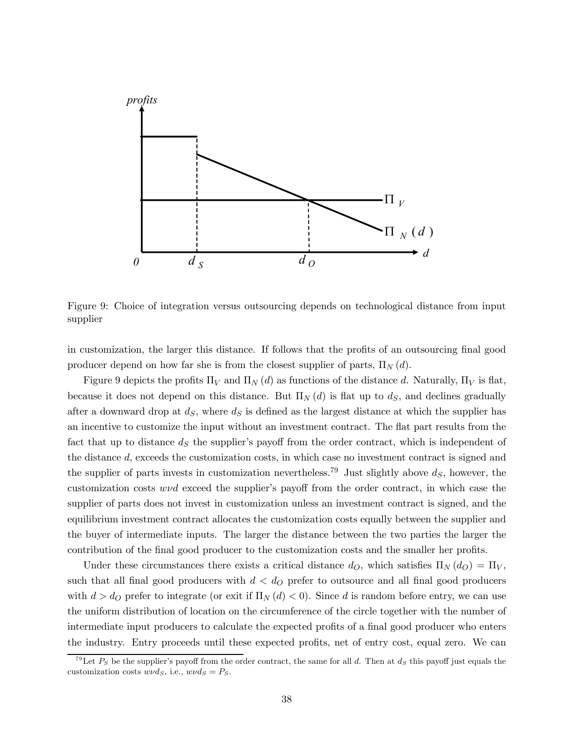Figure 9: Choice of integration versus outsourcing depends on technological distance from input supplier

in customization, the larger this distance. If follows that the profits of an outsourcing final good producer depend on how far she is from the closest supplier of parts, $\Pi_N(d)$.

Figure 9 depicts the profits $\Pi_V$ and $\Pi_N(d)$ as functions of the distance $d$. Naturally, $\Pi_V$ is flat, because it does not depend on this distance. But $\Pi_N(d)$ is flat up to $d_S$, and declines gradually after a downward drop at $d_S$, where $d_S$ is defined as the largest distance at which the supplier has an incentive to customize the input without an investment contract. The flat part results from the fact that up to distance $d_S$ the supplier's payoff from the order contract, which is independent of the distance $d$, exceeds the customization costs, in which case no investment contract is signed and the supplier of parts invests in customization nevertheless.[79] Just slightly above $d_S$, however, the customization costs $w\nu d$ exceed the supplier's payoff from the order contract, in which case the supplier of parts does not invest in customization unless an investment contract is signed, and the equilibrium investment contract allocates the customization costs equally between the supplier and the buyer of intermediate inputs. The larger the distance between the two parties the larger the contribution of the final good producer to the customization costs and the smaller her profits.

Under these circumstances there exists a critical distance $d_O$, which satisfies $\Pi_N(d_O) = \Pi_V$, such that all final good producers with $d < d_O$ prefer to outsource and all final good producers with $d > d_O$ prefer to integrate (or exit if $\Pi_N(d) < 0$). Since $d$ is random before entry, we can use the uniform distribution of location on the circumference of the circle together with the number of intermediate input producers to calculate the expected profits of a final good producer who enters the industry. Entry proceeds until these expected profits, net of entry cost, equal zero. We can

[79] Let $P_S$ be the supplier's payoff from the order contract, the same for all $d$. Then at $d_S$ this payoff just equals the customization costs $w\nu d_S$, i.e., $w\nu d_S = P_S$.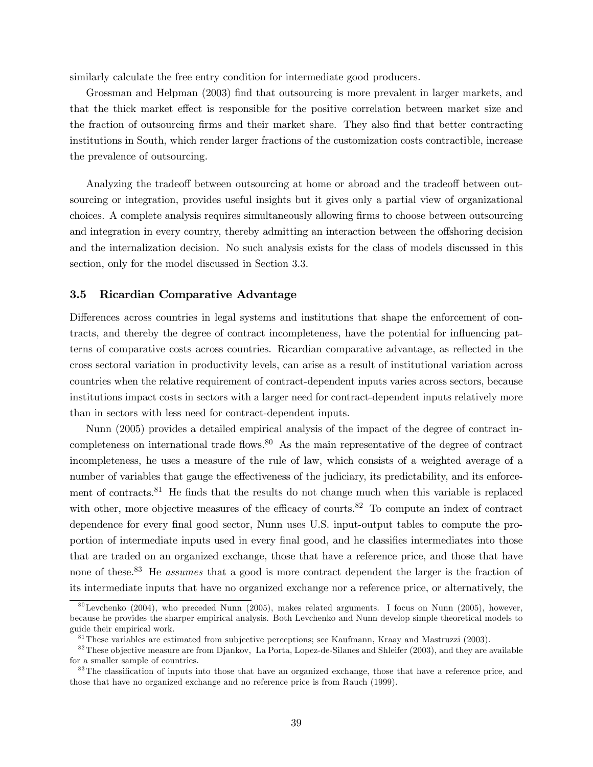similarly calculate the free entry condition for intermediate good producers.

Grossman and Helpman (2003) find that outsourcing is more prevalent in larger markets, and that the thick market effect is responsible for the positive correlation between market size and the fraction of outsourcing firms and their market share. They also find that better contracting institutions in South, which render larger fractions of the customization costs contractible, increase the prevalence of outsourcing.

Analyzing the tradeoff between outsourcing at home or abroad and the tradeoff between outsourcing or integration, provides useful insights but it gives only a partial view of organizational choices. A complete analysis requires simultaneously allowing firms to choose between outsourcing and integration in every country, thereby admitting an interaction between the offshoring decision and the internalization decision. No such analysis exists for the class of models discussed in this section, only for the model discussed in Section 3.3.

### 3.5 Ricardian Comparative Advantage

Differences across countries in legal systems and institutions that shape the enforcement of contracts, and thereby the degree of contract incompleteness, have the potential for influencing patterns of comparative costs across countries. Ricardian comparative advantage, as reflected in the cross sectoral variation in productivity levels, can arise as a result of institutional variation across countries when the relative requirement of contract-dependent inputs varies across sectors, because institutions impact costs in sectors with a larger need for contract-dependent inputs relatively more than in sectors with less need for contract-dependent inputs.

Nunn (2005) provides a detailed empirical analysis of the impact of the degree of contract incompleteness on international trade flows.[80] As the main representative of the degree of contract incompleteness, he uses a measure of the rule of law, which consists of a weighted average of a number of variables that gauge the effectiveness of the judiciary, its predictability, and its enforcement of contracts.[81] He finds that the results do not change much when this variable is replaced with other, more objective measures of the efficacy of courts.[82] To compute an index of contract dependence for every final good sector, Nunn uses U.S. input-output tables to compute the proportion of intermediate inputs used in every final good, and he classifies intermediates into those that are traded on an organized exchange, those that have a reference price, and those that have none of these.[83] He *assumes* that a good is more contract dependent the larger is the fraction of its intermediate inputs that have no organized exchange nor a reference price, or alternatively, the

[80] Levchenko (2004), who preceded Nunn (2005), makes related arguments. I focus on Nunn (2005), however, because he provides the sharper empirical analysis. Both Levchenko and Nunn develop simple theoretical models to guide their empirical work.

[81] These variables are estimated from subjective perceptions; see Kaufmann, Kraay and Mastruzzi (2003).

[82] These objective measure are from Djankov, La Porta, Lopez-de-Silanes and Shleifer (2003), and they are available for a smaller sample of countries.

[83] The classification of inputs into those that have an organized exchange, those that have a reference price, and those that have no organized exchange and no reference price is from Rauch (1999).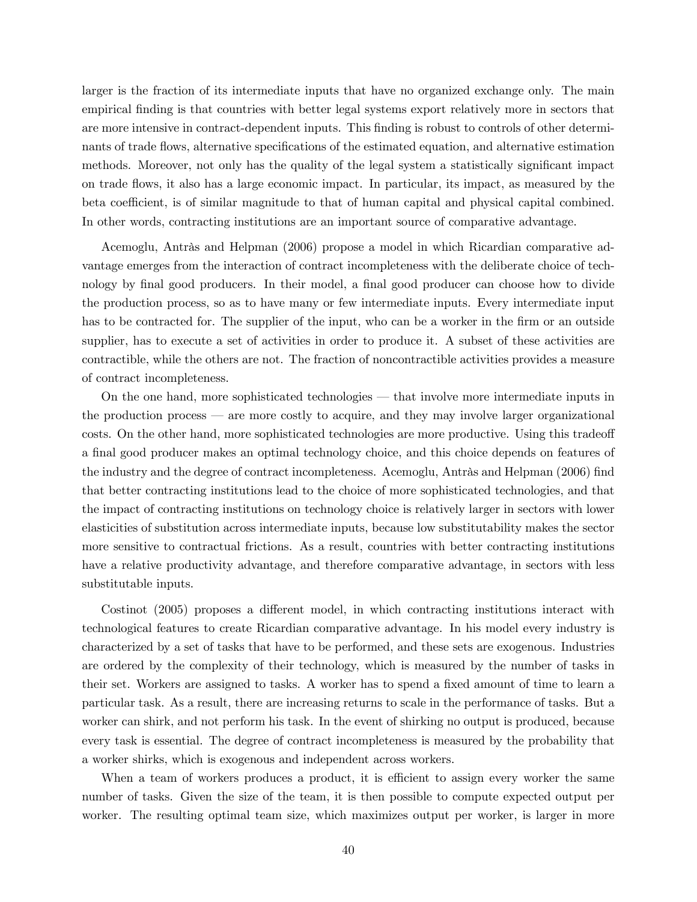larger is the fraction of its intermediate inputs that have no organized exchange only. The main empirical finding is that countries with better legal systems export relatively more in sectors that are more intensive in contract-dependent inputs. This finding is robust to controls of other determinants of trade flows, alternative specifications of the estimated equation, and alternative estimation methods. Moreover, not only has the quality of the legal system a statistically significant impact on trade flows, it also has a large economic impact. In particular, its impact, as measured by the beta coefficient, is of similar magnitude to that of human capital and physical capital combined. In other words, contracting institutions are an important source of comparative advantage.

Acemoglu, Antràs and Helpman (2006) propose a model in which Ricardian comparative advantage emerges from the interaction of contract incompleteness with the deliberate choice of technology by final good producers. In their model, a final good producer can choose how to divide the production process, so as to have many or few intermediate inputs. Every intermediate input has to be contracted for. The supplier of the input, who can be a worker in the firm or an outside supplier, has to execute a set of activities in order to produce it. A subset of these activities are contractible, while the others are not. The fraction of noncontractible activities provides a measure of contract incompleteness.

On the one hand, more sophisticated technologies — that involve more intermediate inputs in the production process — are more costly to acquire, and they may involve larger organizational costs. On the other hand, more sophisticated technologies are more productive. Using this tradeoff a final good producer makes an optimal technology choice, and this choice depends on features of the industry and the degree of contract incompleteness. Acemoglu, Antràs and Helpman (2006) find that better contracting institutions lead to the choice of more sophisticated technologies, and that the impact of contracting institutions on technology choice is relatively larger in sectors with lower elasticities of substitution across intermediate inputs, because low substitutability makes the sector more sensitive to contractual frictions. As a result, countries with better contracting institutions have a relative productivity advantage, and therefore comparative advantage, in sectors with less substitutable inputs.

Costinot (2005) proposes a different model, in which contracting institutions interact with technological features to create Ricardian comparative advantage. In his model every industry is characterized by a set of tasks that have to be performed, and these sets are exogenous. Industries are ordered by the complexity of their technology, which is measured by the number of tasks in their set. Workers are assigned to tasks. A worker has to spend a fixed amount of time to learn a particular task. As a result, there are increasing returns to scale in the performance of tasks. But a worker can shirk, and not perform his task. In the event of shirking no output is produced, because every task is essential. The degree of contract incompleteness is measured by the probability that a worker shirks, which is exogenous and independent across workers.

When a team of workers produces a product, it is efficient to assign every worker the same number of tasks. Given the size of the team, it is then possible to compute expected output per worker. The resulting optimal team size, which maximizes output per worker, is larger in more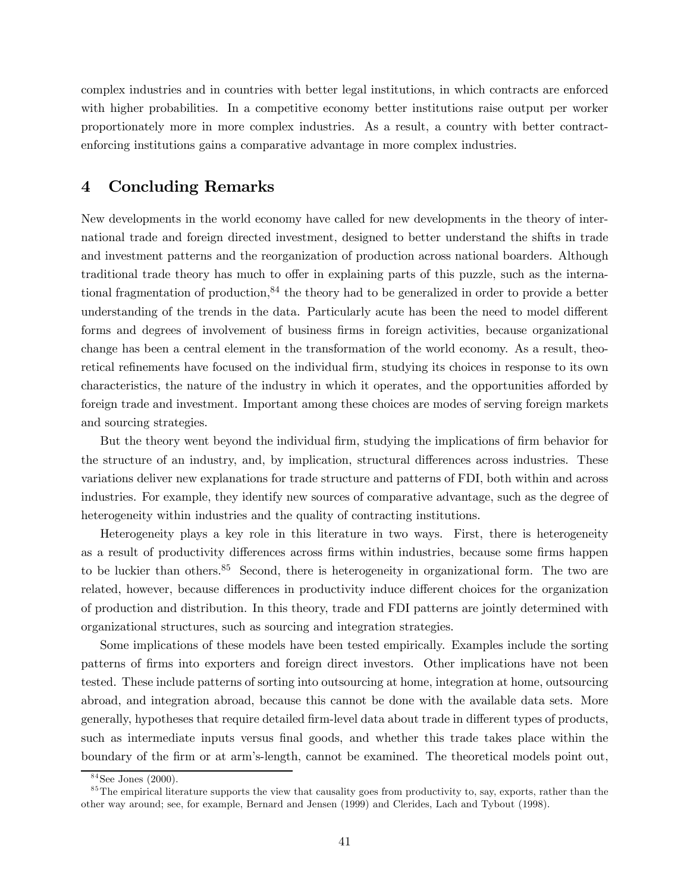complex industries and in countries with better legal institutions, in which contracts are enforced with higher probabilities. In a competitive economy better institutions raise output per worker proportionately more in more complex industries. As a result, a country with better contract-enforcing institutions gains a comparative advantage in more complex industries.

## 4 Concluding Remarks

New developments in the world economy have called for new developments in the theory of international trade and foreign directed investment, designed to better understand the shifts in trade and investment patterns and the reorganization of production across national boarders. Although traditional trade theory has much to offer in explaining parts of this puzzle, such as the international fragmentation of production,[84] the theory had to be generalized in order to provide a better understanding of the trends in the data. Particularly acute has been the need to model different forms and degrees of involvement of business firms in foreign activities, because organizational change has been a central element in the transformation of the world economy. As a result, theoretical refinements have focused on the individual firm, studying its choices in response to its own characteristics, the nature of the industry in which it operates, and the opportunities afforded by foreign trade and investment. Important among these choices are modes of serving foreign markets and sourcing strategies.

But the theory went beyond the individual firm, studying the implications of firm behavior for the structure of an industry, and, by implication, structural differences across industries. These variations deliver new explanations for trade structure and patterns of FDI, both within and across industries. For example, they identify new sources of comparative advantage, such as the degree of heterogeneity within industries and the quality of contracting institutions.

Heterogeneity plays a key role in this literature in two ways. First, there is heterogeneity as a result of productivity differences across firms within industries, because some firms happen to be luckier than others.[85] Second, there is heterogeneity in organizational form. The two are related, however, because differences in productivity induce different choices for the organization of production and distribution. In this theory, trade and FDI patterns are jointly determined with organizational structures, such as sourcing and integration strategies.

Some implications of these models have been tested empirically. Examples include the sorting patterns of firms into exporters and foreign direct investors. Other implications have not been tested. These include patterns of sorting into outsourcing at home, integration at home, outsourcing abroad, and integration abroad, because this cannot be done with the available data sets. More generally, hypotheses that require detailed firm-level data about trade in different types of products, such as intermediate inputs versus final goods, and whether this trade takes place within the boundary of the firm or at arm's-length, cannot be examined. The theoretical models point out,

[84] See Jones (2000).

[85] The empirical literature supports the view that causality goes from productivity to, say, exports, rather than the other way around; see, for example, Bernard and Jensen (1999) and Clerides, Lach and Tybout (1998).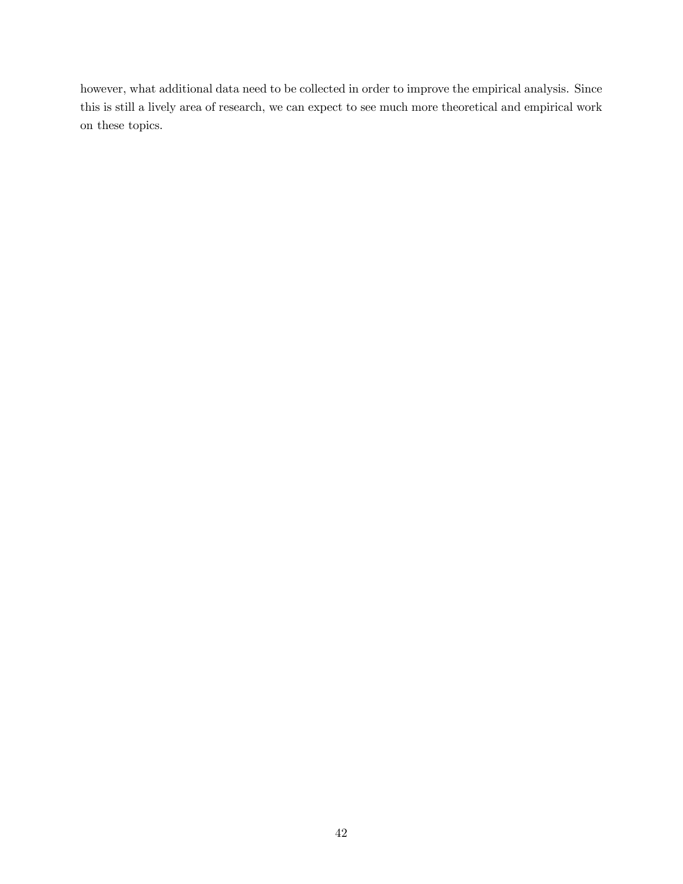however, what additional data need to be collected in order to improve the empirical analysis. Since this is still a lively area of research, we can expect to see much more theoretical and empirical work on these topics.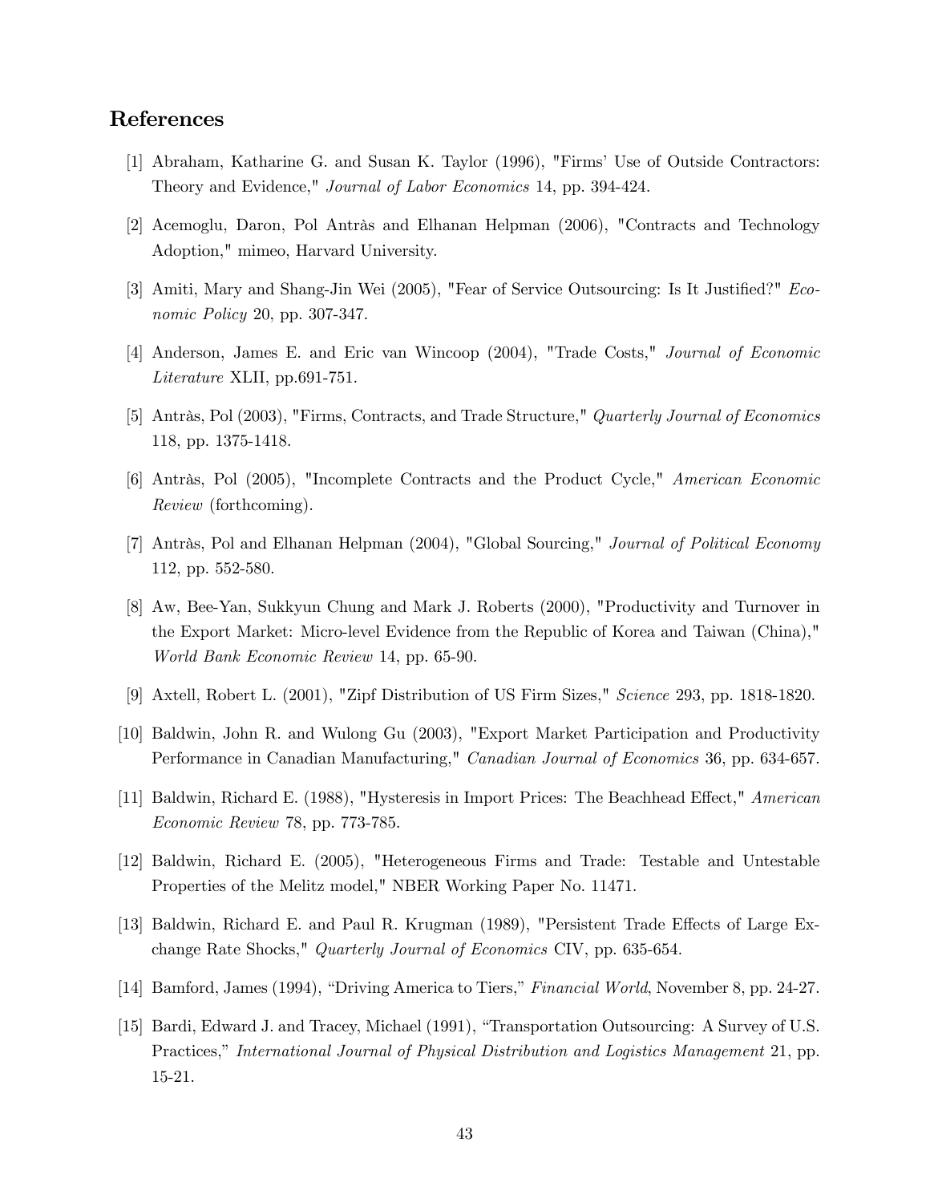## References

[1] Abraham, Katharine G. and Susan K. Taylor (1996), "Firms' Use of Outside Contractors: Theory and Evidence," *Journal of Labor Economics* 14, pp. 394-424.

[2] Acemoglu, Daron, Pol Antràs and Elhanan Helpman (2006), "Contracts and Technology Adoption," mimeo, Harvard University.

[3] Amiti, Mary and Shang-Jin Wei (2005), "Fear of Service Outsourcing: Is It Justified?" *Economic Policy* 20, pp. 307-347.

[4] Anderson, James E. and Eric van Wincoop (2004), "Trade Costs," *Journal of Economic Literature* XLII, pp.691-751.

[5] Antràs, Pol (2003), "Firms, Contracts, and Trade Structure," *Quarterly Journal of Economics* 118, pp. 1375-1418.

[6] Antràs, Pol (2005), "Incomplete Contracts and the Product Cycle," *American Economic Review* (forthcoming).

[7] Antràs, Pol and Elhanan Helpman (2004), "Global Sourcing," *Journal of Political Economy* 112, pp. 552-580.

[8] Aw, Bee-Yan, Sukkyun Chung and Mark J. Roberts (2000), "Productivity and Turnover in the Export Market: Micro-level Evidence from the Republic of Korea and Taiwan (China)," *World Bank Economic Review* 14, pp. 65-90.

[9] Axtell, Robert L. (2001), "Zipf Distribution of US Firm Sizes," *Science* 293, pp. 1818-1820.

[10] Baldwin, John R. and Wulong Gu (2003), "Export Market Participation and Productivity Performance in Canadian Manufacturing," *Canadian Journal of Economics* 36, pp. 634-657.

[11] Baldwin, Richard E. (1988), "Hysteresis in Import Prices: The Beachhead Effect," *American Economic Review* 78, pp. 773-785.

[12] Baldwin, Richard E. (2005), "Heterogeneous Firms and Trade: Testable and Untestable Properties of the Melitz model," NBER Working Paper No. 11471.

[13] Baldwin, Richard E. and Paul R. Krugman (1989), "Persistent Trade Effects of Large Exchange Rate Shocks," *Quarterly Journal of Economics* CIV, pp. 635-654.

[14] Bamford, James (1994), "Driving America to Tiers," *Financial World*, November 8, pp. 24-27.

[15] Bardi, Edward J. and Tracey, Michael (1991), "Transportation Outsourcing: A Survey of U.S. Practices," *International Journal of Physical Distribution and Logistics Management* 21, pp. 15-21.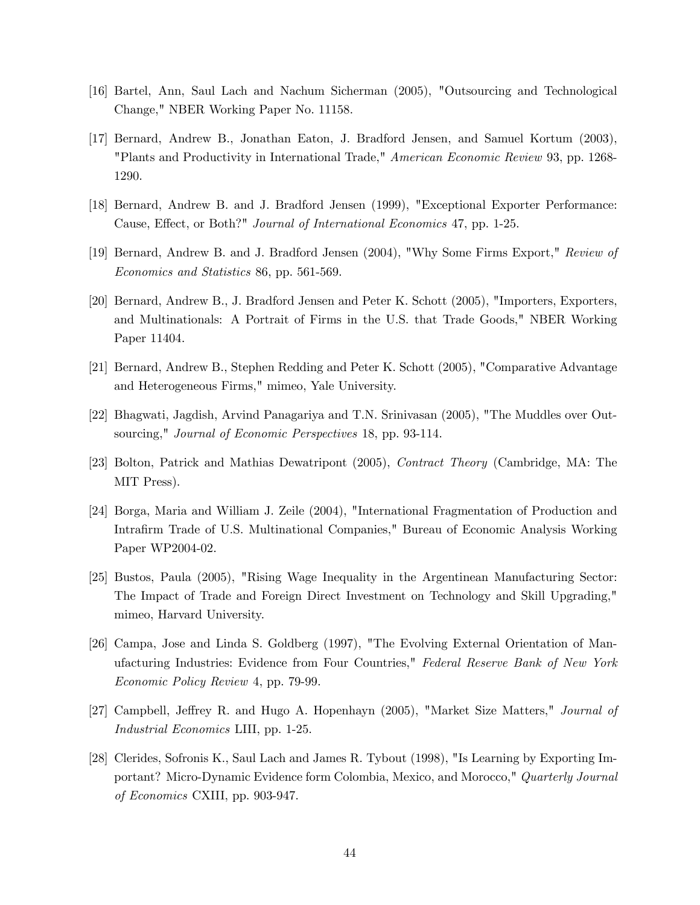[16] Bartel, Ann, Saul Lach and Nachum Sicherman (2005), "Outsourcing and Technological Change," NBER Working Paper No. 11158.

[17] Bernard, Andrew B., Jonathan Eaton, J. Bradford Jensen, and Samuel Kortum (2003), "Plants and Productivity in International Trade," *American Economic Review* 93, pp. 1268-1290.

[18] Bernard, Andrew B. and J. Bradford Jensen (1999), "Exceptional Exporter Performance: Cause, Effect, or Both?" *Journal of International Economics* 47, pp. 1-25.

[19] Bernard, Andrew B. and J. Bradford Jensen (2004), "Why Some Firms Export," *Review of Economics and Statistics* 86, pp. 561-569.

[20] Bernard, Andrew B., J. Bradford Jensen and Peter K. Schott (2005), "Importers, Exporters, and Multinationals: A Portrait of Firms in the U.S. that Trade Goods," NBER Working Paper 11404.

[21] Bernard, Andrew B., Stephen Redding and Peter K. Schott (2005), "Comparative Advantage and Heterogeneous Firms," mimeo, Yale University.

[22] Bhagwati, Jagdish, Arvind Panagariya and T.N. Srinivasan (2005), "The Muddles over Outsourcing," *Journal of Economic Perspectives* 18, pp. 93-114.

[23] Bolton, Patrick and Mathias Dewatripont (2005), *Contract Theory* (Cambridge, MA: The MIT Press).

[24] Borga, Maria and William J. Zeile (2004), "International Fragmentation of Production and Intrafirm Trade of U.S. Multinational Companies," Bureau of Economic Analysis Working Paper WP2004-02.

[25] Bustos, Paula (2005), "Rising Wage Inequality in the Argentinean Manufacturing Sector: The Impact of Trade and Foreign Direct Investment on Technology and Skill Upgrading," mimeo, Harvard University.

[26] Campa, Jose and Linda S. Goldberg (1997), "The Evolving External Orientation of Manufacturing Industries: Evidence from Four Countries," *Federal Reserve Bank of New York Economic Policy Review* 4, pp. 79-99.

[27] Campbell, Jeffrey R. and Hugo A. Hopenhayn (2005), "Market Size Matters," *Journal of Industrial Economics* LIII, pp. 1-25.

[28] Clerides, Sofronis K., Saul Lach and James R. Tybout (1998), "Is Learning by Exporting Important? Micro-Dynamic Evidence form Colombia, Mexico, and Morocco," *Quarterly Journal of Economics* CXIII, pp. 903-947.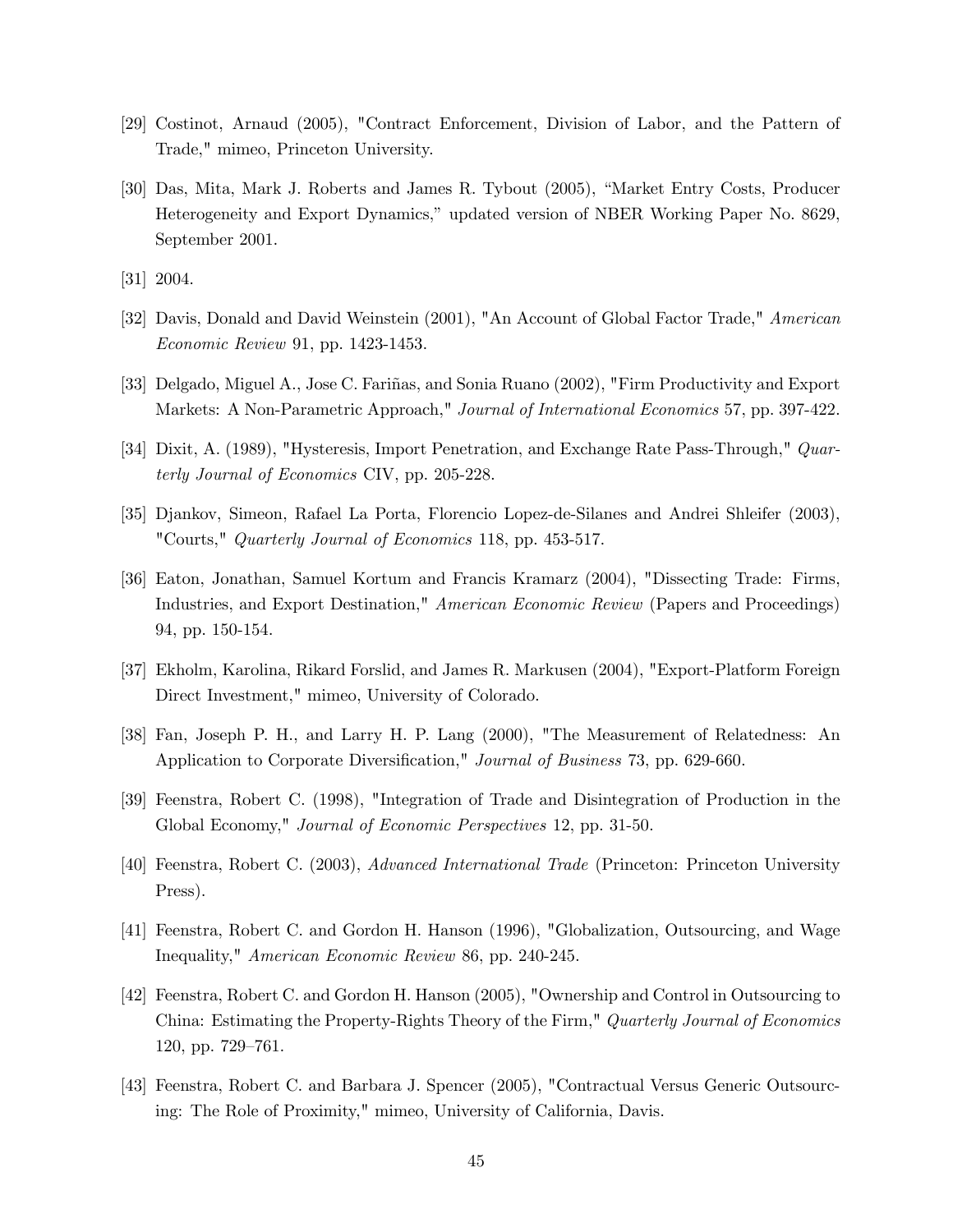[29] Costinot, Arnaud (2005), "Contract Enforcement, Division of Labor, and the Pattern of Trade," mimeo, Princeton University.

[30] Das, Mita, Mark J. Roberts and James R. Tybout (2005), "Market Entry Costs, Producer Heterogeneity and Export Dynamics," updated version of NBER Working Paper No. 8629, September 2001.

[31] 2004.

[32] Davis, Donald and David Weinstein (2001), "An Account of Global Factor Trade," *American Economic Review* 91, pp. 1423-1453.

[33] Delgado, Miguel A., Jose C. Fariñas, and Sonia Ruano (2002), "Firm Productivity and Export Markets: A Non-Parametric Approach," *Journal of International Economics* 57, pp. 397-422.

[34] Dixit, A. (1989), "Hysteresis, Import Penetration, and Exchange Rate Pass-Through," *Quarterly Journal of Economics* CIV, pp. 205-228.

[35] Djankov, Simeon, Rafael La Porta, Florencio Lopez-de-Silanes and Andrei Shleifer (2003), "Courts," *Quarterly Journal of Economics* 118, pp. 453-517.

[36] Eaton, Jonathan, Samuel Kortum and Francis Kramarz (2004), "Dissecting Trade: Firms, Industries, and Export Destination," *American Economic Review* (Papers and Proceedings) 94, pp. 150-154.

[37] Ekholm, Karolina, Rikard Forslid, and James R. Markusen (2004), "Export-Platform Foreign Direct Investment," mimeo, University of Colorado.

[38] Fan, Joseph P. H., and Larry H. P. Lang (2000), "The Measurement of Relatedness: An Application to Corporate Diversification," *Journal of Business* 73, pp. 629-660.

[39] Feenstra, Robert C. (1998), "Integration of Trade and Disintegration of Production in the Global Economy," *Journal of Economic Perspectives* 12, pp. 31-50.

[40] Feenstra, Robert C. (2003), *Advanced International Trade* (Princeton: Princeton University Press).

[41] Feenstra, Robert C. and Gordon H. Hanson (1996), "Globalization, Outsourcing, and Wage Inequality," *American Economic Review* 86, pp. 240-245.

[42] Feenstra, Robert C. and Gordon H. Hanson (2005), "Ownership and Control in Outsourcing to China: Estimating the Property-Rights Theory of the Firm," *Quarterly Journal of Economics* 120, pp. 729–761.

[43] Feenstra, Robert C. and Barbara J. Spencer (2005), "Contractual Versus Generic Outsourcing: The Role of Proximity," mimeo, University of California, Davis.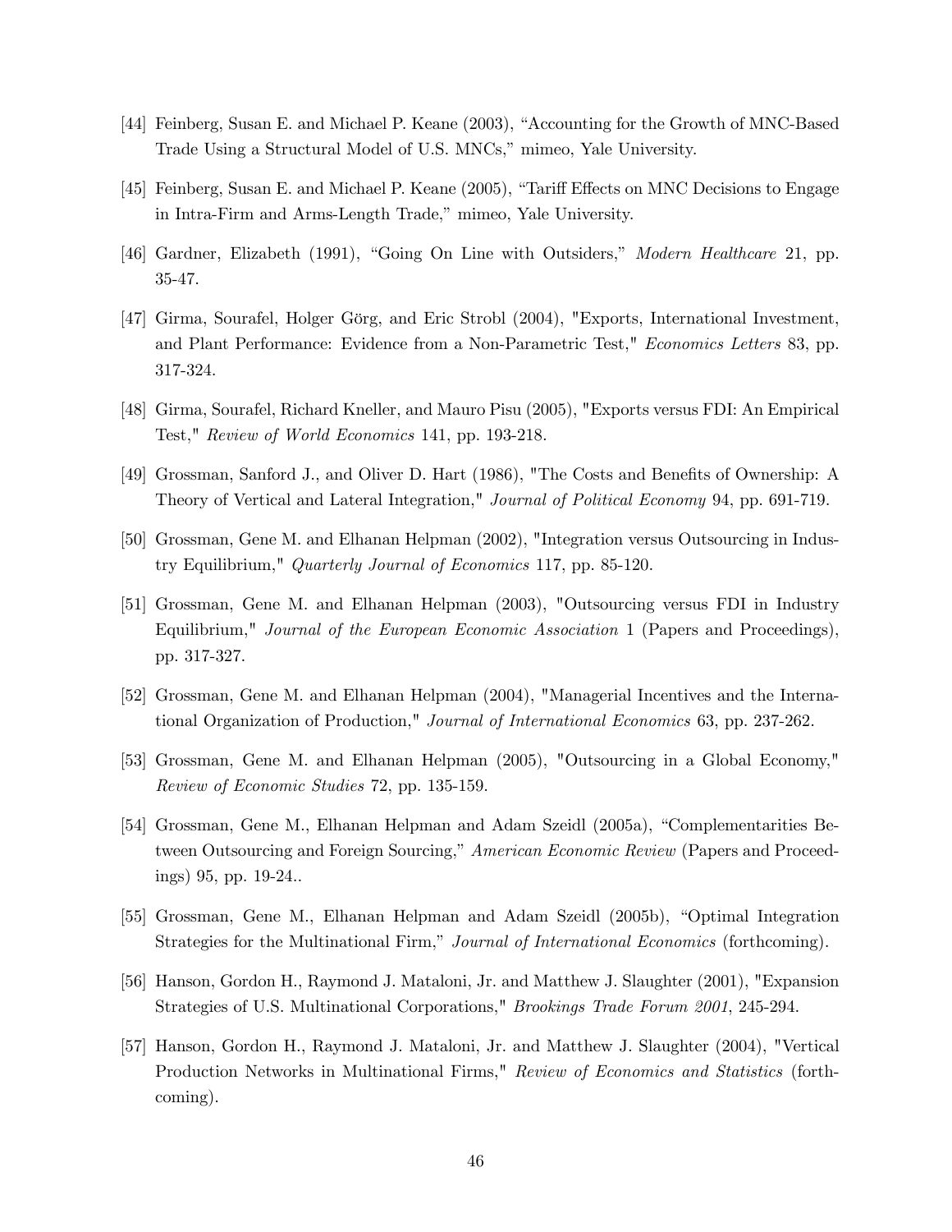[44] Feinberg, Susan E. and Michael P. Keane (2003), “Accounting for the Growth of MNC-Based Trade Using a Structural Model of U.S. MNCs,” mimeo, Yale University.

[45] Feinberg, Susan E. and Michael P. Keane (2005), “Tariff Effects on MNC Decisions to Engage in Intra-Firm and Arms-Length Trade,” mimeo, Yale University.

[46] Gardner, Elizabeth (1991), “Going On Line with Outsiders,” *Modern Healthcare* 21, pp. 35-47.

[47] Girma, Sourafel, Holger Görg, and Eric Strobl (2004), "Exports, International Investment, and Plant Performance: Evidence from a Non-Parametric Test," *Economics Letters* 83, pp. 317-324.

[48] Girma, Sourafel, Richard Kneller, and Mauro Pisu (2005), "Exports versus FDI: An Empirical Test," *Review of World Economics* 141, pp. 193-218.

[49] Grossman, Sanford J., and Oliver D. Hart (1986), "The Costs and Benefits of Ownership: A Theory of Vertical and Lateral Integration," *Journal of Political Economy* 94, pp. 691-719.

[50] Grossman, Gene M. and Elhanan Helpman (2002), "Integration versus Outsourcing in Industry Equilibrium," *Quarterly Journal of Economics* 117, pp. 85-120.

[51] Grossman, Gene M. and Elhanan Helpman (2003), "Outsourcing versus FDI in Industry Equilibrium," *Journal of the European Economic Association* 1 (Papers and Proceedings), pp. 317-327.

[52] Grossman, Gene M. and Elhanan Helpman (2004), "Managerial Incentives and the International Organization of Production," *Journal of International Economics* 63, pp. 237-262.

[53] Grossman, Gene M. and Elhanan Helpman (2005), "Outsourcing in a Global Economy," *Review of Economic Studies* 72, pp. 135-159.

[54] Grossman, Gene M., Elhanan Helpman and Adam Szeidl (2005a), “Complementarities Between Outsourcing and Foreign Sourcing,” *American Economic Review* (Papers and Proceedings) 95, pp. 19-24..

[55] Grossman, Gene M., Elhanan Helpman and Adam Szeidl (2005b), “Optimal Integration Strategies for the Multinational Firm,” *Journal of International Economics* (forthcoming).

[56] Hanson, Gordon H., Raymond J. Mataloni, Jr. and Matthew J. Slaughter (2001), "Expansion Strategies of U.S. Multinational Corporations," *Brookings Trade Forum 2001*, 245-294.

[57] Hanson, Gordon H., Raymond J. Mataloni, Jr. and Matthew J. Slaughter (2004), "Vertical Production Networks in Multinational Firms," *Review of Economics and Statistics* (forthcoming).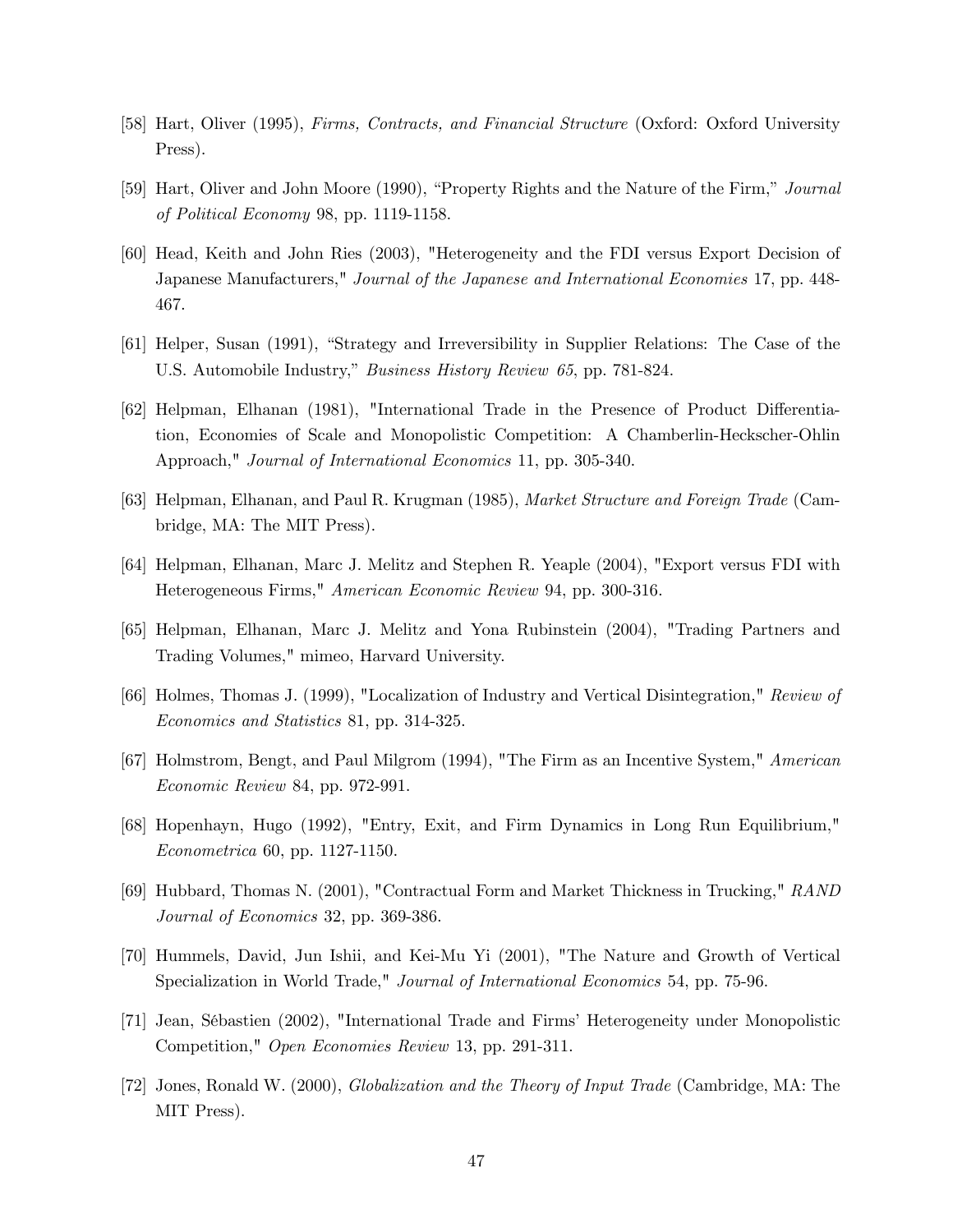[58] Hart, Oliver (1995), *Firms, Contracts, and Financial Structure* (Oxford: Oxford University Press).

[59] Hart, Oliver and John Moore (1990), "Property Rights and the Nature of the Firm," *Journal of Political Economy* 98, pp. 1119-1158.

[60] Head, Keith and John Ries (2003), "Heterogeneity and the FDI versus Export Decision of Japanese Manufacturers," *Journal of the Japanese and International Economies* 17, pp. 448-467.

[61] Helper, Susan (1991), "Strategy and Irreversibility in Supplier Relations: The Case of the U.S. Automobile Industry," *Business History Review 65*, pp. 781-824.

[62] Helpman, Elhanan (1981), "International Trade in the Presence of Product Differentiation, Economies of Scale and Monopolistic Competition: A Chamberlin-Heckscher-Ohlin Approach," *Journal of International Economics* 11, pp. 305-340.

[63] Helpman, Elhanan, and Paul R. Krugman (1985), *Market Structure and Foreign Trade* (Cambridge, MA: The MIT Press).

[64] Helpman, Elhanan, Marc J. Melitz and Stephen R. Yeaple (2004), "Export versus FDI with Heterogeneous Firms," *American Economic Review* 94, pp. 300-316.

[65] Helpman, Elhanan, Marc J. Melitz and Yona Rubinstein (2004), "Trading Partners and Trading Volumes," mimeo, Harvard University.

[66] Holmes, Thomas J. (1999), "Localization of Industry and Vertical Disintegration," *Review of Economics and Statistics* 81, pp. 314-325.

[67] Holmstrom, Bengt, and Paul Milgrom (1994), "The Firm as an Incentive System," *American Economic Review* 84, pp. 972-991.

[68] Hopenhayn, Hugo (1992), "Entry, Exit, and Firm Dynamics in Long Run Equilibrium," *Econometrica* 60, pp. 1127-1150.

[69] Hubbard, Thomas N. (2001), "Contractual Form and Market Thickness in Trucking," *RAND Journal of Economics* 32, pp. 369-386.

[70] Hummels, David, Jun Ishii, and Kei-Mu Yi (2001), "The Nature and Growth of Vertical Specialization in World Trade," *Journal of International Economics* 54, pp. 75-96.

[71] Jean, Sébastien (2002), "International Trade and Firms' Heterogeneity under Monopolistic Competition," *Open Economies Review* 13, pp. 291-311.

[72] Jones, Ronald W. (2000), *Globalization and the Theory of Input Trade* (Cambridge, MA: The MIT Press).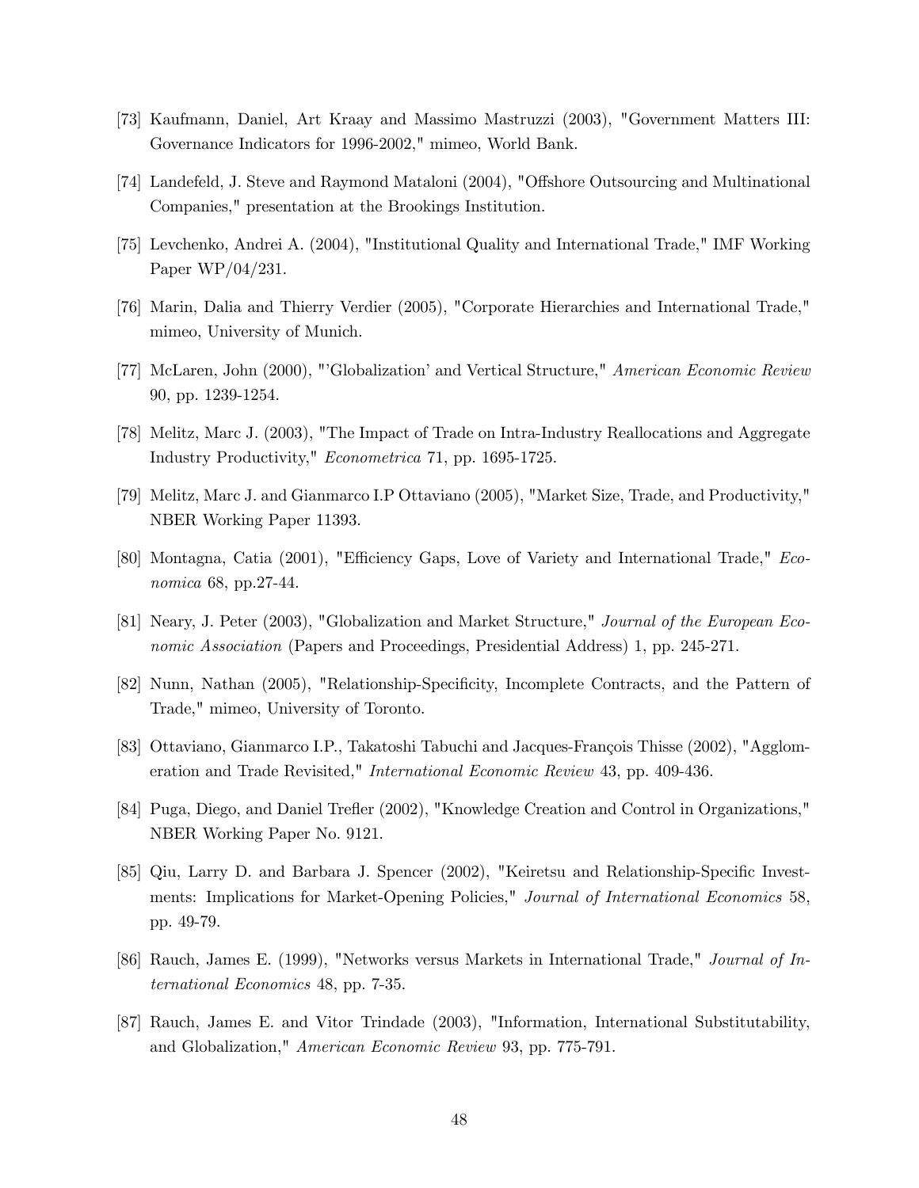[73] Kaufmann, Daniel, Art Kraay and Massimo Mastruzzi (2003), "Government Matters III: Governance Indicators for 1996-2002," mimeo, World Bank.

[74] Landefeld, J. Steve and Raymond Mataloni (2004), "Offshore Outsourcing and Multinational Companies," presentation at the Brookings Institution.

[75] Levchenko, Andrei A. (2004), "Institutional Quality and International Trade," IMF Working Paper WP/04/231.

[76] Marin, Dalia and Thierry Verdier (2005), "Corporate Hierarchies and International Trade," mimeo, University of Munich.

[77] McLaren, John (2000), "'Globalization' and Vertical Structure," *American Economic Review* 90, pp. 1239-1254.

[78] Melitz, Marc J. (2003), "The Impact of Trade on Intra-Industry Reallocations and Aggregate Industry Productivity," *Econometrica* 71, pp. 1695-1725.

[79] Melitz, Marc J. and Gianmarco I.P Ottaviano (2005), "Market Size, Trade, and Productivity," NBER Working Paper 11393.

[80] Montagna, Catia (2001), "Efficiency Gaps, Love of Variety and International Trade," *Economica* 68, pp.27-44.

[81] Neary, J. Peter (2003), "Globalization and Market Structure," *Journal of the European Economic Association* (Papers and Proceedings, Presidential Address) 1, pp. 245-271.

[82] Nunn, Nathan (2005), "Relationship-Specificity, Incomplete Contracts, and the Pattern of Trade," mimeo, University of Toronto.

[83] Ottaviano, Gianmarco I.P., Takatoshi Tabuchi and Jacques-François Thisse (2002), "Agglomeration and Trade Revisited," *International Economic Review* 43, pp. 409-436.

[84] Puga, Diego, and Daniel Trefler (2002), "Knowledge Creation and Control in Organizations," NBER Working Paper No. 9121.

[85] Qiu, Larry D. and Barbara J. Spencer (2002), "Keiretsu and Relationship-Specific Investments: Implications for Market-Opening Policies," *Journal of International Economics* 58, pp. 49-79.

[86] Rauch, James E. (1999), "Networks versus Markets in International Trade," *Journal of International Economics* 48, pp. 7-35.

[87] Rauch, James E. and Vitor Trindade (2003), "Information, International Substitutability, and Globalization," *American Economic Review* 93, pp. 775-791.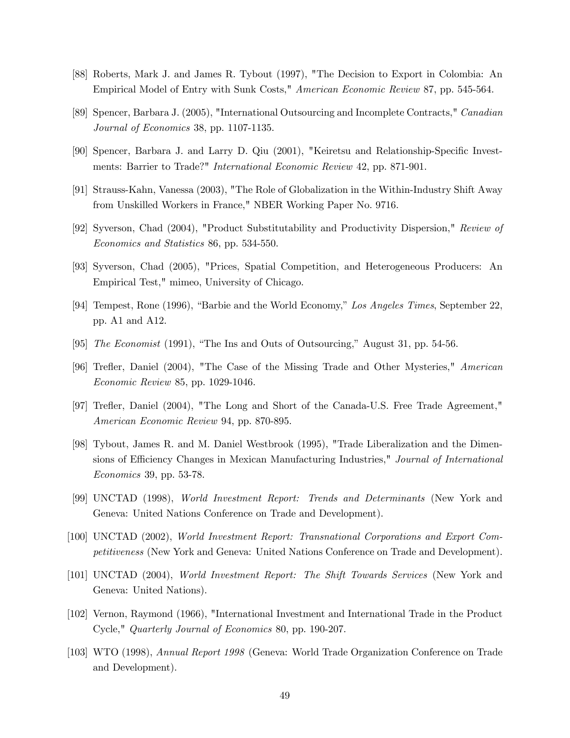[88] Roberts, Mark J. and James R. Tybout (1997), "The Decision to Export in Colombia: An Empirical Model of Entry with Sunk Costs," *American Economic Review* 87, pp. 545-564.

[89] Spencer, Barbara J. (2005), "International Outsourcing and Incomplete Contracts," *Canadian Journal of Economics* 38, pp. 1107-1135.

[90] Spencer, Barbara J. and Larry D. Qiu (2001), "Keiretsu and Relationship-Specific Investments: Barrier to Trade?" *International Economic Review* 42, pp. 871-901.

[91] Strauss-Kahn, Vanessa (2003), "The Role of Globalization in the Within-Industry Shift Away from Unskilled Workers in France," NBER Working Paper No. 9716.

[92] Syverson, Chad (2004), "Product Substitutability and Productivity Dispersion," *Review of Economics and Statistics* 86, pp. 534-550.

[93] Syverson, Chad (2005), "Prices, Spatial Competition, and Heterogeneous Producers: An Empirical Test," mimeo, University of Chicago.

[94] Tempest, Rone (1996), "Barbie and the World Economy," *Los Angeles Times*, September 22, pp. A1 and A12.

[95] *The Economist* (1991), "The Ins and Outs of Outsourcing," August 31, pp. 54-56.

[96] Trefler, Daniel (2004), "The Case of the Missing Trade and Other Mysteries," *American Economic Review* 85, pp. 1029-1046.

[97] Trefler, Daniel (2004), "The Long and Short of the Canada-U.S. Free Trade Agreement," *American Economic Review* 94, pp. 870-895.

[98] Tybout, James R. and M. Daniel Westbrook (1995), "Trade Liberalization and the Dimensions of Efficiency Changes in Mexican Manufacturing Industries," *Journal of International Economics* 39, pp. 53-78.

[99] UNCTAD (1998), *World Investment Report: Trends and Determinants* (New York and Geneva: United Nations Conference on Trade and Development).

[100] UNCTAD (2002), *World Investment Report: Transnational Corporations and Export Competitiveness* (New York and Geneva: United Nations Conference on Trade and Development).

[101] UNCTAD (2004), *World Investment Report: The Shift Towards Services* (New York and Geneva: United Nations).

[102] Vernon, Raymond (1966), "International Investment and International Trade in the Product Cycle," *Quarterly Journal of Economics* 80, pp. 190-207.

[103] WTO (1998), *Annual Report 1998* (Geneva: World Trade Organization Conference on Trade and Development).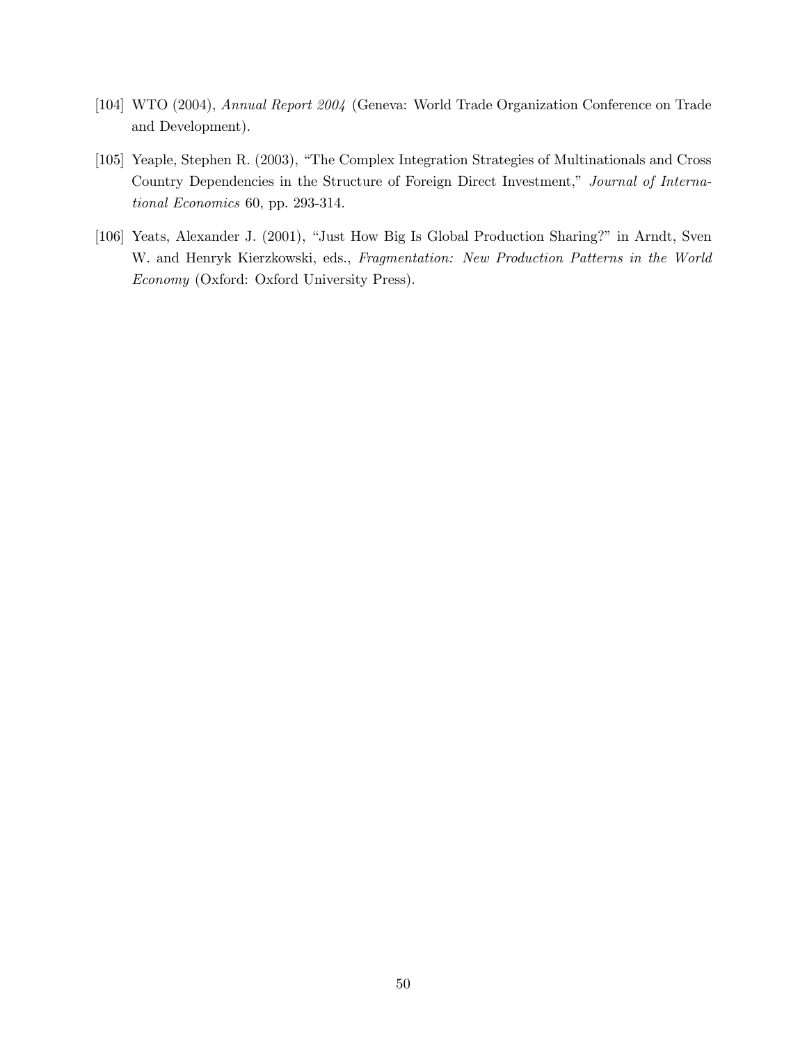[104] WTO (2004), *Annual Report 2004* (Geneva: World Trade Organization Conference on Trade and Development).

[105] Yeaple, Stephen R. (2003), "The Complex Integration Strategies of Multinationals and Cross Country Dependencies in the Structure of Foreign Direct Investment," *Journal of International Economics* 60, pp. 293-314.

[106] Yeats, Alexander J. (2001), "Just How Big Is Global Production Sharing?" in Arndt, Sven W. and Henryk Kierzkowski, eds., *Fragmentation: New Production Patterns in the World Economy* (Oxford: Oxford University Press).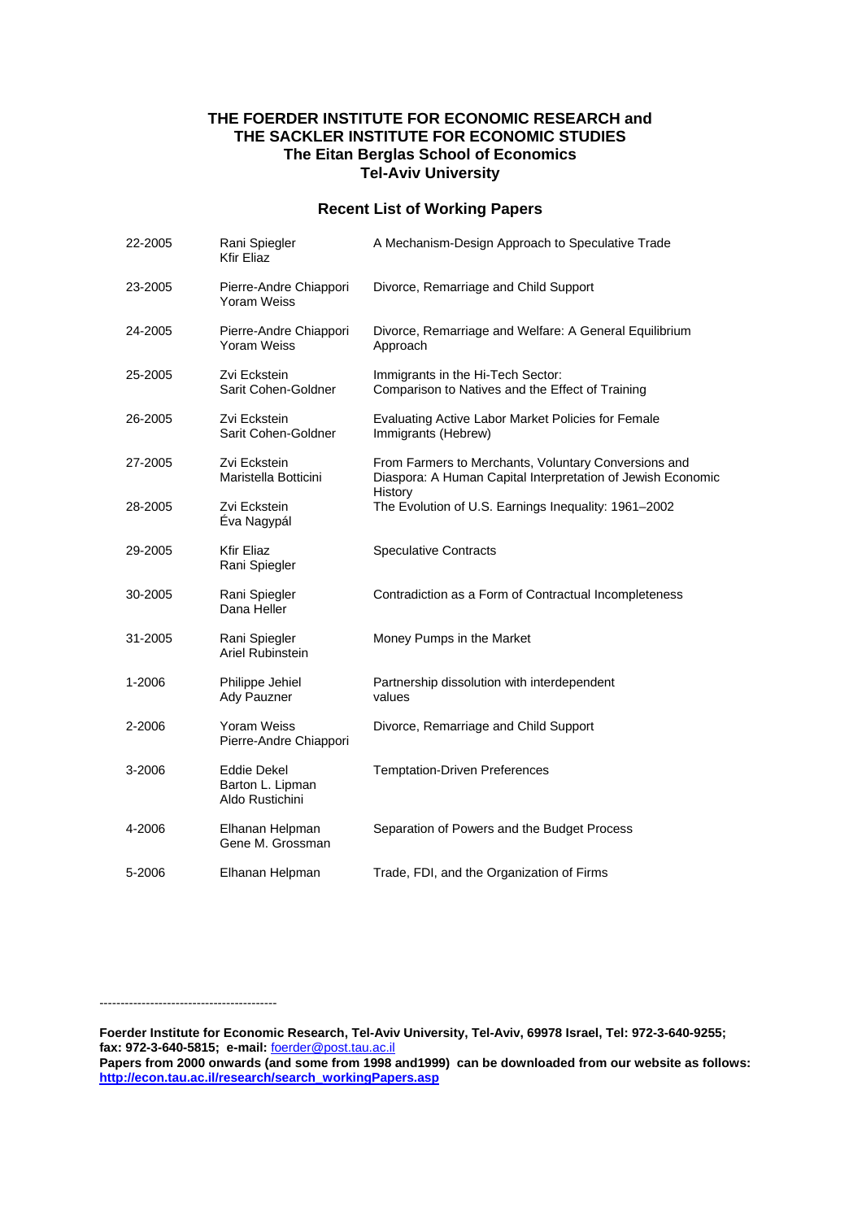**THE FOERDER INSTITUTE FOR ECONOMIC RESEARCH and**
**THE SACKLER INSTITUTE FOR ECONOMIC STUDIES**
**The Eitan Berglas School of Economics**
**Tel-Aviv University**

## Recent List of Working Papers

| | | |
|---|---|---|
| 22-2005 | Rani Spiegler<br>Kfir Eliaz | A Mechanism-Design Approach to Speculative Trade |
| 23-2005 | Pierre-Andre Chiappori<br>Yoram Weiss | Divorce, Remarriage and Child Support |
| 24-2005 | Pierre-Andre Chiappori<br>Yoram Weiss | Divorce, Remarriage and Welfare: A General Equilibrium Approach |
| 25-2005 | Zvi Eckstein<br>Sarit Cohen-Goldner | Immigrants in the Hi-Tech Sector:<br>Comparison to Natives and the Effect of Training |
| 26-2005 | Zvi Eckstein<br>Sarit Cohen-Goldner | Evaluating Active Labor Market Policies for Female Immigrants (Hebrew) |
| 27-2005 | Zvi Eckstein<br>Maristella Botticini | From Farmers to Merchants, Voluntary Conversions and Diaspora: A Human Capital Interpretation of Jewish Economic History |
| 28-2005 | Zvi Eckstein<br>Éva Nagypál | The Evolution of U.S. Earnings Inequality: 1961–2002 |
| 29-2005 | Kfir Eliaz<br>Rani Spiegler | Speculative Contracts |
| 30-2005 | Rani Spiegler<br>Dana Heller | Contradiction as a Form of Contractual Incompleteness |
| 31-2005 | Rani Spiegler<br>Ariel Rubinstein | Money Pumps in the Market |
| 1-2006 | Philippe Jehiel<br>Ady Pauzner | Partnership dissolution with interdependent values |
| 2-2006 | Yoram Weiss<br>Pierre-Andre Chiappori | Divorce, Remarriage and Child Support |
| 3-2006 | Eddie Dekel<br>Barton L. Lipman<br>Aldo Rustichini | Temptation-Driven Preferences |
| 4-2006 | Elhanan Helpman<br>Gene M. Grossman | Separation of Powers and the Budget Process |
| 5-2006 | Elhanan Helpman | Trade, FDI, and the Organization of Firms |

-------------------------------------------

**Foerder Institute for Economic Research, Tel-Aviv University, Tel-Aviv, 69978 Israel, Tel: 972-3-640-9255; fax: 972-3-640-5815; e-mail:** foerder@post.tau.ac.il
**Papers from 2000 onwards (and some from 1998 and1999) can be downloaded from our website as follows:**
**http://econ.tau.ac.il/research/search_workingPapers.asp**